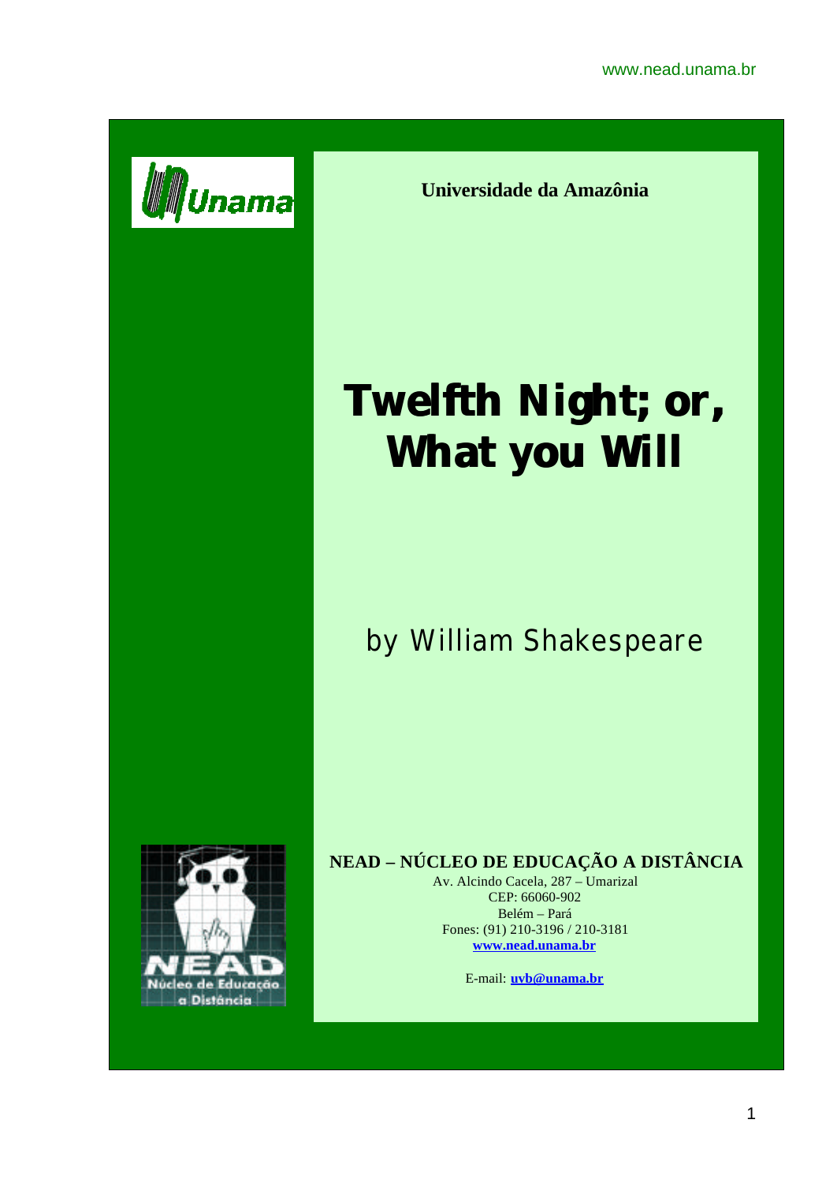**Universidade da Amazônia**

# Twelfth Night; or, What you Will

## by William Shakespeare

**NEAD – NÚCLEO DE EDUCAÇÃO A DISTÂNCIA**

Av. Alcindo Cacela, 287 – Umarizal
CEP: 66060-902
Belém – Pará
Fones: (91) 210-3196 / 210-3181
**www.nead.unama.br**

E-mail: **uvb@unama.br**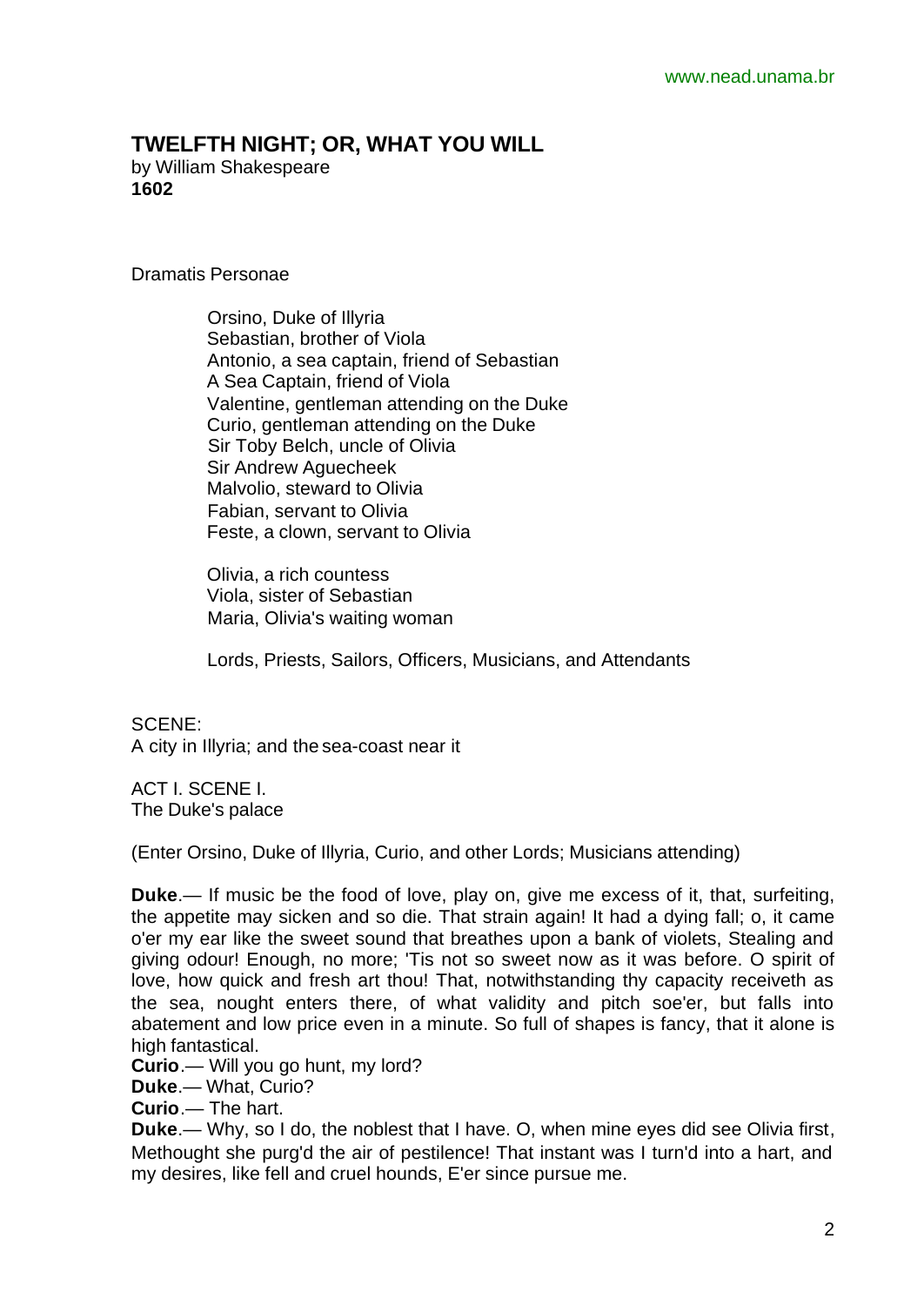# TWELFTH NIGHT; OR, WHAT YOU WILL

by William Shakespeare
**1602**

Dramatis Personae

Orsino, Duke of Illyria
Sebastian, brother of Viola
Antonio, a sea captain, friend of Sebastian
A Sea Captain, friend of Viola
Valentine, gentleman attending on the Duke
Curio, gentleman attending on the Duke
Sir Toby Belch, uncle of Olivia
Sir Andrew Aguecheek
Malvolio, steward to Olivia
Fabian, servant to Olivia
Feste, a clown, servant to Olivia

Olivia, a rich countess
Viola, sister of Sebastian
Maria, Olivia's waiting woman

Lords, Priests, Sailors, Officers, Musicians, and Attendants

SCENE:
A city in Illyria; and the sea-coast near it

ACT I. SCENE I.
The Duke's palace

(Enter Orsino, Duke of Illyria, Curio, and other Lords; Musicians attending)

**Duke**.— If music be the food of love, play on, give me excess of it, that, surfeiting, the appetite may sicken and so die. That strain again! It had a dying fall; o, it came o'er my ear like the sweet sound that breathes upon a bank of violets, Stealing and giving odour! Enough, no more; 'Tis not so sweet now as it was before. O spirit of love, how quick and fresh art thou! That, notwithstanding thy capacity receiveth as the sea, nought enters there, of what validity and pitch soe'er, but falls into abatement and low price even in a minute. So full of shapes is fancy, that it alone is high fantastical.
**Curio**.— Will you go hunt, my lord?
**Duke**.— What, Curio?
**Curio**.— The hart.
**Duke**.— Why, so I do, the noblest that I have. O, when mine eyes did see Olivia first, Methought she purg'd the air of pestilence! That instant was I turn'd into a hart, and my desires, like fell and cruel hounds, E'er since pursue me.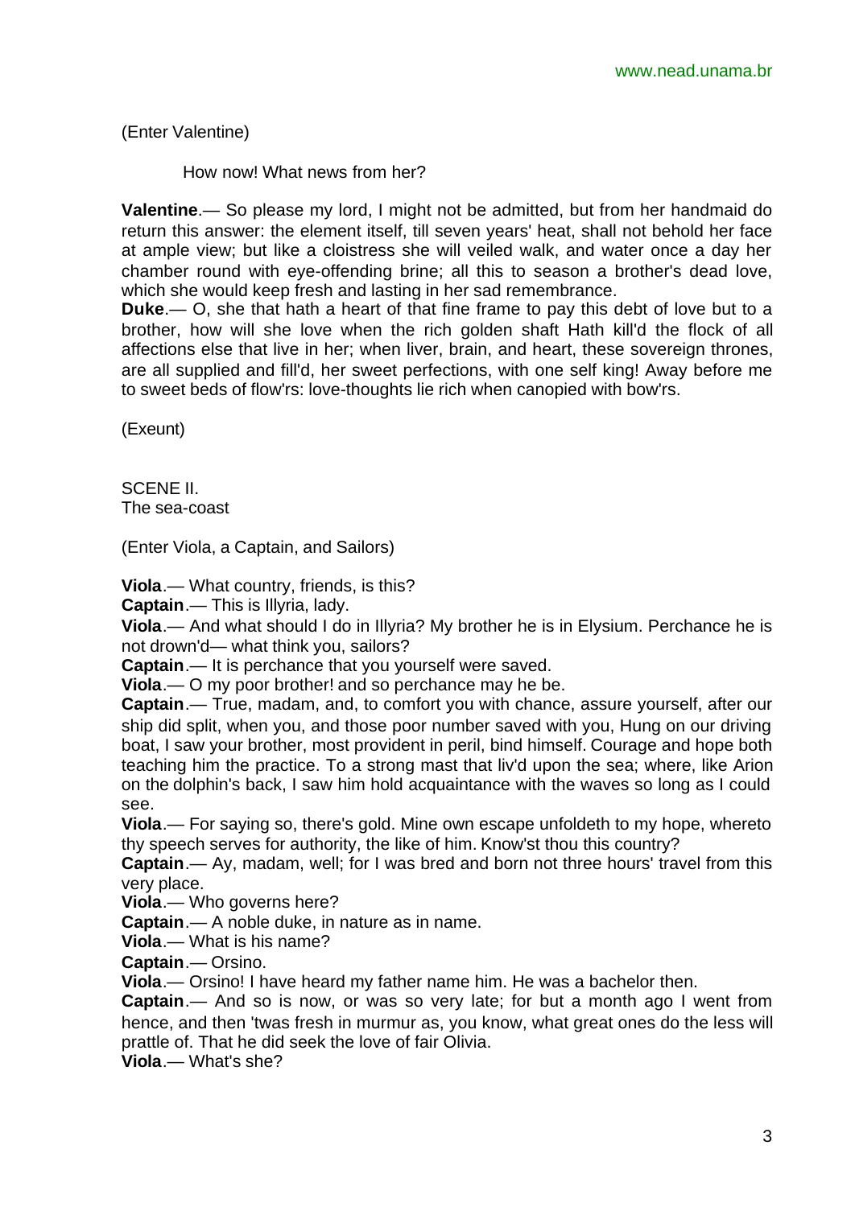(Enter Valentine)

How now! What news from her?

**Valentine**.— So please my lord, I might not be admitted, but from her handmaid do return this answer: the element itself, till seven years' heat, shall not behold her face at ample view; but like a cloistress she will veiled walk, and water once a day her chamber round with eye-offending brine; all this to season a brother's dead love, which she would keep fresh and lasting in her sad remembrance.

**Duke**.— O, she that hath a heart of that fine frame to pay this debt of love but to a brother, how will she love when the rich golden shaft Hath kill'd the flock of all affections else that live in her; when liver, brain, and heart, these sovereign thrones, are all supplied and fill'd, her sweet perfections, with one self king! Away before me to sweet beds of flow'rs: love-thoughts lie rich when canopied with bow'rs.

(Exeunt)

SCENE II.
The sea-coast

(Enter Viola, a Captain, and Sailors)

**Viola**.— What country, friends, is this?
**Captain**.— This is Illyria, lady.
**Viola**.— And what should I do in Illyria? My brother he is in Elysium. Perchance he is not drown'd— what think you, sailors?
**Captain**.— It is perchance that you yourself were saved.
**Viola**.— O my poor brother! and so perchance may he be.
**Captain**.— True, madam, and, to comfort you with chance, assure yourself, after our ship did split, when you, and those poor number saved with you, Hung on our driving boat, I saw your brother, most provident in peril, bind himself. Courage and hope both teaching him the practice. To a strong mast that liv'd upon the sea; where, like Arion on the dolphin's back, I saw him hold acquaintance with the waves so long as I could see.
**Viola**.— For saying so, there's gold. Mine own escape unfoldeth to my hope, whereto thy speech serves for authority, the like of him. Know'st thou this country?
**Captain**.— Ay, madam, well; for I was bred and born not three hours' travel from this very place.
**Viola**.— Who governs here?
**Captain**.— A noble duke, in nature as in name.
**Viola**.— What is his name?
**Captain**.— Orsino.
**Viola**.— Orsino! I have heard my father name him. He was a bachelor then.
**Captain**.— And so is now, or was so very late; for but a month ago I went from hence, and then 'twas fresh in murmur as, you know, what great ones do the less will prattle of. That he did seek the love of fair Olivia.
**Viola**.— What's she?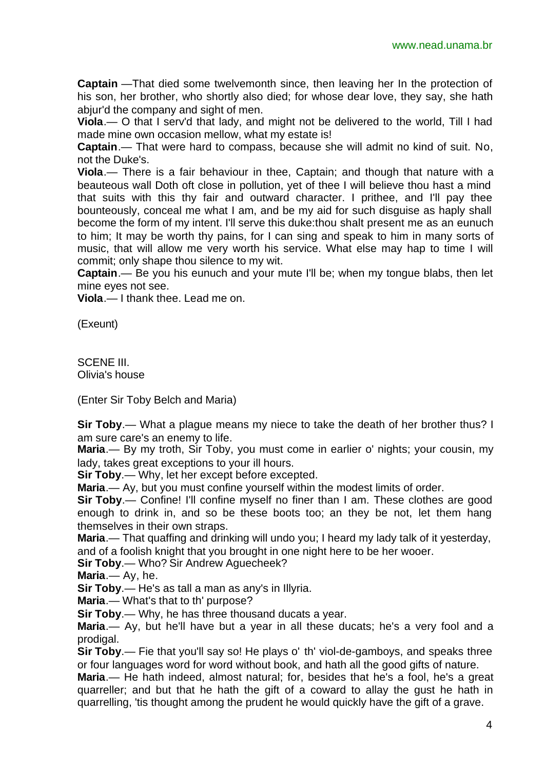**Captain** —That died some twelvemonth since, then leaving her In the protection of his son, her brother, who shortly also died; for whose dear love, they say, she hath abjur'd the company and sight of men.

**Viola**.— O that I serv'd that lady, and might not be delivered to the world, Till I had made mine own occasion mellow, what my estate is!

**Captain**.— That were hard to compass, because she will admit no kind of suit. No, not the Duke's.

**Viola**.— There is a fair behaviour in thee, Captain; and though that nature with a beauteous wall Doth oft close in pollution, yet of thee I will believe thou hast a mind that suits with this thy fair and outward character. I prithee, and I'll pay thee bounteously, conceal me what I am, and be my aid for such disguise as haply shall become the form of my intent. I'll serve this duke:thou shalt present me as an eunuch to him; It may be worth thy pains, for I can sing and speak to him in many sorts of music, that will allow me very worth his service. What else may hap to time I will commit; only shape thou silence to my wit.

**Captain**.— Be you his eunuch and your mute I'll be; when my tongue blabs, then let mine eyes not see.

**Viola**.— I thank thee. Lead me on.

(Exeunt)

SCENE III.
Olivia's house

(Enter Sir Toby Belch and Maria)

**Sir Toby**.— What a plague means my niece to take the death of her brother thus? I am sure care's an enemy to life.

**Maria**.— By my troth, Sir Toby, you must come in earlier o' nights; your cousin, my lady, takes great exceptions to your ill hours.

**Sir Toby**.— Why, let her except before excepted.

**Maria**.— Ay, but you must confine yourself within the modest limits of order.

**Sir Toby**.— Confine! I'll confine myself no finer than I am. These clothes are good enough to drink in, and so be these boots too; an they be not, let them hang themselves in their own straps.

**Maria**.— That quaffing and drinking will undo you; I heard my lady talk of it yesterday, and of a foolish knight that you brought in one night here to be her wooer.

**Sir Toby**.— Who? Sir Andrew Aguecheek?

**Maria**.— Ay, he.

**Sir Toby**.— He's as tall a man as any's in Illyria.

**Maria**.— What's that to th' purpose?

**Sir Toby**.— Why, he has three thousand ducats a year.

**Maria**.— Ay, but he'll have but a year in all these ducats; he's a very fool and a prodigal.

**Sir Toby**.— Fie that you'll say so! He plays o' th' viol-de-gamboys, and speaks three or four languages word for word without book, and hath all the good gifts of nature.

**Maria**.— He hath indeed, almost natural; for, besides that he's a fool, he's a great quarreller; and but that he hath the gift of a coward to allay the gust he hath in quarrelling, 'tis thought among the prudent he would quickly have the gift of a grave.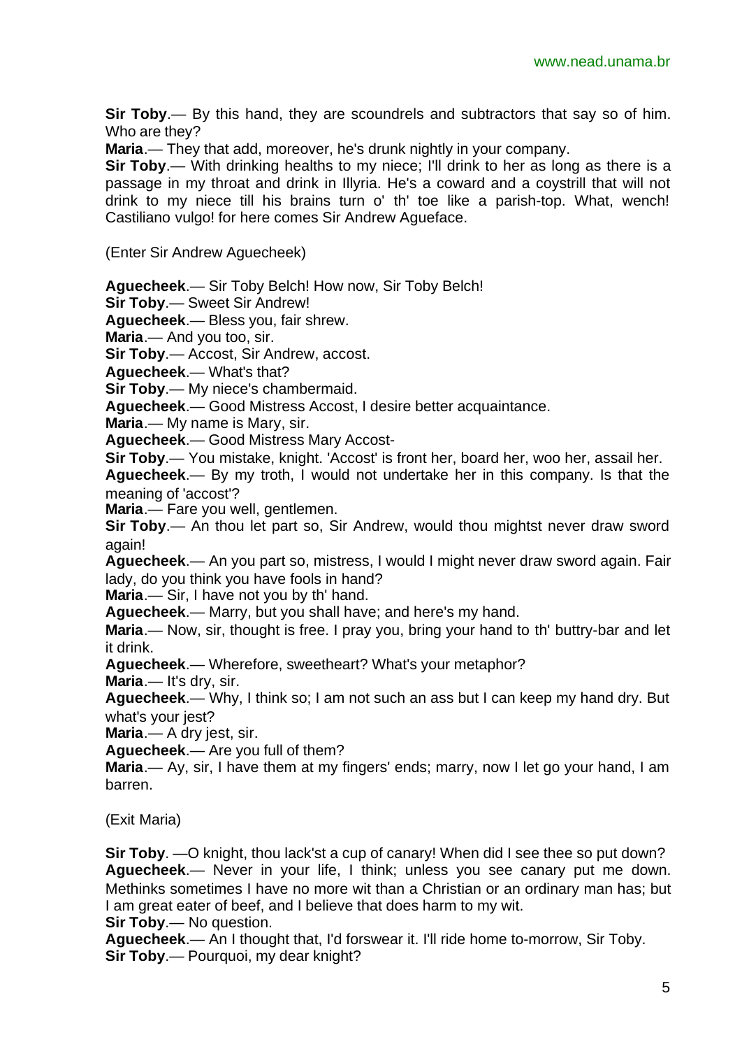**Sir Toby**.— By this hand, they are scoundrels and subtractors that say so of him. Who are they?

**Maria**.— They that add, moreover, he's drunk nightly in your company.

**Sir Toby**.— With drinking healths to my niece; I'll drink to her as long as there is a passage in my throat and drink in Illyria. He's a coward and a coystrill that will not drink to my niece till his brains turn o' th' toe like a parish-top. What, wench! Castiliano vulgo! for here comes Sir Andrew Agueface.

(Enter Sir Andrew Aguecheek)

**Aguecheek**.— Sir Toby Belch! How now, Sir Toby Belch!

**Sir Toby**.— Sweet Sir Andrew!

**Aguecheek**.— Bless you, fair shrew.

**Maria**.— And you too, sir.

**Sir Toby**.— Accost, Sir Andrew, accost.

**Aguecheek**.— What's that?

**Sir Toby**.— My niece's chambermaid.

**Aguecheek**.— Good Mistress Accost, I desire better acquaintance.

**Maria**.— My name is Mary, sir.

**Aguecheek**.— Good Mistress Mary Accost-

**Sir Toby**.— You mistake, knight. 'Accost' is front her, board her, woo her, assail her.

**Aguecheek**.— By my troth, I would not undertake her in this company. Is that the meaning of 'accost'?

**Maria**.— Fare you well, gentlemen.

**Sir Toby**.— An thou let part so, Sir Andrew, would thou mightst never draw sword again!

**Aguecheek**.— An you part so, mistress, I would I might never draw sword again. Fair lady, do you think you have fools in hand?

**Maria**.— Sir, I have not you by th' hand.

**Aguecheek**.— Marry, but you shall have; and here's my hand.

**Maria**.— Now, sir, thought is free. I pray you, bring your hand to th' buttry-bar and let it drink.

**Aguecheek**.— Wherefore, sweetheart? What's your metaphor?

**Maria**.— It's dry, sir.

**Aguecheek**.— Why, I think so; I am not such an ass but I can keep my hand dry. But what's your jest?

**Maria**.— A dry jest, sir.

**Aguecheek**.— Are you full of them?

**Maria**.— Ay, sir, I have them at my fingers' ends; marry, now I let go your hand, I am barren.

(Exit Maria)

**Sir Toby**. —O knight, thou lack'st a cup of canary! When did I see thee so put down?

**Aguecheek**.— Never in your life, I think; unless you see canary put me down. Methinks sometimes I have no more wit than a Christian or an ordinary man has; but I am great eater of beef, and I believe that does harm to my wit.

**Sir Toby**.— No question.

**Aguecheek**.— An I thought that, I'd forswear it. I'll ride home to-morrow, Sir Toby.

**Sir Toby**.— Pourquoi, my dear knight?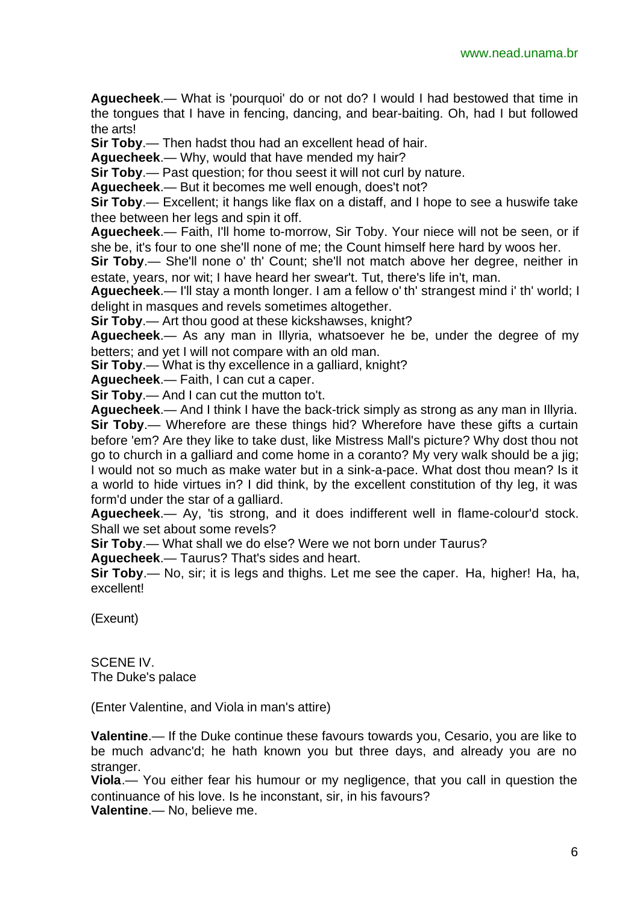**Aguecheek**.— What is 'pourquoi' do or not do? I would I had bestowed that time in the tongues that I have in fencing, dancing, and bear-baiting. Oh, had I but followed the arts!

**Sir Toby**.— Then hadst thou had an excellent head of hair.

**Aguecheek**.— Why, would that have mended my hair?

**Sir Toby**.— Past question; for thou seest it will not curl by nature.

**Aguecheek**.— But it becomes me well enough, does't not?

**Sir Toby**.— Excellent; it hangs like flax on a distaff, and I hope to see a huswife take thee between her legs and spin it off.

**Aguecheek**.— Faith, I'll home to-morrow, Sir Toby. Your niece will not be seen, or if she be, it's four to one she'll none of me; the Count himself here hard by woos her.

**Sir Toby**.— She'll none o' th' Count; she'll not match above her degree, neither in estate, years, nor wit; I have heard her swear't. Tut, there's life in't, man.

**Aguecheek**.— I'll stay a month longer. I am a fellow o' th' strangest mind i' th' world; I delight in masques and revels sometimes altogether.

**Sir Toby**.— Art thou good at these kickshawses, knight?

**Aguecheek**.— As any man in Illyria, whatsoever he be, under the degree of my betters; and yet I will not compare with an old man.

**Sir Toby**.— What is thy excellence in a galliard, knight?

**Aguecheek**.— Faith, I can cut a caper.

**Sir Toby**.— And I can cut the mutton to't.

**Aguecheek**.— And I think I have the back-trick simply as strong as any man in Illyria.

**Sir Toby**.— Wherefore are these things hid? Wherefore have these gifts a curtain before 'em? Are they like to take dust, like Mistress Mall's picture? Why dost thou not go to church in a galliard and come home in a coranto? My very walk should be a jig; I would not so much as make water but in a sink-a-pace. What dost thou mean? Is it a world to hide virtues in? I did think, by the excellent constitution of thy leg, it was form'd under the star of a galliard.

**Aguecheek**.— Ay, 'tis strong, and it does indifferent well in flame-colour'd stock. Shall we set about some revels?

**Sir Toby**.— What shall we do else? Were we not born under Taurus?

**Aguecheek**.— Taurus? That's sides and heart.

**Sir Toby**.— No, sir; it is legs and thighs. Let me see the caper. Ha, higher! Ha, ha, excellent!

(Exeunt)

SCENE IV.
The Duke's palace

(Enter Valentine, and Viola in man's attire)

**Valentine**.— If the Duke continue these favours towards you, Cesario, you are like to be much advanc'd; he hath known you but three days, and already you are no stranger.

**Viola**.— You either fear his humour or my negligence, that you call in question the continuance of his love. Is he inconstant, sir, in his favours?

**Valentine**.— No, believe me.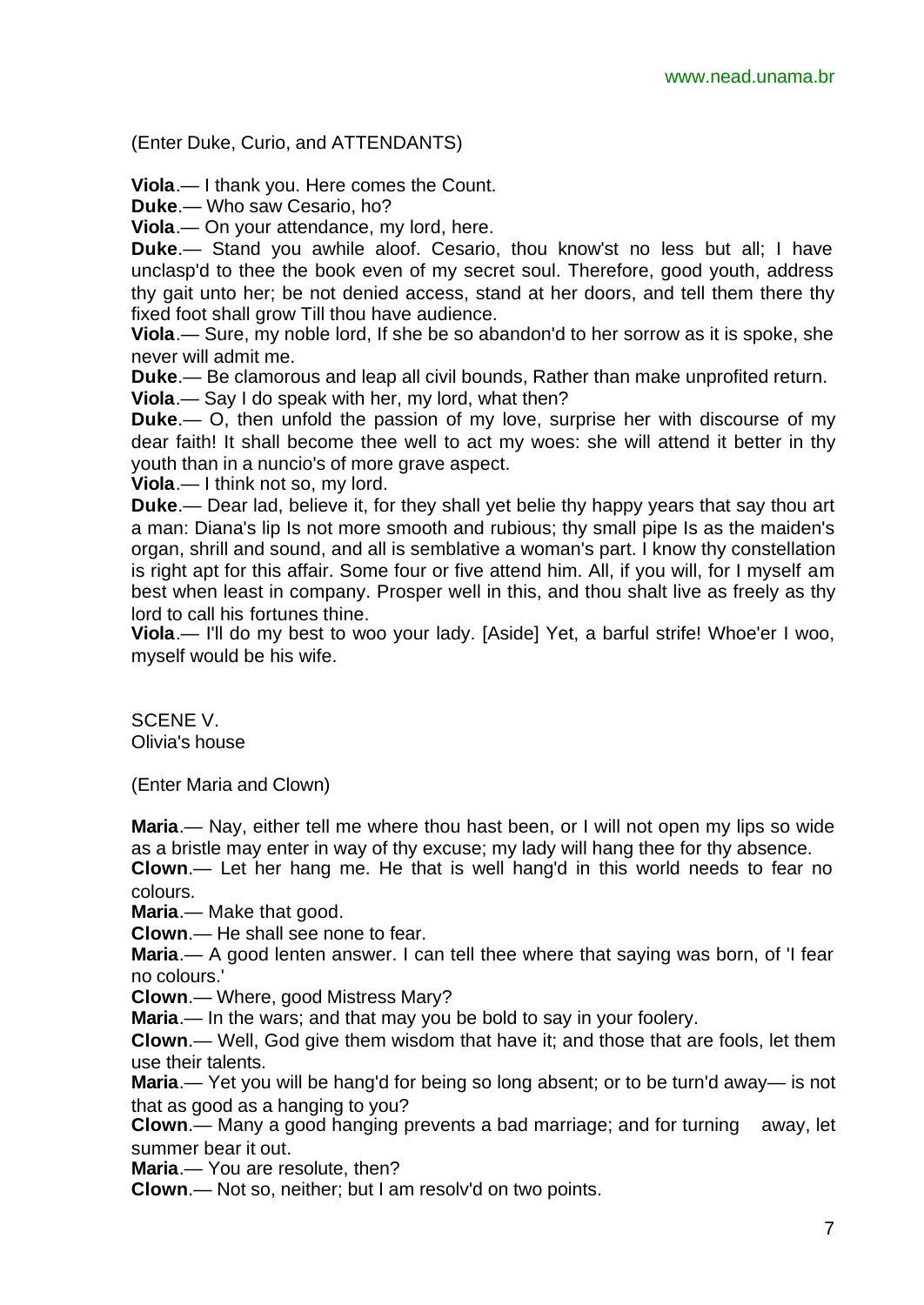(Enter Duke, Curio, and ATTENDANTS)

**Viola**.— I thank you. Here comes the Count.

**Duke**.— Who saw Cesario, ho?

**Viola**.— On your attendance, my lord, here.

**Duke**.— Stand you awhile aloof. Cesario, thou know'st no less but all; I have unclasp'd to thee the book even of my secret soul. Therefore, good youth, address thy gait unto her; be not denied access, stand at her doors, and tell them there thy fixed foot shall grow Till thou have audience.

**Viola**.— Sure, my noble lord, If she be so abandon'd to her sorrow as it is spoke, she never will admit me.

**Duke**.— Be clamorous and leap all civil bounds, Rather than make unprofited return.

**Viola**.— Say I do speak with her, my lord, what then?

**Duke**.— O, then unfold the passion of my love, surprise her with discourse of my dear faith! It shall become thee well to act my woes: she will attend it better in thy youth than in a nuncio's of more grave aspect.

**Viola**.— I think not so, my lord.

**Duke**.— Dear lad, believe it, for they shall yet belie thy happy years that say thou art a man: Diana's lip Is not more smooth and rubious; thy small pipe Is as the maiden's organ, shrill and sound, and all is semblative a woman's part. I know thy constellation is right apt for this affair. Some four or five attend him. All, if you will, for I myself am best when least in company. Prosper well in this, and thou shalt live as freely as thy lord to call his fortunes thine.

**Viola**.— I'll do my best to woo your lady. [Aside] Yet, a barful strife! Whoe'er I woo, myself would be his wife.

## SCENE V.
Olivia's house

(Enter Maria and Clown)

**Maria**.— Nay, either tell me where thou hast been, or I will not open my lips so wide as a bristle may enter in way of thy excuse; my lady will hang thee for thy absence.

**Clown**.— Let her hang me. He that is well hang'd in this world needs to fear no colours.

**Maria**.— Make that good.

**Clown**.— He shall see none to fear.

**Maria**.— A good lenten answer. I can tell thee where that saying was born, of 'I fear no colours.'

**Clown**.— Where, good Mistress Mary?

**Maria**.— In the wars; and that may you be bold to say in your foolery.

**Clown**.— Well, God give them wisdom that have it; and those that are fools, let them use their talents.

**Maria**.— Yet you will be hang'd for being so long absent; or to be turn'd away— is not that as good as a hanging to you?

**Clown**.— Many a good hanging prevents a bad marriage; and for turning away, let summer bear it out.

**Maria**.— You are resolute, then?

**Clown**.— Not so, neither; but I am resolv'd on two points.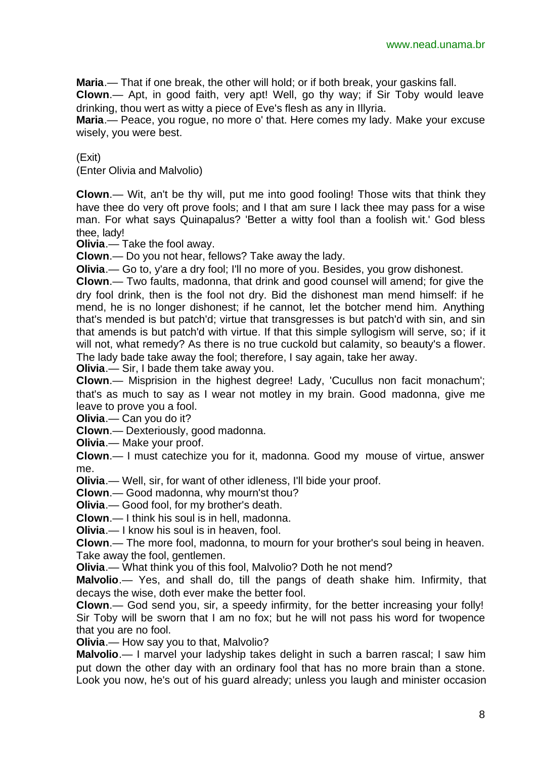**Maria**.— That if one break, the other will hold; or if both break, your gaskins fall.

**Clown**.— Apt, in good faith, very apt! Well, go thy way; if Sir Toby would leave drinking, thou wert as witty a piece of Eve's flesh as any in Illyria.

**Maria**.— Peace, you rogue, no more o' that. Here comes my lady. Make your excuse wisely, you were best.

(Exit)

(Enter Olivia and Malvolio)

**Clown**.— Wit, an't be thy will, put me into good fooling! Those wits that think they have thee do very oft prove fools; and I that am sure I lack thee may pass for a wise man. For what says Quinapalus? 'Better a witty fool than a foolish wit.' God bless thee, lady!

**Olivia**.— Take the fool away.

**Clown**.— Do you not hear, fellows? Take away the lady.

**Olivia**.— Go to, y'are a dry fool; I'll no more of you. Besides, you grow dishonest.

**Clown**.— Two faults, madonna, that drink and good counsel will amend; for give the dry fool drink, then is the fool not dry. Bid the dishonest man mend himself: if he mend, he is no longer dishonest; if he cannot, let the botcher mend him. Anything that's mended is but patch'd; virtue that transgresses is but patch'd with sin, and sin that amends is but patch'd with virtue. If that this simple syllogism will serve, so; if it will not, what remedy? As there is no true cuckold but calamity, so beauty's a flower. The lady bade take away the fool; therefore, I say again, take her away.

**Olivia**.— Sir, I bade them take away you.

**Clown**.— Misprision in the highest degree! Lady, 'Cucullus non facit monachum'; that's as much to say as I wear not motley in my brain. Good madonna, give me leave to prove you a fool.

**Olivia**.— Can you do it?

**Clown**.— Dexteriously, good madonna.

**Olivia**.— Make your proof.

**Clown**.— I must catechize you for it, madonna. Good my mouse of virtue, answer me.

**Olivia**.— Well, sir, for want of other idleness, I'll bide your proof.

**Clown**.— Good madonna, why mourn'st thou?

**Olivia**.— Good fool, for my brother's death.

**Clown**.— I think his soul is in hell, madonna.

**Olivia**.— I know his soul is in heaven, fool.

**Clown**.— The more fool, madonna, to mourn for your brother's soul being in heaven. Take away the fool, gentlemen.

**Olivia**.— What think you of this fool, Malvolio? Doth he not mend?

**Malvolio**.— Yes, and shall do, till the pangs of death shake him. Infirmity, that decays the wise, doth ever make the better fool.

**Clown**.— God send you, sir, a speedy infirmity, for the better increasing your folly! Sir Toby will be sworn that I am no fox; but he will not pass his word for twopence that you are no fool.

**Olivia**.— How say you to that, Malvolio?

**Malvolio**.— I marvel your ladyship takes delight in such a barren rascal; I saw him put down the other day with an ordinary fool that has no more brain than a stone. Look you now, he's out of his guard already; unless you laugh and minister occasion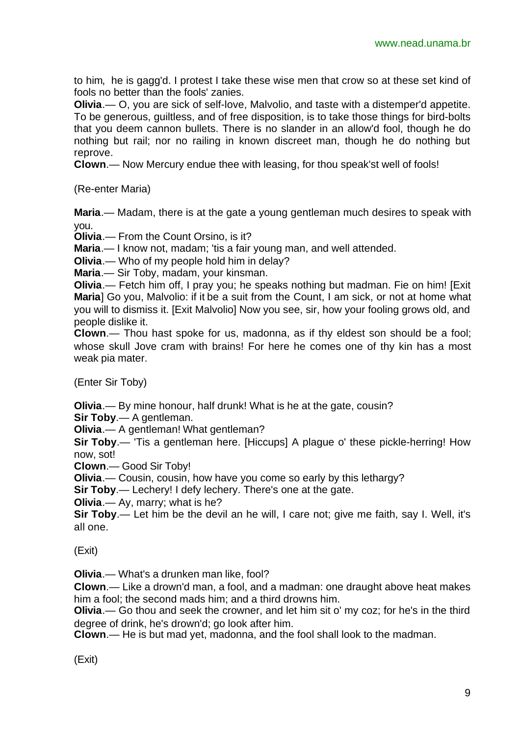to him, he is gagg'd. I protest I take these wise men that crow so at these set kind of fools no better than the fools' zanies.

**Olivia**.— O, you are sick of self-love, Malvolio, and taste with a distemper'd appetite. To be generous, guiltless, and of free disposition, is to take those things for bird-bolts that you deem cannon bullets. There is no slander in an allow'd fool, though he do nothing but rail; nor no railing in known discreet man, though he do nothing but reprove.

**Clown**.— Now Mercury endue thee with leasing, for thou speak'st well of fools!

(Re-enter Maria)

**Maria**.— Madam, there is at the gate a young gentleman much desires to speak with you.

**Olivia**.— From the Count Orsino, is it?

**Maria**.— I know not, madam; 'tis a fair young man, and well attended.

**Olivia**.— Who of my people hold him in delay?

**Maria**.— Sir Toby, madam, your kinsman.

**Olivia**.— Fetch him off, I pray you; he speaks nothing but madman. Fie on him! [Exit **Maria**] Go you, Malvolio: if it be a suit from the Count, I am sick, or not at home what you will to dismiss it. [Exit Malvolio] Now you see, sir, how your fooling grows old, and people dislike it.

**Clown**.— Thou hast spoke for us, madonna, as if thy eldest son should be a fool; whose skull Jove cram with brains! For here he comes one of thy kin has a most weak pia mater.

(Enter Sir Toby)

**Olivia**.— By mine honour, half drunk! What is he at the gate, cousin?

**Sir Toby**.— A gentleman.

**Olivia**.— A gentleman! What gentleman?

**Sir Toby**.— 'Tis a gentleman here. [Hiccups] A plague o' these pickle-herring! How now, sot!

**Clown**.— Good Sir Toby!

**Olivia**.— Cousin, cousin, how have you come so early by this lethargy?

**Sir Toby**.— Lechery! I defy lechery. There's one at the gate.

**Olivia**.— Ay, marry; what is he?

**Sir Toby**.— Let him be the devil an he will, I care not; give me faith, say I. Well, it's all one.

(Exit)

**Olivia**.— What's a drunken man like, fool?

**Clown**.— Like a drown'd man, a fool, and a madman: one draught above heat makes him a fool; the second mads him; and a third drowns him.

**Olivia**.— Go thou and seek the crowner, and let him sit o' my coz; for he's in the third degree of drink, he's drown'd; go look after him.

**Clown**.— He is but mad yet, madonna, and the fool shall look to the madman.

(Exit)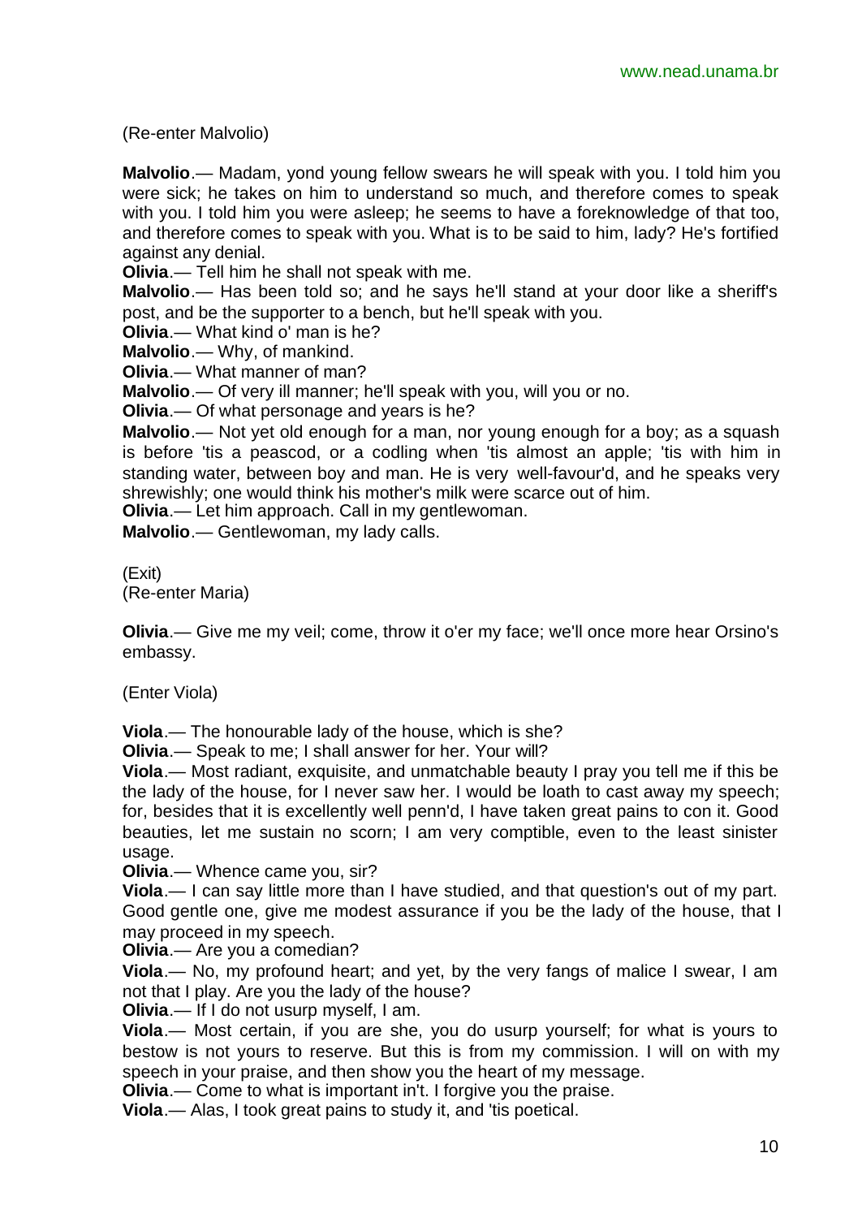(Re-enter Malvolio)

**Malvolio**.— Madam, yond young fellow swears he will speak with you. I told him you were sick; he takes on him to understand so much, and therefore comes to speak with you. I told him you were asleep; he seems to have a foreknowledge of that too, and therefore comes to speak with you. What is to be said to him, lady? He's fortified against any denial.

**Olivia**.— Tell him he shall not speak with me.

**Malvolio**.— Has been told so; and he says he'll stand at your door like a sheriff's post, and be the supporter to a bench, but he'll speak with you.

**Olivia**.— What kind o' man is he?

**Malvolio**.— Why, of mankind.

**Olivia**.— What manner of man?

**Malvolio**.— Of very ill manner; he'll speak with you, will you or no.

**Olivia**.— Of what personage and years is he?

**Malvolio**.— Not yet old enough for a man, nor young enough for a boy; as a squash is before 'tis a peascod, or a codling when 'tis almost an apple; 'tis with him in standing water, between boy and man. He is very well-favour'd, and he speaks very shrewishly; one would think his mother's milk were scarce out of him.

**Olivia**.— Let him approach. Call in my gentlewoman.

**Malvolio**.— Gentlewoman, my lady calls.

(Exit)
(Re-enter Maria)

**Olivia**.— Give me my veil; come, throw it o'er my face; we'll once more hear Orsino's embassy.

(Enter Viola)

**Viola**.— The honourable lady of the house, which is she?

**Olivia**.— Speak to me; I shall answer for her. Your will?

**Viola**.— Most radiant, exquisite, and unmatchable beauty I pray you tell me if this be the lady of the house, for I never saw her. I would be loath to cast away my speech; for, besides that it is excellently well penn'd, I have taken great pains to con it. Good beauties, let me sustain no scorn; I am very comptible, even to the least sinister usage.

**Olivia**.— Whence came you, sir?

**Viola**.— I can say little more than I have studied, and that question's out of my part. Good gentle one, give me modest assurance if you be the lady of the house, that I may proceed in my speech.

**Olivia**.— Are you a comedian?

**Viola**.— No, my profound heart; and yet, by the very fangs of malice I swear, I am not that I play. Are you the lady of the house?

**Olivia**.— If I do not usurp myself, I am.

**Viola**.— Most certain, if you are she, you do usurp yourself; for what is yours to bestow is not yours to reserve. But this is from my commission. I will on with my speech in your praise, and then show you the heart of my message.

**Olivia**.— Come to what is important in't. I forgive you the praise.

**Viola**.— Alas, I took great pains to study it, and 'tis poetical.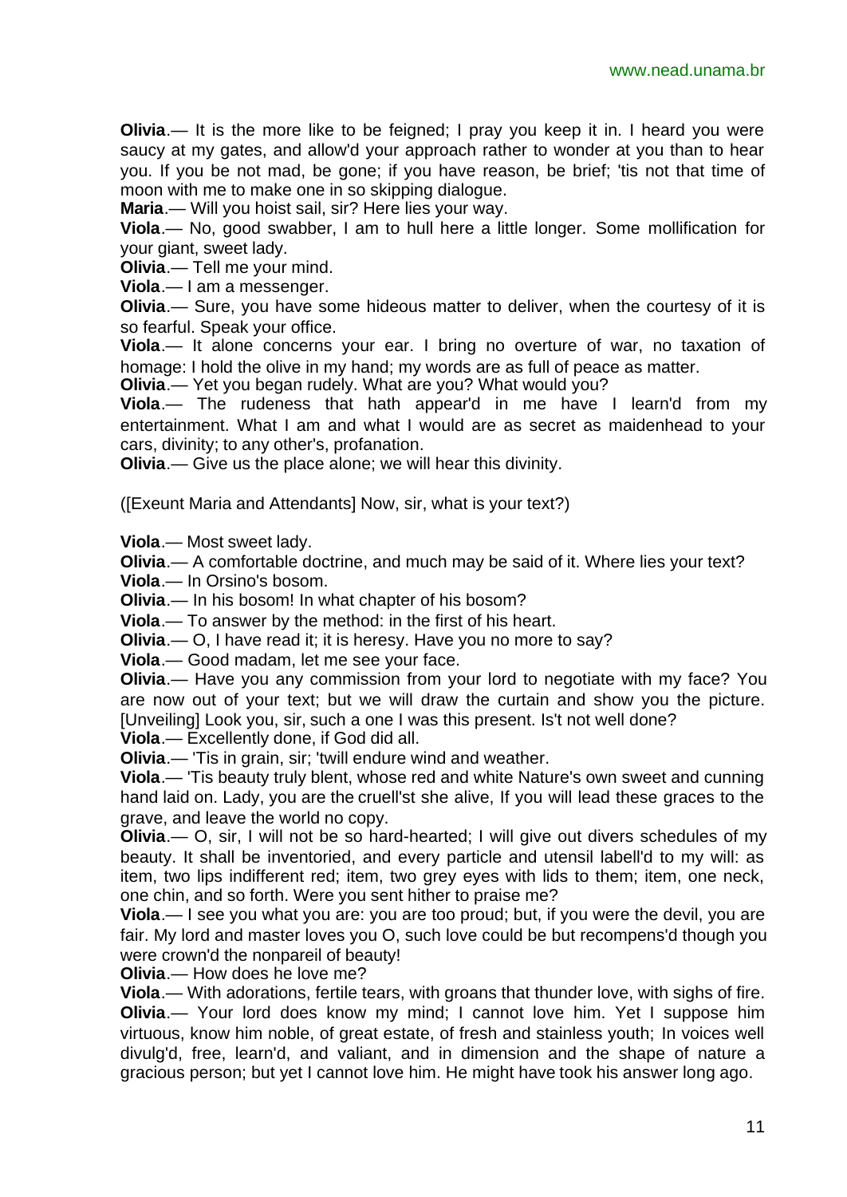**Olivia**.— It is the more like to be feigned; I pray you keep it in. I heard you were saucy at my gates, and allow'd your approach rather to wonder at you than to hear you. If you be not mad, be gone; if you have reason, be brief; 'tis not that time of moon with me to make one in so skipping dialogue.

**Maria**.— Will you hoist sail, sir? Here lies your way.

**Viola**.— No, good swabber, I am to hull here a little longer. Some mollification for your giant, sweet lady.

**Olivia**.— Tell me your mind.

**Viola**.— I am a messenger.

**Olivia**.— Sure, you have some hideous matter to deliver, when the courtesy of it is so fearful. Speak your office.

**Viola**.— It alone concerns your ear. I bring no overture of war, no taxation of homage: I hold the olive in my hand; my words are as full of peace as matter.

**Olivia**.— Yet you began rudely. What are you? What would you?

**Viola**.— The rudeness that hath appear'd in me have I learn'd from my entertainment. What I am and what I would are as secret as maidenhead to your cars, divinity; to any other's, profanation.

**Olivia**.— Give us the place alone; we will hear this divinity.

([Exeunt Maria and Attendants] Now, sir, what is your text?)

**Viola**.— Most sweet lady.

**Olivia**.— A comfortable doctrine, and much may be said of it. Where lies your text?

**Viola**.— In Orsino's bosom.

**Olivia**.— In his bosom! In what chapter of his bosom?

**Viola**.— To answer by the method: in the first of his heart.

**Olivia**.— O, I have read it; it is heresy. Have you no more to say?

**Viola**.— Good madam, let me see your face.

**Olivia**.— Have you any commission from your lord to negotiate with my face? You are now out of your text; but we will draw the curtain and show you the picture. [Unveiling] Look you, sir, such a one I was this present. Is't not well done?

**Viola**.— Excellently done, if God did all.

**Olivia**.— 'Tis in grain, sir; 'twill endure wind and weather.

**Viola**.— 'Tis beauty truly blent, whose red and white Nature's own sweet and cunning hand laid on. Lady, you are the cruell'st she alive, If you will lead these graces to the grave, and leave the world no copy.

**Olivia**.— O, sir, I will not be so hard-hearted; I will give out divers schedules of my beauty. It shall be inventoried, and every particle and utensil labell'd to my will: as item, two lips indifferent red; item, two grey eyes with lids to them; item, one neck, one chin, and so forth. Were you sent hither to praise me?

**Viola**.— I see you what you are: you are too proud; but, if you were the devil, you are fair. My lord and master loves you O, such love could be but recompens'd though you were crown'd the nonpareil of beauty!

**Olivia**.— How does he love me?

**Viola**.— With adorations, fertile tears, with groans that thunder love, with sighs of fire.

**Olivia**.— Your lord does know my mind; I cannot love him. Yet I suppose him virtuous, know him noble, of great estate, of fresh and stainless youth; In voices well divulg'd, free, learn'd, and valiant, and in dimension and the shape of nature a gracious person; but yet I cannot love him. He might have took his answer long ago.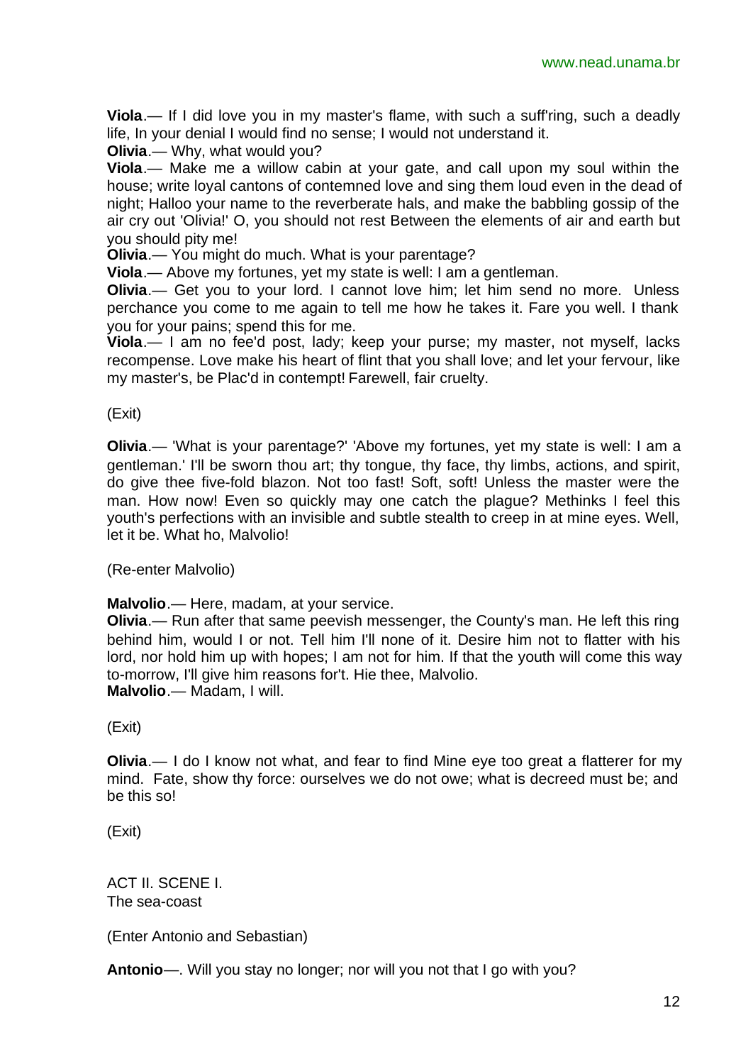**Viola**.— If I did love you in my master's flame, with such a suff'ring, such a deadly life, In your denial I would find no sense; I would not understand it.

**Olivia**.— Why, what would you?

**Viola**.— Make me a willow cabin at your gate, and call upon my soul within the house; write loyal cantons of contemned love and sing them loud even in the dead of night; Halloo your name to the reverberate hals, and make the babbling gossip of the air cry out 'Olivia!' O, you should not rest Between the elements of air and earth but you should pity me!

**Olivia**.— You might do much. What is your parentage?

**Viola**.— Above my fortunes, yet my state is well: I am a gentleman.

**Olivia**.— Get you to your lord. I cannot love him; let him send no more. Unless perchance you come to me again to tell me how he takes it. Fare you well. I thank you for your pains; spend this for me.

**Viola**.— I am no fee'd post, lady; keep your purse; my master, not myself, lacks recompense. Love make his heart of flint that you shall love; and let your fervour, like my master's, be Plac'd in contempt! Farewell, fair cruelty.

(Exit)

**Olivia**.— 'What is your parentage?' 'Above my fortunes, yet my state is well: I am a gentleman.' I'll be sworn thou art; thy tongue, thy face, thy limbs, actions, and spirit, do give thee five-fold blazon. Not too fast! Soft, soft! Unless the master were the man. How now! Even so quickly may one catch the plague? Methinks I feel this youth's perfections with an invisible and subtle stealth to creep in at mine eyes. Well, let it be. What ho, Malvolio!

(Re-enter Malvolio)

**Malvolio**.— Here, madam, at your service.

**Olivia**.— Run after that same peevish messenger, the County's man. He left this ring behind him, would I or not. Tell him I'll none of it. Desire him not to flatter with his lord, nor hold him up with hopes; I am not for him. If that the youth will come this way to-morrow, I'll give him reasons for't. Hie thee, Malvolio.

**Malvolio**.— Madam, I will.

(Exit)

**Olivia**.— I do I know not what, and fear to find Mine eye too great a flatterer for my mind. Fate, show thy force: ourselves we do not owe; what is decreed must be; and be this so!

(Exit)

ACT II. SCENE I.
The sea-coast

(Enter Antonio and Sebastian)

**Antonio**—. Will you stay no longer; nor will you not that I go with you?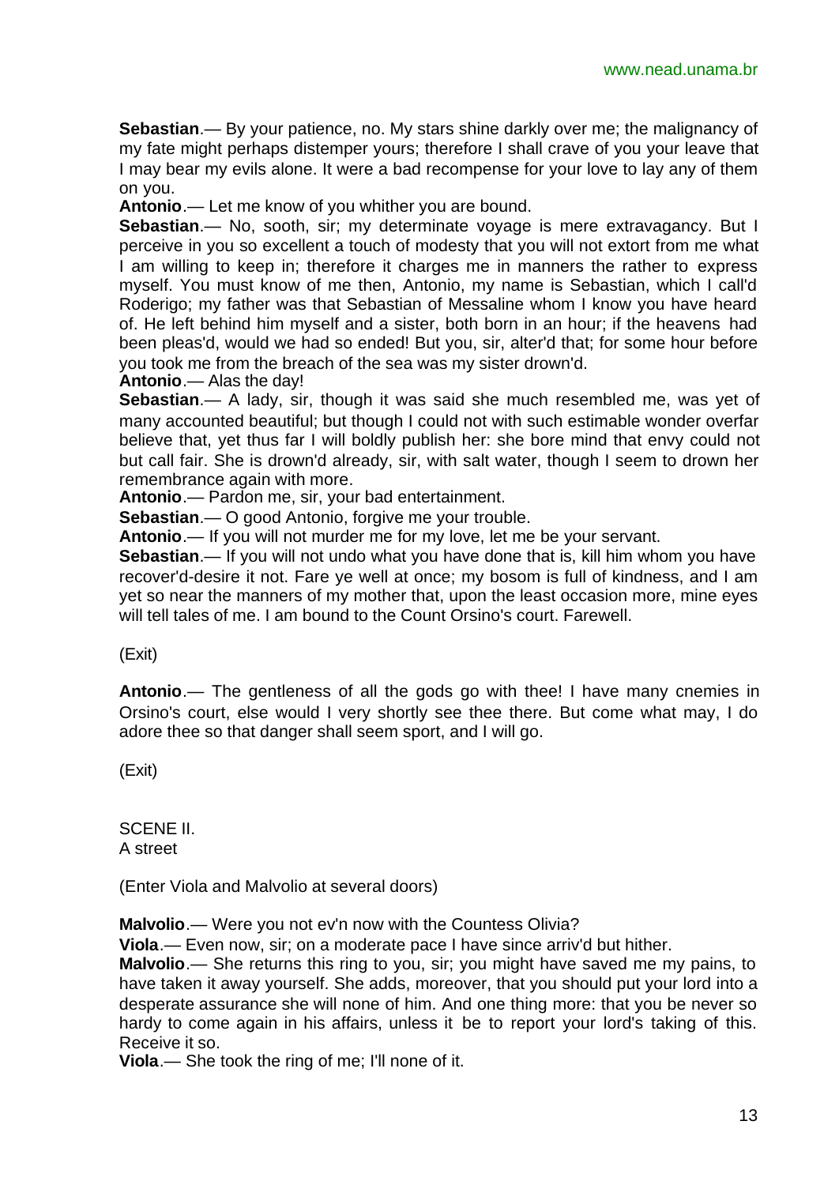**Sebastian**.— By your patience, no. My stars shine darkly over me; the malignancy of my fate might perhaps distemper yours; therefore I shall crave of you your leave that I may bear my evils alone. It were a bad recompense for your love to lay any of them on you.

**Antonio**.— Let me know of you whither you are bound.

**Sebastian**.— No, sooth, sir; my determinate voyage is mere extravagancy. But I perceive in you so excellent a touch of modesty that you will not extort from me what I am willing to keep in; therefore it charges me in manners the rather to express myself. You must know of me then, Antonio, my name is Sebastian, which I call'd Roderigo; my father was that Sebastian of Messaline whom I know you have heard of. He left behind him myself and a sister, both born in an hour; if the heavens had been pleas'd, would we had so ended! But you, sir, alter'd that; for some hour before you took me from the breach of the sea was my sister drown'd.

**Antonio**.— Alas the day!

**Sebastian**.— A lady, sir, though it was said she much resembled me, was yet of many accounted beautiful; but though I could not with such estimable wonder overfar believe that, yet thus far I will boldly publish her: she bore mind that envy could not but call fair. She is drown'd already, sir, with salt water, though I seem to drown her remembrance again with more.

**Antonio**.— Pardon me, sir, your bad entertainment.

**Sebastian**.— O good Antonio, forgive me your trouble.

**Antonio**.— If you will not murder me for my love, let me be your servant.

**Sebastian**.— If you will not undo what you have done that is, kill him whom you have recover'd-desire it not. Fare ye well at once; my bosom is full of kindness, and I am yet so near the manners of my mother that, upon the least occasion more, mine eyes will tell tales of me. I am bound to the Count Orsino's court. Farewell.

(Exit)

**Antonio**.— The gentleness of all the gods go with thee! I have many cnemies in Orsino's court, else would I very shortly see thee there. But come what may, I do adore thee so that danger shall seem sport, and I will go.

(Exit)

SCENE II.
A street

(Enter Viola and Malvolio at several doors)

**Malvolio**.— Were you not ev'n now with the Countess Olivia?

**Viola**.— Even now, sir; on a moderate pace I have since arriv'd but hither.

**Malvolio**.— She returns this ring to you, sir; you might have saved me my pains, to have taken it away yourself. She adds, moreover, that you should put your lord into a desperate assurance she will none of him. And one thing more: that you be never so hardy to come again in his affairs, unless it be to report your lord's taking of this. Receive it so.

**Viola**.— She took the ring of me; I'll none of it.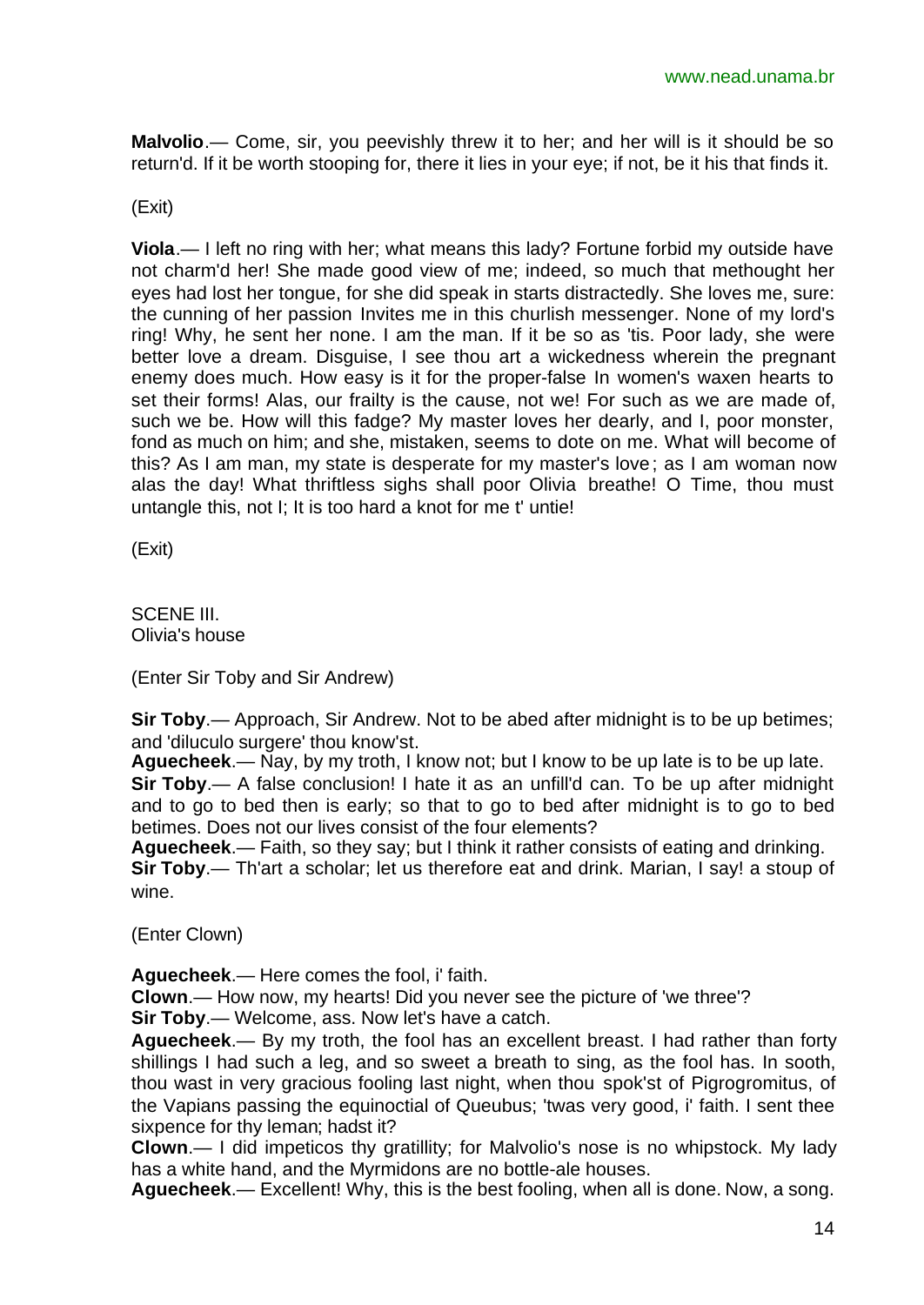**Malvolio**.— Come, sir, you peevishly threw it to her; and her will is it should be so return'd. If it be worth stooping for, there it lies in your eye; if not, be it his that finds it.

(Exit)

**Viola**.— I left no ring with her; what means this lady? Fortune forbid my outside have not charm'd her! She made good view of me; indeed, so much that methought her eyes had lost her tongue, for she did speak in starts distractedly. She loves me, sure: the cunning of her passion Invites me in this churlish messenger. None of my lord's ring! Why, he sent her none. I am the man. If it be so as 'tis. Poor lady, she were better love a dream. Disguise, I see thou art a wickedness wherein the pregnant enemy does much. How easy is it for the proper-false In women's waxen hearts to set their forms! Alas, our frailty is the cause, not we! For such as we are made of, such we be. How will this fadge? My master loves her dearly, and I, poor monster, fond as much on him; and she, mistaken, seems to dote on me. What will become of this? As I am man, my state is desperate for my master's love; as I am woman now alas the day! What thriftless sighs shall poor Olivia breathe! O Time, thou must untangle this, not I; It is too hard a knot for me t' untie!

(Exit)

SCENE III.
Olivia's house

(Enter Sir Toby and Sir Andrew)

**Sir Toby**.— Approach, Sir Andrew. Not to be abed after midnight is to be up betimes; and 'diluculo surgere' thou know'st.
**Aguecheek**.— Nay, by my troth, I know not; but I know to be up late is to be up late.
**Sir Toby**.— A false conclusion! I hate it as an unfill'd can. To be up after midnight and to go to bed then is early; so that to go to bed after midnight is to go to bed betimes. Does not our lives consist of the four elements?
**Aguecheek**.— Faith, so they say; but I think it rather consists of eating and drinking.
**Sir Toby**.— Th'art a scholar; let us therefore eat and drink. Marian, I say! a stoup of wine.

(Enter Clown)

**Aguecheek**.— Here comes the fool, i' faith.
**Clown**.— How now, my hearts! Did you never see the picture of 'we three'?
**Sir Toby**.— Welcome, ass. Now let's have a catch.
**Aguecheek**.— By my troth, the fool has an excellent breast. I had rather than forty shillings I had such a leg, and so sweet a breath to sing, as the fool has. In sooth, thou wast in very gracious fooling last night, when thou spok'st of Pigrogromitus, of the Vapians passing the equinoctial of Queubus; 'twas very good, i' faith. I sent thee sixpence for thy leman; hadst it?
**Clown**.— I did impeticos thy gratillity; for Malvolio's nose is no whipstock. My lady has a white hand, and the Myrmidons are no bottle-ale houses.
**Aguecheek**.— Excellent! Why, this is the best fooling, when all is done. Now, a song.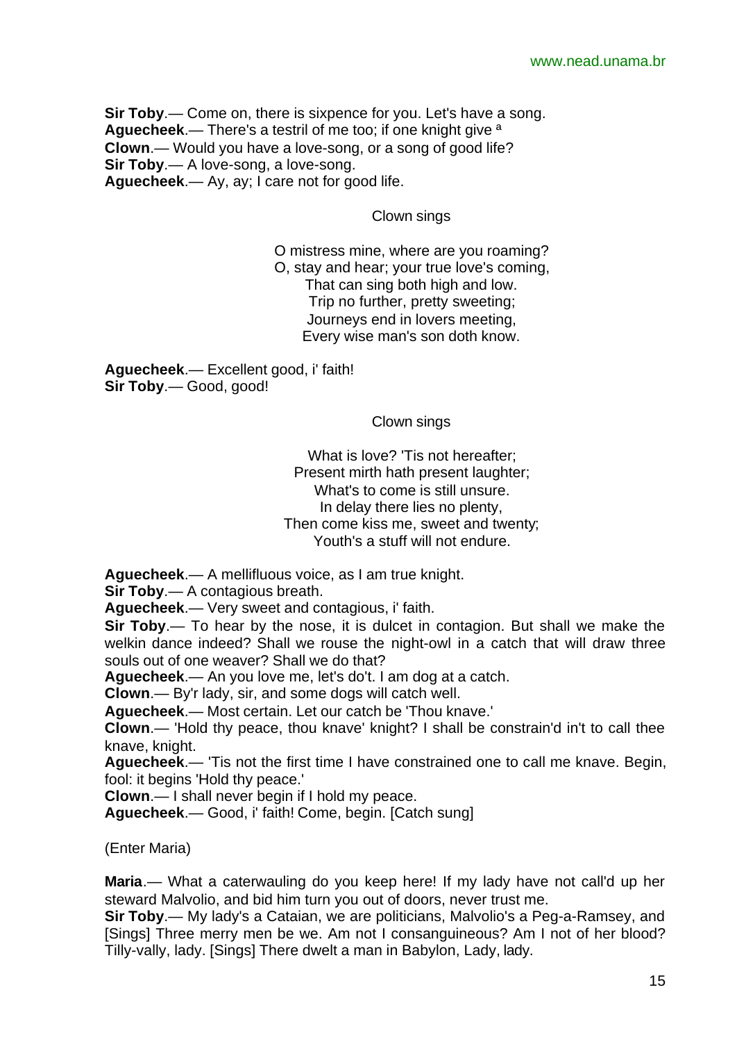**Sir Toby**.— Come on, there is sixpence for you. Let's have a song.
**Aguecheek**.— There's a testril of me too; if one knight give ª
**Clown**.— Would you have a love-song, or a song of good life?
**Sir Toby**.— A love-song, a love-song.
**Aguecheek**.— Ay, ay; I care not for good life.

Clown sings

O mistress mine, where are you roaming?
O, stay and hear; your true love's coming,
That can sing both high and low.
Trip no further, pretty sweeting;
Journeys end in lovers meeting,
Every wise man's son doth know.

**Aguecheek**.— Excellent good, i' faith!
**Sir Toby**.— Good, good!

Clown sings

What is love? 'Tis not hereafter;
Present mirth hath present laughter;
What's to come is still unsure.
In delay there lies no plenty,
Then come kiss me, sweet and twenty;
Youth's a stuff will not endure.

**Aguecheek**.— A mellifluous voice, as I am true knight.
**Sir Toby**.— A contagious breath.
**Aguecheek**.— Very sweet and contagious, i' faith.
**Sir Toby**.— To hear by the nose, it is dulcet in contagion. But shall we make the welkin dance indeed? Shall we rouse the night-owl in a catch that will draw three souls out of one weaver? Shall we do that?
**Aguecheek**.— An you love me, let's do't. I am dog at a catch.
**Clown**.— By'r lady, sir, and some dogs will catch well.
**Aguecheek**.— Most certain. Let our catch be 'Thou knave.'
**Clown**.— 'Hold thy peace, thou knave' knight? I shall be constrain'd in't to call thee knave, knight.
**Aguecheek**.— 'Tis not the first time I have constrained one to call me knave. Begin, fool: it begins 'Hold thy peace.'
**Clown**.— I shall never begin if I hold my peace.
**Aguecheek**.— Good, i' faith! Come, begin. [Catch sung]

(Enter Maria)

**Maria**.— What a caterwauling do you keep here! If my lady have not call'd up her steward Malvolio, and bid him turn you out of doors, never trust me.
**Sir Toby**.— My lady's a Cataian, we are politicians, Malvolio's a Peg-a-Ramsey, and [Sings] Three merry men be we. Am not I consanguineous? Am I not of her blood? Tilly-vally, lady. [Sings] There dwelt a man in Babylon, Lady, lady.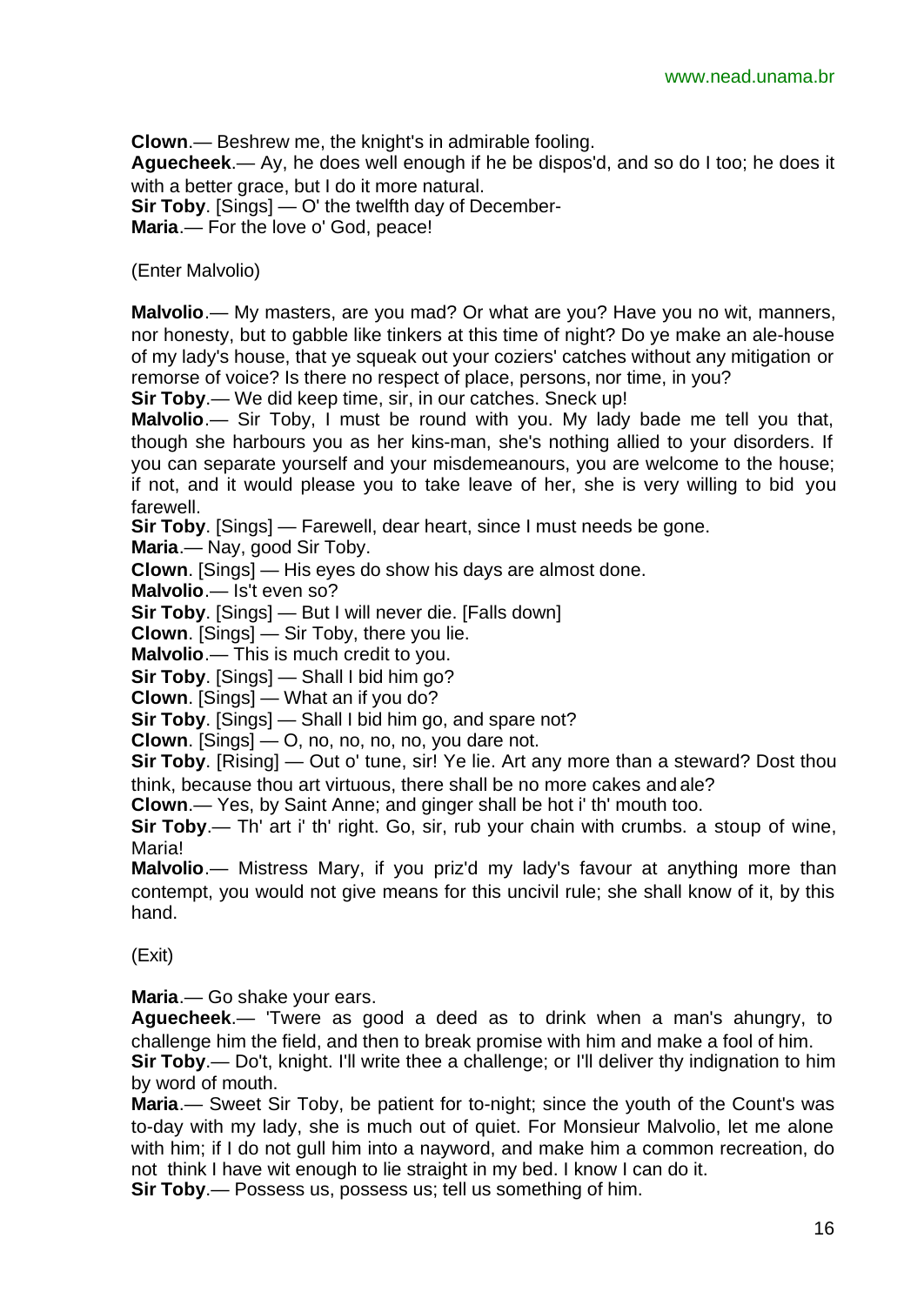**Clown**.— Beshrew me, the knight's in admirable fooling.
**Aguecheek**.— Ay, he does well enough if he be dispos'd, and so do I too; he does it with a better grace, but I do it more natural.
**Sir Toby**. [Sings] — O' the twelfth day of December-
**Maria**.— For the love o' God, peace!

(Enter Malvolio)

**Malvolio**.— My masters, are you mad? Or what are you? Have you no wit, manners, nor honesty, but to gabble like tinkers at this time of night? Do ye make an ale-house of my lady's house, that ye squeak out your coziers' catches without any mitigation or remorse of voice? Is there no respect of place, persons, nor time, in you?
**Sir Toby**.— We did keep time, sir, in our catches. Sneck up!
**Malvolio**.— Sir Toby, I must be round with you. My lady bade me tell you that, though she harbours you as her kins-man, she's nothing allied to your disorders. If you can separate yourself and your misdemeanours, you are welcome to the house; if not, and it would please you to take leave of her, she is very willing to bid you farewell.
**Sir Toby**. [Sings] — Farewell, dear heart, since I must needs be gone.
**Maria**.— Nay, good Sir Toby.
**Clown**. [Sings] — His eyes do show his days are almost done.
**Malvolio**.— Is't even so?
**Sir Toby**. [Sings] — But I will never die. [Falls down]
**Clown**. [Sings] — Sir Toby, there you lie.
**Malvolio**.— This is much credit to you.
**Sir Toby**. [Sings] — Shall I bid him go?
**Clown**. [Sings] — What an if you do?
**Sir Toby**. [Sings] — Shall I bid him go, and spare not?
**Clown**. [Sings] — O, no, no, no, no, you dare not.
**Sir Toby**. [Rising] — Out o' tune, sir! Ye lie. Art any more than a steward? Dost thou think, because thou art virtuous, there shall be no more cakes and ale?
**Clown**.— Yes, by Saint Anne; and ginger shall be hot i' th' mouth too.
**Sir Toby**.— Th' art i' th' right. Go, sir, rub your chain with crumbs. a stoup of wine, Maria!
**Malvolio**.— Mistress Mary, if you priz'd my lady's favour at anything more than contempt, you would not give means for this uncivil rule; she shall know of it, by this hand.

(Exit)

**Maria**.— Go shake your ears.
**Aguecheek**.— 'Twere as good a deed as to drink when a man's ahungry, to challenge him the field, and then to break promise with him and make a fool of him.
**Sir Toby**.— Do't, knight. I'll write thee a challenge; or I'll deliver thy indignation to him by word of mouth.
**Maria**.— Sweet Sir Toby, be patient for to-night; since the youth of the Count's was to-day with my lady, she is much out of quiet. For Monsieur Malvolio, let me alone with him; if I do not gull him into a nayword, and make him a common recreation, do not think I have wit enough to lie straight in my bed. I know I can do it.
**Sir Toby**.— Possess us, possess us; tell us something of him.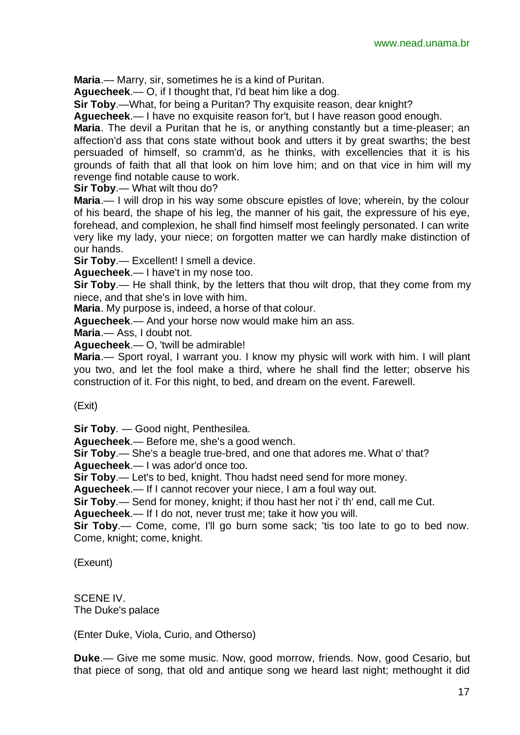**Maria**.— Marry, sir, sometimes he is a kind of Puritan.

**Aguecheek**.— O, if I thought that, I'd beat him like a dog.

**Sir Toby**.—What, for being a Puritan? Thy exquisite reason, dear knight?

**Aguecheek**.— I have no exquisite reason for't, but I have reason good enough.

**Maria**. The devil a Puritan that he is, or anything constantly but a time-pleaser; an affection'd ass that cons state without book and utters it by great swarths; the best persuaded of himself, so cramm'd, as he thinks, with excellencies that it is his grounds of faith that all that look on him love him; and on that vice in him will my revenge find notable cause to work.

**Sir Toby**.— What wilt thou do?

**Maria**.— I will drop in his way some obscure epistles of love; wherein, by the colour of his beard, the shape of his leg, the manner of his gait, the expressure of his eye, forehead, and complexion, he shall find himself most feelingly personated. I can write very like my lady, your niece; on forgotten matter we can hardly make distinction of our hands.

**Sir Toby**.— Excellent! I smell a device.

**Aguecheek**.— I have't in my nose too.

**Sir Toby**.— He shall think, by the letters that thou wilt drop, that they come from my niece, and that she's in love with him.

**Maria**. My purpose is, indeed, a horse of that colour.

**Aguecheek**.— And your horse now would make him an ass.

**Maria**.— Ass, I doubt not.

**Aguecheek**.— O, 'twill be admirable!

**Maria**.— Sport royal, I warrant you. I know my physic will work with him. I will plant you two, and let the fool make a third, where he shall find the letter; observe his construction of it. For this night, to bed, and dream on the event. Farewell.

(Exit)

**Sir Toby**. — Good night, Penthesilea.

**Aguecheek**.— Before me, she's a good wench.

**Sir Toby**.— She's a beagle true-bred, and one that adores me. What o' that?

**Aguecheek**.— I was ador'd once too.

**Sir Toby**.— Let's to bed, knight. Thou hadst need send for more money.

**Aguecheek**.— If I cannot recover your niece, I am a foul way out.

**Sir Toby**.— Send for money, knight; if thou hast her not i' th' end, call me Cut.

**Aguecheek**.— If I do not, never trust me; take it how you will.

**Sir Toby**.— Come, come, I'll go burn some sack; 'tis too late to go to bed now. Come, knight; come, knight.

(Exeunt)

SCENE IV.
The Duke's palace

(Enter Duke, Viola, Curio, and Otherso)

**Duke**.— Give me some music. Now, good morrow, friends. Now, good Cesario, but that piece of song, that old and antique song we heard last night; methought it did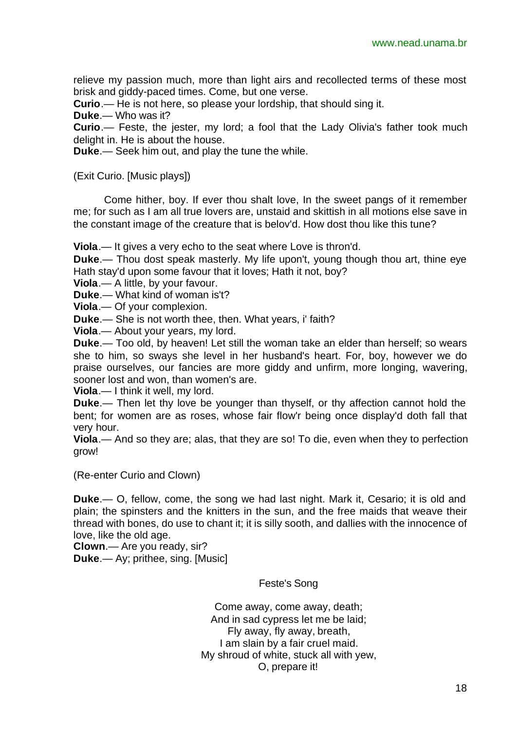relieve my passion much, more than light airs and recollected terms of these most brisk and giddy-paced times. Come, but one verse.

**Curio**.— He is not here, so please your lordship, that should sing it.

**Duke**.— Who was it?

**Curio**.— Feste, the jester, my lord; a fool that the Lady Olivia's father took much delight in. He is about the house.

**Duke**.— Seek him out, and play the tune the while.

(Exit Curio. [Music plays])

Come hither, boy. If ever thou shalt love, In the sweet pangs of it remember me; for such as I am all true lovers are, unstaid and skittish in all motions else save in the constant image of the creature that is belov'd. How dost thou like this tune?

**Viola**.— It gives a very echo to the seat where Love is thron'd.

**Duke**.— Thou dost speak masterly. My life upon't, young though thou art, thine eye Hath stay'd upon some favour that it loves; Hath it not, boy?

**Viola**.— A little, by your favour.

**Duke**.— What kind of woman is't?

**Viola**.— Of your complexion.

**Duke**.— She is not worth thee, then. What years, i' faith?

**Viola**.— About your years, my lord.

**Duke**.— Too old, by heaven! Let still the woman take an elder than herself; so wears she to him, so sways she level in her husband's heart. For, boy, however we do praise ourselves, our fancies are more giddy and unfirm, more longing, wavering, sooner lost and won, than women's are.

**Viola**.— I think it well, my lord.

**Duke**.— Then let thy love be younger than thyself, or thy affection cannot hold the bent; for women are as roses, whose fair flow'r being once display'd doth fall that very hour.

**Viola**.— And so they are; alas, that they are so! To die, even when they to perfection grow!

(Re-enter Curio and Clown)

**Duke**.— O, fellow, come, the song we had last night. Mark it, Cesario; it is old and plain; the spinsters and the knitters in the sun, and the free maids that weave their thread with bones, do use to chant it; it is silly sooth, and dallies with the innocence of love, like the old age.

**Clown**.— Are you ready, sir?

**Duke**.— Ay; prithee, sing. [Music]

Feste's Song

Come away, come away, death;  
And in sad cypress let me be laid;  
Fly away, fly away, breath,  
I am slain by a fair cruel maid.  
My shroud of white, stuck all with yew,  
O, prepare it!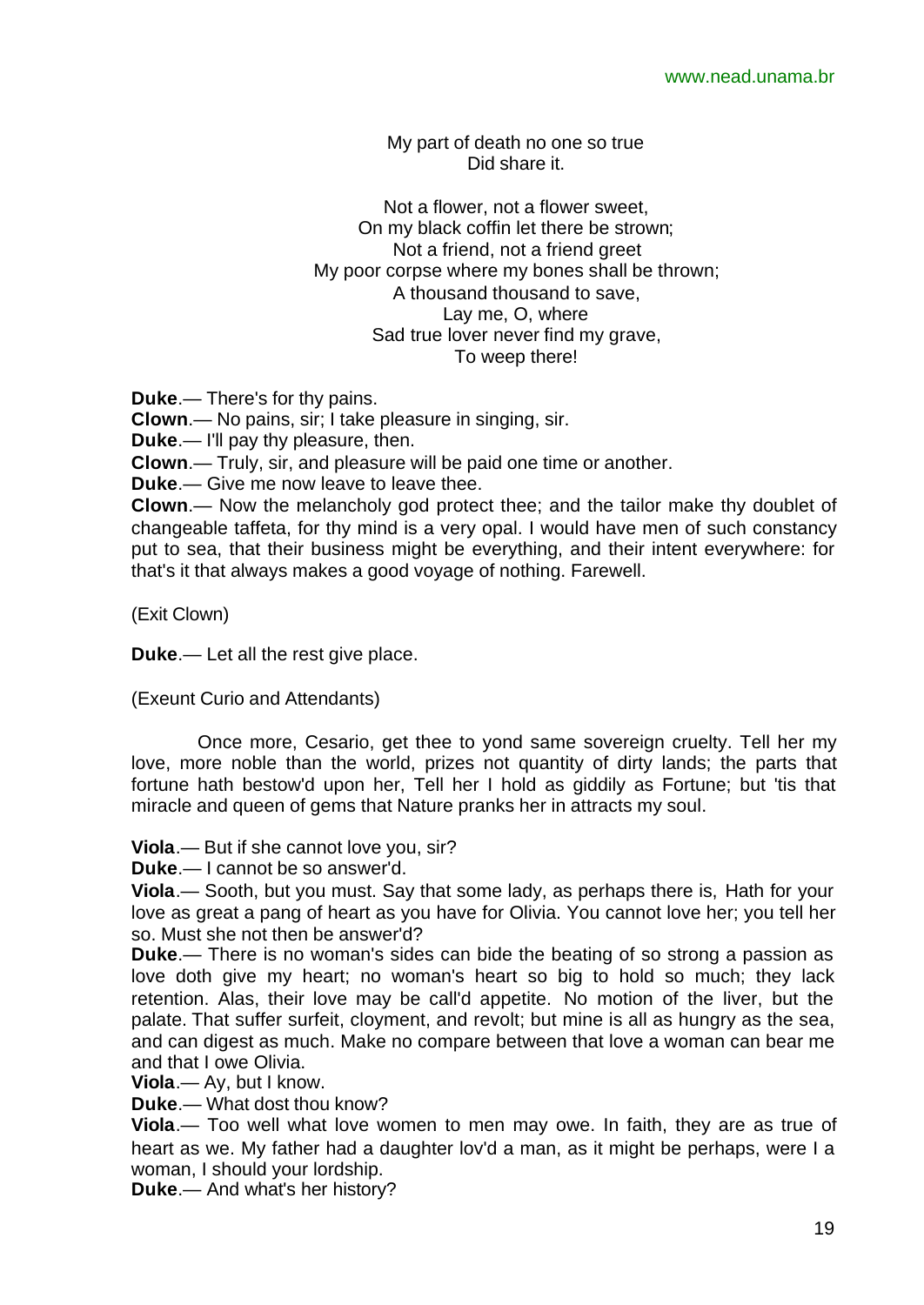My part of death no one so true  
Did share it.

Not a flower, not a flower sweet,  
On my black coffin let there be strown;  
Not a friend, not a friend greet  
My poor corpse where my bones shall be thrown;  
A thousand thousand to save,  
Lay me, O, where  
Sad true lover never find my grave,  
To weep there!

**Duke**.— There's for thy pains.  
**Clown**.— No pains, sir; I take pleasure in singing, sir.  
**Duke**.— I'll pay thy pleasure, then.  
**Clown**.— Truly, sir, and pleasure will be paid one time or another.  
**Duke**.— Give me now leave to leave thee.  
**Clown**.— Now the melancholy god protect thee; and the tailor make thy doublet of changeable taffeta, for thy mind is a very opal. I would have men of such constancy put to sea, that their business might be everything, and their intent everywhere: for that's it that always makes a good voyage of nothing. Farewell.

(Exit Clown)

**Duke**.— Let all the rest give place.

(Exeunt Curio and Attendants)

Once more, Cesario, get thee to yond same sovereign cruelty. Tell her my love, more noble than the world, prizes not quantity of dirty lands; the parts that fortune hath bestow'd upon her, Tell her I hold as giddily as Fortune; but 'tis that miracle and queen of gems that Nature pranks her in attracts my soul.

**Viola**.— But if she cannot love you, sir?  
**Duke**.— I cannot be so answer'd.  
**Viola**.— Sooth, but you must. Say that some lady, as perhaps there is, Hath for your love as great a pang of heart as you have for Olivia. You cannot love her; you tell her so. Must she not then be answer'd?  
**Duke**.— There is no woman's sides can bide the beating of so strong a passion as love doth give my heart; no woman's heart so big to hold so much; they lack retention. Alas, their love may be call'd appetite. No motion of the liver, but the palate. That suffer surfeit, cloyment, and revolt; but mine is all as hungry as the sea, and can digest as much. Make no compare between that love a woman can bear me and that I owe Olivia.  
**Viola**.— Ay, but I know.  
**Duke**.— What dost thou know?  
**Viola**.— Too well what love women to men may owe. In faith, they are as true of heart as we. My father had a daughter lov'd a man, as it might be perhaps, were I a woman, I should your lordship.  
**Duke**.— And what's her history?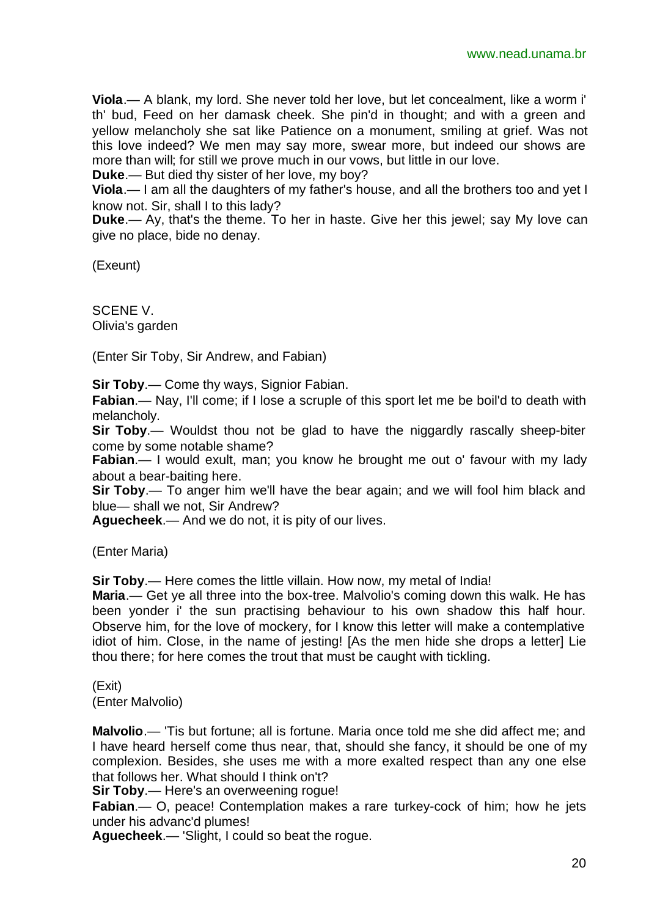**Viola**.— A blank, my lord. She never told her love, but let concealment, like a worm i' th' bud, Feed on her damask cheek. She pin'd in thought; and with a green and yellow melancholy she sat like Patience on a monument, smiling at grief. Was not this love indeed? We men may say more, swear more, but indeed our shows are more than will; for still we prove much in our vows, but little in our love.

**Duke**.— But died thy sister of her love, my boy?

**Viola**.— I am all the daughters of my father's house, and all the brothers too and yet I know not. Sir, shall I to this lady?

**Duke**.— Ay, that's the theme. To her in haste. Give her this jewel; say My love can give no place, bide no denay.

(Exeunt)

SCENE V.
Olivia's garden

(Enter Sir Toby, Sir Andrew, and Fabian)

**Sir Toby**.— Come thy ways, Signior Fabian.

**Fabian**.— Nay, I'll come; if I lose a scruple of this sport let me be boil'd to death with melancholy.

**Sir Toby**.— Wouldst thou not be glad to have the niggardly rascally sheep-biter come by some notable shame?

**Fabian**.— I would exult, man; you know he brought me out o' favour with my lady about a bear-baiting here.

**Sir Toby**.— To anger him we'll have the bear again; and we will fool him black and blue— shall we not, Sir Andrew?

**Aguecheek**.— And we do not, it is pity of our lives.

(Enter Maria)

**Sir Toby**.— Here comes the little villain. How now, my metal of India!

**Maria**.— Get ye all three into the box-tree. Malvolio's coming down this walk. He has been yonder i' the sun practising behaviour to his own shadow this half hour. Observe him, for the love of mockery, for I know this letter will make a contemplative idiot of him. Close, in the name of jesting! [As the men hide she drops a letter] Lie thou there; for here comes the trout that must be caught with tickling.

(Exit)
(Enter Malvolio)

**Malvolio**.— 'Tis but fortune; all is fortune. Maria once told me she did affect me; and I have heard herself come thus near, that, should she fancy, it should be one of my complexion. Besides, she uses me with a more exalted respect than any one else that follows her. What should I think on't?

**Sir Toby**.— Here's an overweening rogue!

**Fabian**.— O, peace! Contemplation makes a rare turkey-cock of him; how he jets under his advanc'd plumes!

**Aguecheek**.— 'Slight, I could so beat the rogue.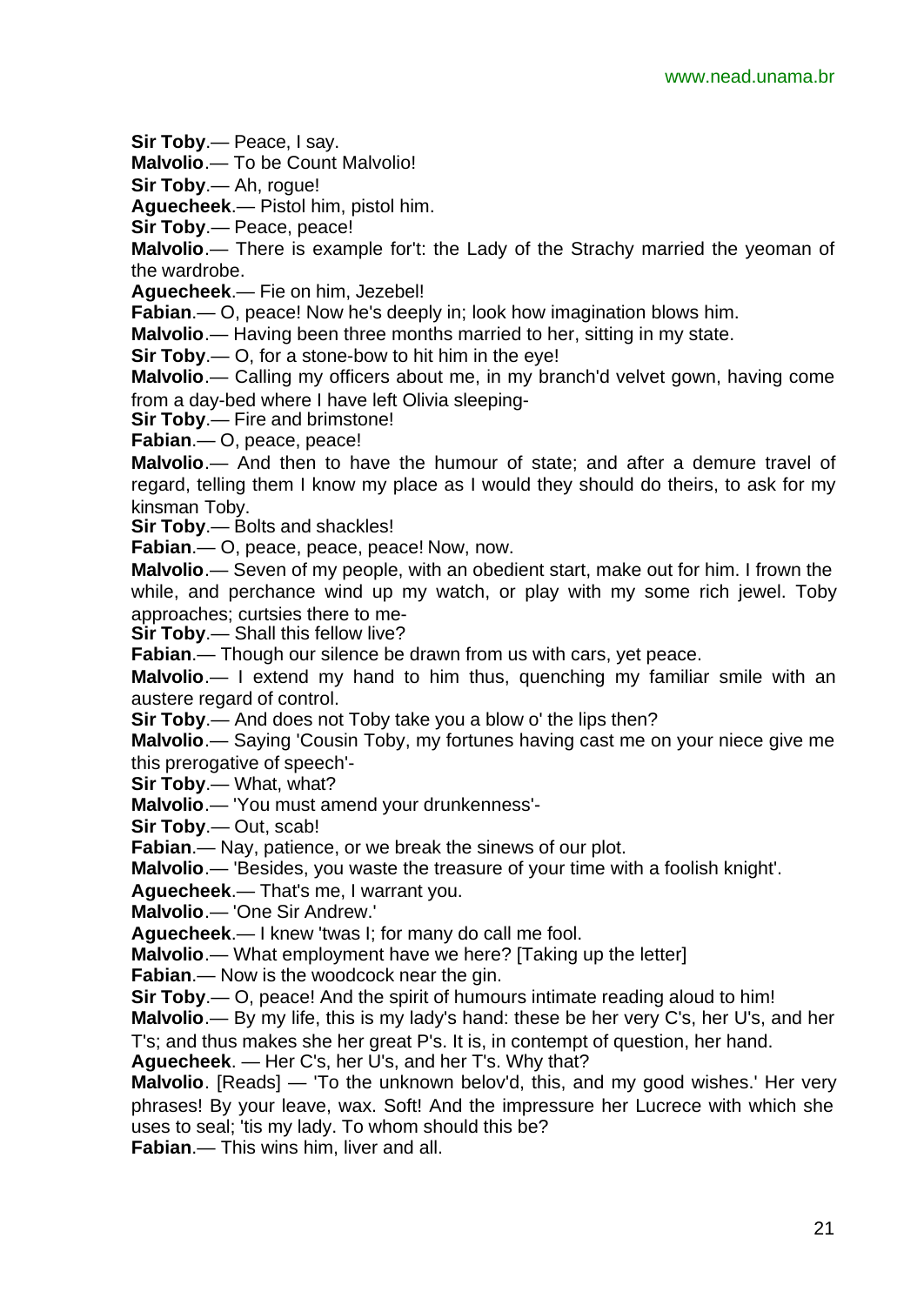**Sir Toby**.— Peace, I say.

**Malvolio**.— To be Count Malvolio!

**Sir Toby**.— Ah, rogue!

**Aguecheek**.— Pistol him, pistol him.

**Sir Toby**.— Peace, peace!

**Malvolio**.— There is example for't: the Lady of the Strachy married the yeoman of the wardrobe.

**Aguecheek**.— Fie on him, Jezebel!

**Fabian**.— O, peace! Now he's deeply in; look how imagination blows him.

**Malvolio**.— Having been three months married to her, sitting in my state.

**Sir Toby**.— O, for a stone-bow to hit him in the eye!

**Malvolio**.— Calling my officers about me, in my branch'd velvet gown, having come from a day-bed where I have left Olivia sleeping-

**Sir Toby**.— Fire and brimstone!

**Fabian**.— O, peace, peace!

**Malvolio**.— And then to have the humour of state; and after a demure travel of regard, telling them I know my place as I would they should do theirs, to ask for my kinsman Toby.

**Sir Toby**.— Bolts and shackles!

**Fabian**.— O, peace, peace, peace! Now, now.

**Malvolio**.— Seven of my people, with an obedient start, make out for him. I frown the while, and perchance wind up my watch, or play with my some rich jewel. Toby approaches; curtsies there to me-

**Sir Toby**.— Shall this fellow live?

**Fabian**.— Though our silence be drawn from us with cars, yet peace.

**Malvolio**.— I extend my hand to him thus, quenching my familiar smile with an austere regard of control.

**Sir Toby**.— And does not Toby take you a blow o' the lips then?

**Malvolio**.— Saying 'Cousin Toby, my fortunes having cast me on your niece give me this prerogative of speech'-

**Sir Toby**.— What, what?

**Malvolio**.— 'You must amend your drunkenness'-

**Sir Toby**.— Out, scab!

**Fabian**.— Nay, patience, or we break the sinews of our plot.

**Malvolio**.— 'Besides, you waste the treasure of your time with a foolish knight'.

**Aguecheek**.— That's me, I warrant you.

**Malvolio**.— 'One Sir Andrew.'

**Aguecheek**.— I knew 'twas I; for many do call me fool.

**Malvolio**.— What employment have we here? [Taking up the letter]

**Fabian**.— Now is the woodcock near the gin.

**Sir Toby**.— O, peace! And the spirit of humours intimate reading aloud to him!

**Malvolio**.— By my life, this is my lady's hand: these be her very C's, her U's, and her T's; and thus makes she her great P's. It is, in contempt of question, her hand.

**Aguecheek**. — Her C's, her U's, and her T's. Why that?

**Malvolio**. [Reads] — 'To the unknown belov'd, this, and my good wishes.' Her very phrases! By your leave, wax. Soft! And the impressure her Lucrece with which she uses to seal; 'tis my lady. To whom should this be?

**Fabian**.— This wins him, liver and all.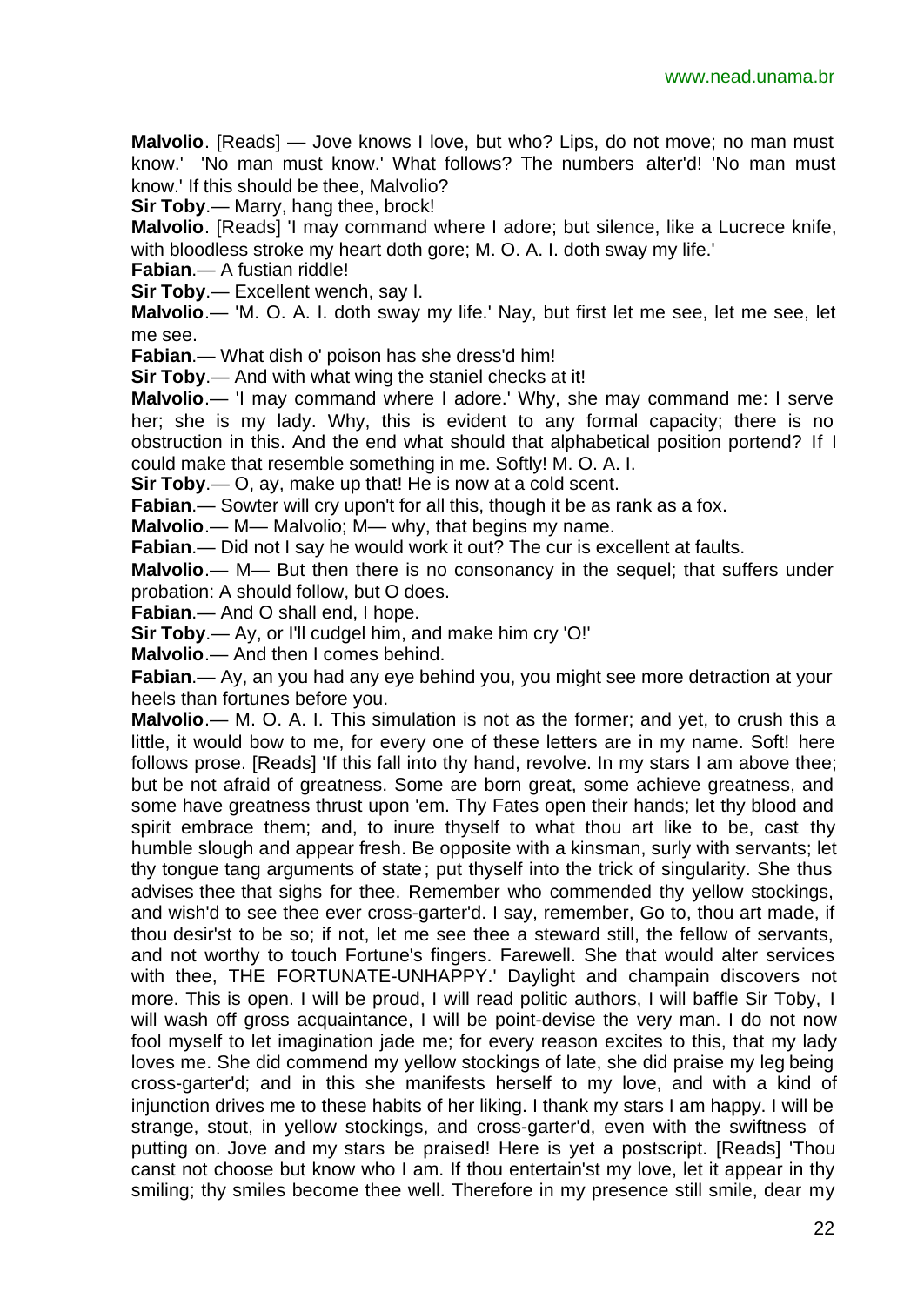**Malvolio**. [Reads] — Jove knows I love, but who? Lips, do not move; no man must know.' 'No man must know.' What follows? The numbers alter'd! 'No man must know.' If this should be thee, Malvolio?

**Sir Toby**.— Marry, hang thee, brock!

**Malvolio**. [Reads] 'I may command where I adore; but silence, like a Lucrece knife, with bloodless stroke my heart doth gore; M. O. A. I. doth sway my life.'

**Fabian**.— A fustian riddle!

**Sir Toby**.— Excellent wench, say I.

**Malvolio**.— 'M. O. A. I. doth sway my life.' Nay, but first let me see, let me see, let me see.

**Fabian**.— What dish o' poison has she dress'd him!

**Sir Toby**.— And with what wing the staniel checks at it!

**Malvolio**.— 'I may command where I adore.' Why, she may command me: I serve her; she is my lady. Why, this is evident to any formal capacity; there is no obstruction in this. And the end what should that alphabetical position portend? If I could make that resemble something in me. Softly! M. O. A. I.

**Sir Toby**.— O, ay, make up that! He is now at a cold scent.

**Fabian**.— Sowter will cry upon't for all this, though it be as rank as a fox.

**Malvolio**.— M— Malvolio; M— why, that begins my name.

**Fabian**.— Did not I say he would work it out? The cur is excellent at faults.

**Malvolio**.— M— But then there is no consonancy in the sequel; that suffers under probation: A should follow, but O does.

**Fabian**.— And O shall end, I hope.

**Sir Toby**.— Ay, or I'll cudgel him, and make him cry 'O!'

**Malvolio**.— And then I comes behind.

**Fabian**.— Ay, an you had any eye behind you, you might see more detraction at your heels than fortunes before you.

**Malvolio**.— M. O. A. I. This simulation is not as the former; and yet, to crush this a little, it would bow to me, for every one of these letters are in my name. Soft! here follows prose. [Reads] 'If this fall into thy hand, revolve. In my stars I am above thee; but be not afraid of greatness. Some are born great, some achieve greatness, and some have greatness thrust upon 'em. Thy Fates open their hands; let thy blood and spirit embrace them; and, to inure thyself to what thou art like to be, cast thy humble slough and appear fresh. Be opposite with a kinsman, surly with servants; let thy tongue tang arguments of state; put thyself into the trick of singularity. She thus advises thee that sighs for thee. Remember who commended thy yellow stockings, and wish'd to see thee ever cross-garter'd. I say, remember, Go to, thou art made, if thou desir'st to be so; if not, let me see thee a steward still, the fellow of servants, and not worthy to touch Fortune's fingers. Farewell. She that would alter services with thee, THE FORTUNATE-UNHAPPY.' Daylight and champain discovers not more. This is open. I will be proud, I will read politic authors, I will baffle Sir Toby, I will wash off gross acquaintance, I will be point-devise the very man. I do not now fool myself to let imagination jade me; for every reason excites to this, that my lady loves me. She did commend my yellow stockings of late, she did praise my leg being cross-garter'd; and in this she manifests herself to my love, and with a kind of injunction drives me to these habits of her liking. I thank my stars I am happy. I will be strange, stout, in yellow stockings, and cross-garter'd, even with the swiftness of putting on. Jove and my stars be praised! Here is yet a postscript. [Reads] 'Thou canst not choose but know who I am. If thou entertain'st my love, let it appear in thy smiling; thy smiles become thee well. Therefore in my presence still smile, dear my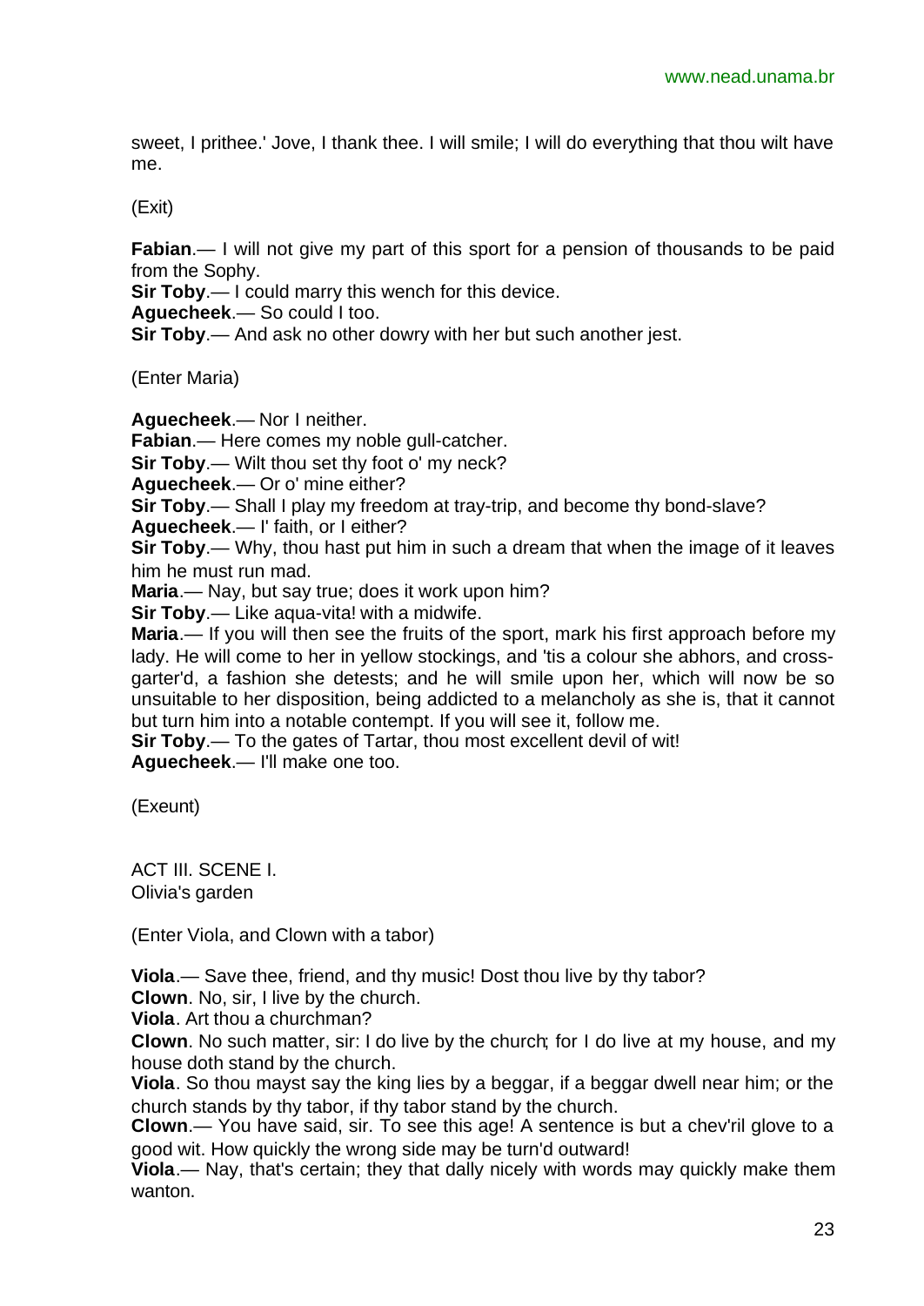sweet, I prithee.' Jove, I thank thee. I will smile; I will do everything that thou wilt have me.

(Exit)

**Fabian**.— I will not give my part of this sport for a pension of thousands to be paid from the Sophy.
**Sir Toby**.— I could marry this wench for this device.
**Aguecheek**.— So could I too.
**Sir Toby**.— And ask no other dowry with her but such another jest.

(Enter Maria)

**Aguecheek**.— Nor I neither.
**Fabian**.— Here comes my noble gull-catcher.
**Sir Toby**.— Wilt thou set thy foot o' my neck?
**Aguecheek**.— Or o' mine either?
**Sir Toby**.— Shall I play my freedom at tray-trip, and become thy bond-slave?
**Aguecheek**.— I' faith, or I either?
**Sir Toby**.— Why, thou hast put him in such a dream that when the image of it leaves him he must run mad.
**Maria**.— Nay, but say true; does it work upon him?
**Sir Toby**.— Like aqua-vita! with a midwife.
**Maria**.— If you will then see the fruits of the sport, mark his first approach before my lady. He will come to her in yellow stockings, and 'tis a colour she abhors, and cross-garter'd, a fashion she detests; and he will smile upon her, which will now be so unsuitable to her disposition, being addicted to a melancholy as she is, that it cannot but turn him into a notable contempt. If you will see it, follow me.
**Sir Toby**.— To the gates of Tartar, thou most excellent devil of wit!
**Aguecheek**.— I'll make one too.

(Exeunt)

## ACT III. SCENE I.
Olivia's garden

(Enter Viola, and Clown with a tabor)

**Viola**.— Save thee, friend, and thy music! Dost thou live by thy tabor?
**Clown**. No, sir, I live by the church.
**Viola**. Art thou a churchman?
**Clown**. No such matter, sir: I do live by the church; for I do live at my house, and my house doth stand by the church.
**Viola**. So thou mayst say the king lies by a beggar, if a beggar dwell near him; or the church stands by thy tabor, if thy tabor stand by the church.
**Clown**.— You have said, sir. To see this age! A sentence is but a chev'ril glove to a good wit. How quickly the wrong side may be turn'd outward!
**Viola**.— Nay, that's certain; they that dally nicely with words may quickly make them wanton.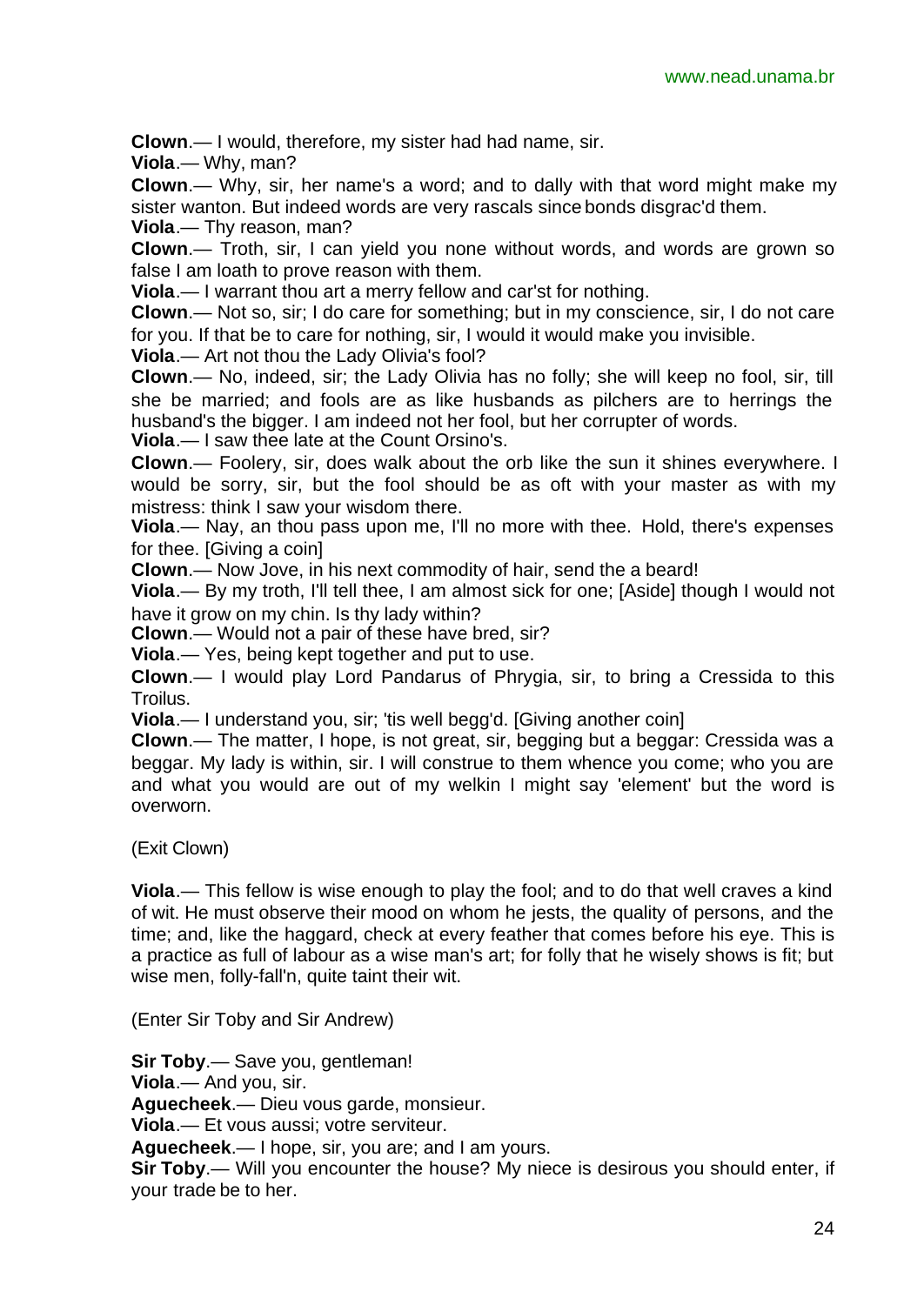**Clown**.— I would, therefore, my sister had had name, sir.

**Viola**.— Why, man?

**Clown**.— Why, sir, her name's a word; and to dally with that word might make my sister wanton. But indeed words are very rascals since bonds disgrac'd them.

**Viola**.— Thy reason, man?

**Clown**.— Troth, sir, I can yield you none without words, and words are grown so false I am loath to prove reason with them.

**Viola**.— I warrant thou art a merry fellow and car'st for nothing.

**Clown**.— Not so, sir; I do care for something; but in my conscience, sir, I do not care for you. If that be to care for nothing, sir, I would it would make you invisible.

**Viola**.— Art not thou the Lady Olivia's fool?

**Clown**.— No, indeed, sir; the Lady Olivia has no folly; she will keep no fool, sir, till she be married; and fools are as like husbands as pilchers are to herrings the husband's the bigger. I am indeed not her fool, but her corrupter of words.

**Viola**.— I saw thee late at the Count Orsino's.

**Clown**.— Foolery, sir, does walk about the orb like the sun it shines everywhere. I would be sorry, sir, but the fool should be as oft with your master as with my mistress: think I saw your wisdom there.

**Viola**.— Nay, an thou pass upon me, I'll no more with thee. Hold, there's expenses for thee. [Giving a coin]

**Clown**.— Now Jove, in his next commodity of hair, send the a beard!

**Viola**.— By my troth, I'll tell thee, I am almost sick for one; [Aside] though I would not have it grow on my chin. Is thy lady within?

**Clown**.— Would not a pair of these have bred, sir?

**Viola**.— Yes, being kept together and put to use.

**Clown**.— I would play Lord Pandarus of Phrygia, sir, to bring a Cressida to this Troilus.

**Viola**.— I understand you, sir; 'tis well begg'd. [Giving another coin]

**Clown**.— The matter, I hope, is not great, sir, begging but a beggar: Cressida was a beggar. My lady is within, sir. I will construe to them whence you come; who you are and what you would are out of my welkin I might say 'element' but the word is overworn.

(Exit Clown)

**Viola**.— This fellow is wise enough to play the fool; and to do that well craves a kind of wit. He must observe their mood on whom he jests, the quality of persons, and the time; and, like the haggard, check at every feather that comes before his eye. This is a practice as full of labour as a wise man's art; for folly that he wisely shows is fit; but wise men, folly-fall'n, quite taint their wit.

(Enter Sir Toby and Sir Andrew)

**Sir Toby**.— Save you, gentleman!

**Viola**.— And you, sir.

**Aguecheek**.— Dieu vous garde, monsieur.

**Viola**.— Et vous aussi; votre serviteur.

**Aguecheek**.— I hope, sir, you are; and I am yours.

**Sir Toby**.— Will you encounter the house? My niece is desirous you should enter, if your trade be to her.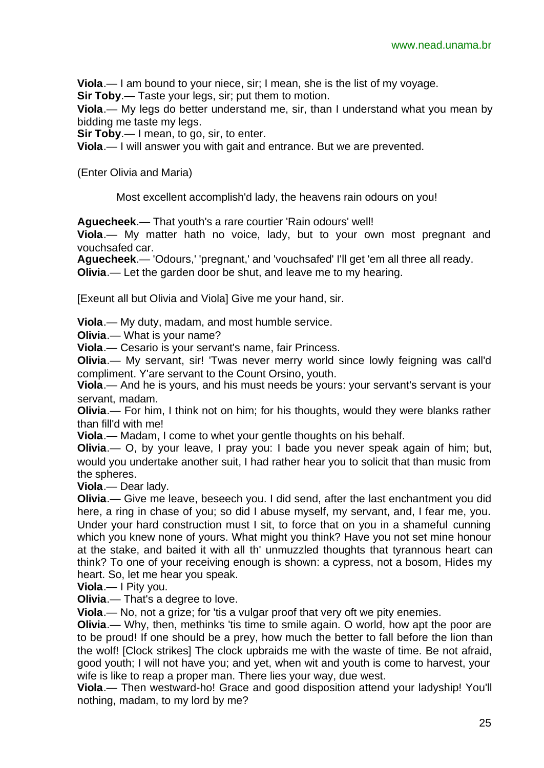**Viola**.— I am bound to your niece, sir; I mean, she is the list of my voyage.
**Sir Toby**.— Taste your legs, sir; put them to motion.
**Viola**.— My legs do better understand me, sir, than I understand what you mean by bidding me taste my legs.
**Sir Toby**.— I mean, to go, sir, to enter.
**Viola**.— I will answer you with gait and entrance. But we are prevented.

(Enter Olivia and Maria)

Most excellent accomplish'd lady, the heavens rain odours on you!

**Aguecheek**.— That youth's a rare courtier 'Rain odours' well!
**Viola**.— My matter hath no voice, lady, but to your own most pregnant and vouchsafed car.
**Aguecheek**.— 'Odours,' 'pregnant,' and 'vouchsafed' I'll get 'em all three all ready.
**Olivia**.— Let the garden door be shut, and leave me to my hearing.

[Exeunt all but Olivia and Viola] Give me your hand, sir.

**Viola**.— My duty, madam, and most humble service.
**Olivia**.— What is your name?
**Viola**.— Cesario is your servant's name, fair Princess.
**Olivia**.— My servant, sir! 'Twas never merry world since lowly feigning was call'd compliment. Y'are servant to the Count Orsino, youth.
**Viola**.— And he is yours, and his must needs be yours: your servant's servant is your servant, madam.
**Olivia**.— For him, I think not on him; for his thoughts, would they were blanks rather than fill'd with me!
**Viola**.— Madam, I come to whet your gentle thoughts on his behalf.
**Olivia**.— O, by your leave, I pray you: I bade you never speak again of him; but, would you undertake another suit, I had rather hear you to solicit that than music from the spheres.
**Viola**.— Dear lady.
**Olivia**.— Give me leave, beseech you. I did send, after the last enchantment you did here, a ring in chase of you; so did I abuse myself, my servant, and, I fear me, you. Under your hard construction must I sit, to force that on you in a shameful cunning which you knew none of yours. What might you think? Have you not set mine honour at the stake, and baited it with all th' unmuzzled thoughts that tyrannous heart can think? To one of your receiving enough is shown: a cypress, not a bosom, Hides my heart. So, let me hear you speak.
**Viola**.— I Pity you.
**Olivia**.— That's a degree to love.
**Viola**.— No, not a grize; for 'tis a vulgar proof that very oft we pity enemies.
**Olivia**.— Why, then, methinks 'tis time to smile again. O world, how apt the poor are to be proud! If one should be a prey, how much the better to fall before the lion than the wolf! [Clock strikes] The clock upbraids me with the waste of time. Be not afraid, good youth; I will not have you; and yet, when wit and youth is come to harvest, your wife is like to reap a proper man. There lies your way, due west.
**Viola**.— Then westward-ho! Grace and good disposition attend your ladyship! You'll nothing, madam, to my lord by me?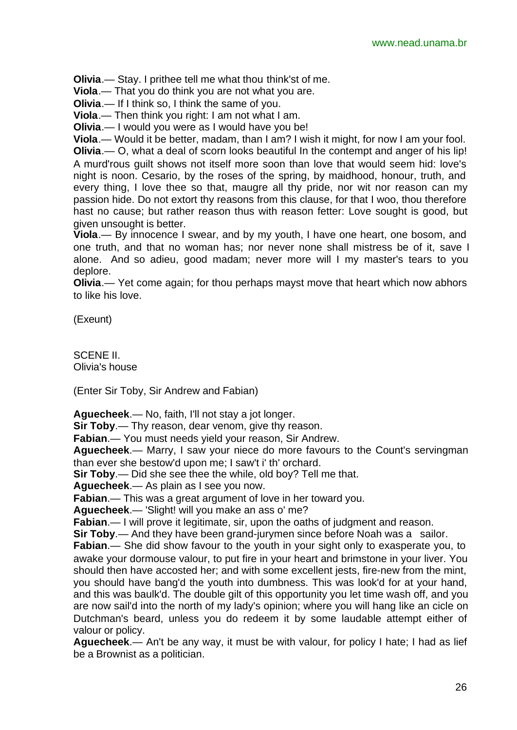**Olivia**.— Stay. I prithee tell me what thou think'st of me.
**Viola**.— That you do think you are not what you are.
**Olivia**.— If I think so, I think the same of you.
**Viola**.— Then think you right: I am not what I am.
**Olivia**.— I would you were as I would have you be!
**Viola**.— Would it be better, madam, than I am? I wish it might, for now I am your fool.
**Olivia**.— O, what a deal of scorn looks beautiful In the contempt and anger of his lip! A murd'rous guilt shows not itself more soon than love that would seem hid: love's night is noon. Cesario, by the roses of the spring, by maidhood, honour, truth, and every thing, I love thee so that, maugre all thy pride, nor wit nor reason can my passion hide. Do not extort thy reasons from this clause, for that I woo, thou therefore hast no cause; but rather reason thus with reason fetter: Love sought is good, but given unsought is better.
**Viola**.— By innocence I swear, and by my youth, I have one heart, one bosom, and one truth, and that no woman has; nor never none shall mistress be of it, save I alone. And so adieu, good madam; never more will I my master's tears to you deplore.
**Olivia**.— Yet come again; for thou perhaps mayst move that heart which now abhors to like his love.

(Exeunt)

SCENE II.
Olivia's house

(Enter Sir Toby, Sir Andrew and Fabian)

**Aguecheek**.— No, faith, I'll not stay a jot longer.
**Sir Toby**.— Thy reason, dear venom, give thy reason.
**Fabian**.— You must needs yield your reason, Sir Andrew.
**Aguecheek**.— Marry, I saw your niece do more favours to the Count's servingman than ever she bestow'd upon me; I saw't i' th' orchard.
**Sir Toby**.— Did she see thee the while, old boy? Tell me that.
**Aguecheek**.— As plain as I see you now.
**Fabian**.— This was a great argument of love in her toward you.
**Aguecheek**.— 'Slight! will you make an ass o' me?
**Fabian**.— I will prove it legitimate, sir, upon the oaths of judgment and reason.
**Sir Toby**.— And they have been grand-jurymen since before Noah was a sailor.
**Fabian**.— She did show favour to the youth in your sight only to exasperate you, to awake your dormouse valour, to put fire in your heart and brimstone in your liver. You should then have accosted her; and with some excellent jests, fire-new from the mint, you should have bang'd the youth into dumbness. This was look'd for at your hand, and this was baulk'd. The double gilt of this opportunity you let time wash off, and you are now sail'd into the north of my lady's opinion; where you will hang like an cicle on Dutchman's beard, unless you do redeem it by some laudable attempt either of valour or policy.
**Aguecheek**.— An't be any way, it must be with valour, for policy I hate; I had as lief be a Brownist as a politician.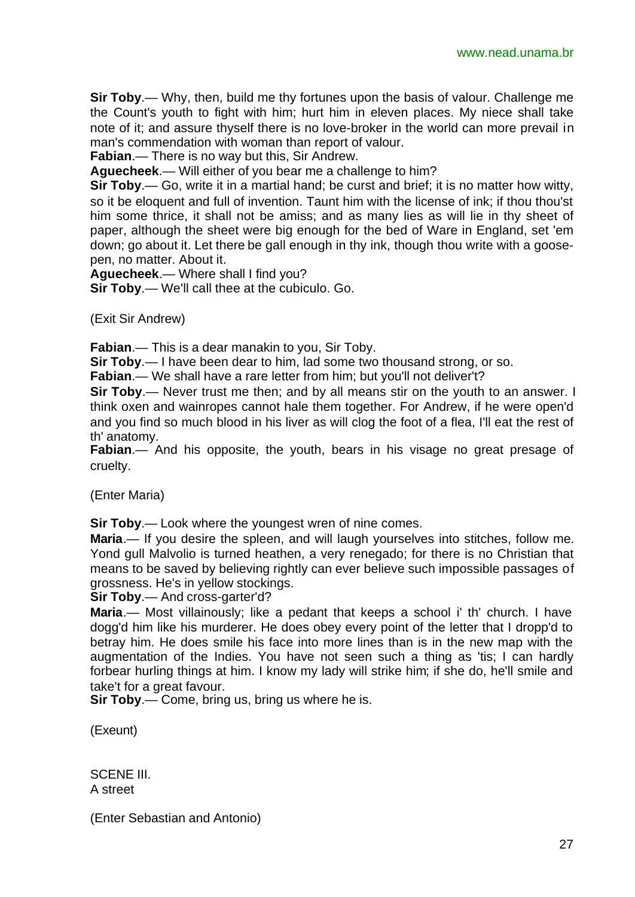**Sir Toby**.— Why, then, build me thy fortunes upon the basis of valour. Challenge me the Count's youth to fight with him; hurt him in eleven places. My niece shall take note of it; and assure thyself there is no love-broker in the world can more prevail in man's commendation with woman than report of valour.

**Fabian**.— There is no way but this, Sir Andrew.

**Aguecheek**.— Will either of you bear me a challenge to him?

**Sir Toby**.— Go, write it in a martial hand; be curst and brief; it is no matter how witty, so it be eloquent and full of invention. Taunt him with the license of ink; if thou thou'st him some thrice, it shall not be amiss; and as many lies as will lie in thy sheet of paper, although the sheet were big enough for the bed of Ware in England, set 'em down; go about it. Let there be gall enough in thy ink, though thou write with a goose-pen, no matter. About it.

**Aguecheek**.— Where shall I find you?

**Sir Toby**.— We'll call thee at the cubiculo. Go.

(Exit Sir Andrew)

**Fabian**.— This is a dear manakin to you, Sir Toby.

**Sir Toby**.— I have been dear to him, lad some two thousand strong, or so.

**Fabian**.— We shall have a rare letter from him; but you'll not deliver't?

**Sir Toby**.— Never trust me then; and by all means stir on the youth to an answer. I think oxen and wainropes cannot hale them together. For Andrew, if he were open'd and you find so much blood in his liver as will clog the foot of a flea, I'll eat the rest of th' anatomy.

**Fabian**.— And his opposite, the youth, bears in his visage no great presage of cruelty.

(Enter Maria)

**Sir Toby**.— Look where the youngest wren of nine comes.

**Maria**.— If you desire the spleen, and will laugh yourselves into stitches, follow me. Yond gull Malvolio is turned heathen, a very renegado; for there is no Christian that means to be saved by believing rightly can ever believe such impossible passages of grossness. He's in yellow stockings.

**Sir Toby**.— And cross-garter'd?

**Maria**.— Most villainously; like a pedant that keeps a school i' th' church. I have dogg'd him like his murderer. He does obey every point of the letter that I dropp'd to betray him. He does smile his face into more lines than is in the new map with the augmentation of the Indies. You have not seen such a thing as 'tis; I can hardly forbear hurling things at him. I know my lady will strike him; if she do, he'll smile and take't for a great favour.

**Sir Toby**.— Come, bring us, bring us where he is.

(Exeunt)

SCENE III.
A street

(Enter Sebastian and Antonio)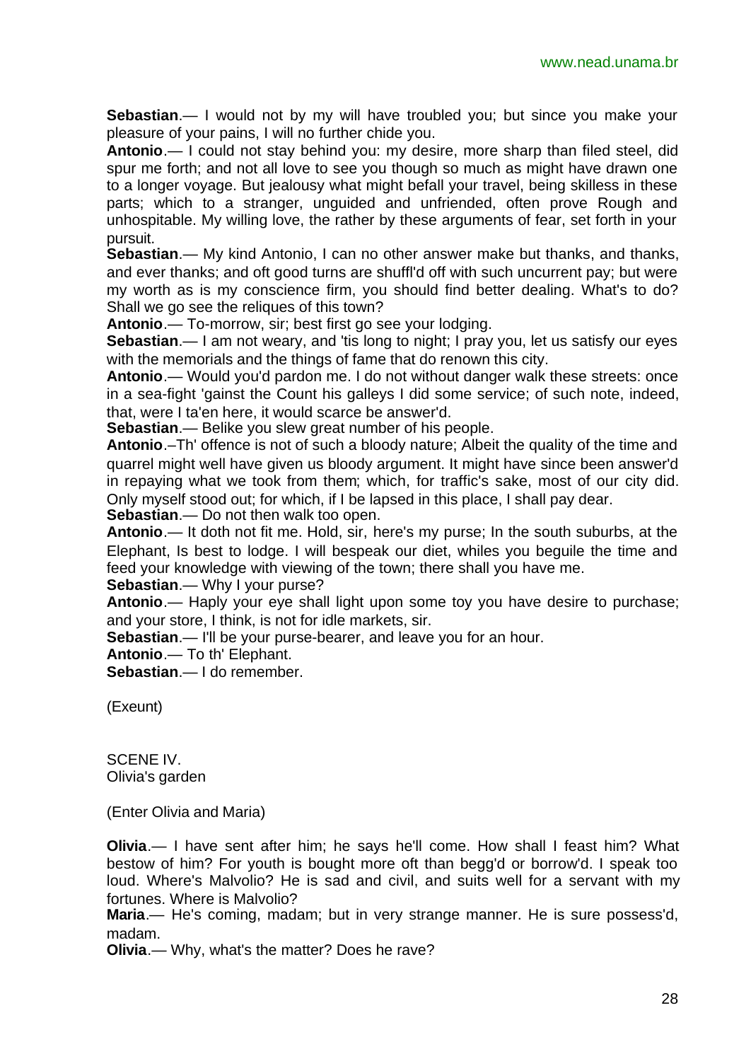**Sebastian**.— I would not by my will have troubled you; but since you make your pleasure of your pains, I will no further chide you.

**Antonio**.— I could not stay behind you: my desire, more sharp than filed steel, did spur me forth; and not all love to see you though so much as might have drawn one to a longer voyage. But jealousy what might befall your travel, being skilless in these parts; which to a stranger, unguided and unfriended, often prove Rough and unhospitable. My willing love, the rather by these arguments of fear, set forth in your pursuit.

**Sebastian**.— My kind Antonio, I can no other answer make but thanks, and thanks, and ever thanks; and oft good turns are shuffl'd off with such uncurrent pay; but were my worth as is my conscience firm, you should find better dealing. What's to do? Shall we go see the reliques of this town?

**Antonio**.— To-morrow, sir; best first go see your lodging.

**Sebastian**.— I am not weary, and 'tis long to night; I pray you, let us satisfy our eyes with the memorials and the things of fame that do renown this city.

**Antonio**.— Would you'd pardon me. I do not without danger walk these streets: once in a sea-fight 'gainst the Count his galleys I did some service; of such note, indeed, that, were I ta'en here, it would scarce be answer'd.

**Sebastian**.— Belike you slew great number of his people.

**Antonio**.–Th' offence is not of such a bloody nature; Albeit the quality of the time and quarrel might well have given us bloody argument. It might have since been answer'd in repaying what we took from them; which, for traffic's sake, most of our city did. Only myself stood out; for which, if I be lapsed in this place, I shall pay dear.

**Sebastian**.— Do not then walk too open.

**Antonio**.— It doth not fit me. Hold, sir, here's my purse; In the south suburbs, at the Elephant, Is best to lodge. I will bespeak our diet, whiles you beguile the time and feed your knowledge with viewing of the town; there shall you have me.

**Sebastian**.— Why I your purse?

**Antonio**.— Haply your eye shall light upon some toy you have desire to purchase; and your store, I think, is not for idle markets, sir.

**Sebastian**.— I'll be your purse-bearer, and leave you for an hour.

**Antonio**.— To th' Elephant.

**Sebastian**.— I do remember.

(Exeunt)

SCENE IV.
Olivia's garden

(Enter Olivia and Maria)

**Olivia**.— I have sent after him; he says he'll come. How shall I feast him? What bestow of him? For youth is bought more oft than begg'd or borrow'd. I speak too loud. Where's Malvolio? He is sad and civil, and suits well for a servant with my fortunes. Where is Malvolio?

**Maria**.— He's coming, madam; but in very strange manner. He is sure possess'd, madam.

**Olivia**.— Why, what's the matter? Does he rave?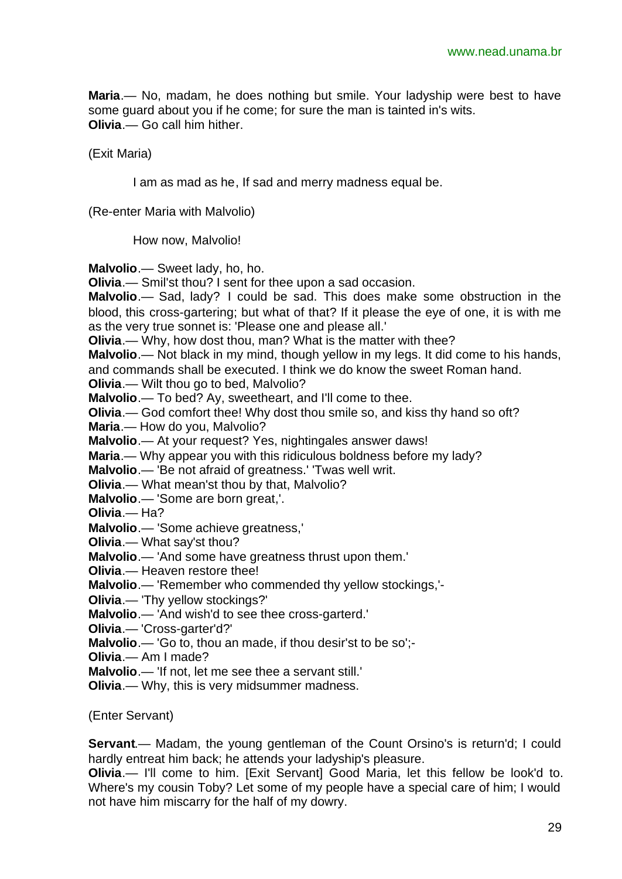**Maria**.— No, madam, he does nothing but smile. Your ladyship were best to have some guard about you if he come; for sure the man is tainted in's wits.
**Olivia**.— Go call him hither.

(Exit Maria)

I am as mad as he, If sad and merry madness equal be.

(Re-enter Maria with Malvolio)

How now, Malvolio!

**Malvolio**.— Sweet lady, ho, ho.
**Olivia**.— Smil'st thou? I sent for thee upon a sad occasion.
**Malvolio**.— Sad, lady? I could be sad. This does make some obstruction in the blood, this cross-gartering; but what of that? If it please the eye of one, it is with me as the very true sonnet is: 'Please one and please all.'
**Olivia**.— Why, how dost thou, man? What is the matter with thee?
**Malvolio**.— Not black in my mind, though yellow in my legs. It did come to his hands, and commands shall be executed. I think we do know the sweet Roman hand.
**Olivia**.— Wilt thou go to bed, Malvolio?
**Malvolio**.— To bed? Ay, sweetheart, and I'll come to thee.
**Olivia**.— God comfort thee! Why dost thou smile so, and kiss thy hand so oft?
**Maria**.— How do you, Malvolio?
**Malvolio**.— At your request? Yes, nightingales answer daws!
**Maria**.— Why appear you with this ridiculous boldness before my lady?
**Malvolio**.— 'Be not afraid of greatness.' 'Twas well writ.
**Olivia**.— What mean'st thou by that, Malvolio?
**Malvolio**.— 'Some are born great,'.
**Olivia**.— Ha?
**Malvolio**.— 'Some achieve greatness,'
**Olivia**.— What say'st thou?
**Malvolio**.— 'And some have greatness thrust upon them.'
**Olivia**.— Heaven restore thee!
**Malvolio**.— 'Remember who commended thy yellow stockings,'-
**Olivia**.— 'Thy yellow stockings?'
**Malvolio**.— 'And wish'd to see thee cross-garterd.'
**Olivia**.— 'Cross-garter'd?'
**Malvolio**.— 'Go to, thou an made, if thou desir'st to be so';-
**Olivia**.— Am I made?
**Malvolio**.— 'If not, let me see thee a servant still.'
**Olivia**.— Why, this is very midsummer madness.

(Enter Servant)

**Servant**.— Madam, the young gentleman of the Count Orsino's is return'd; I could hardly entreat him back; he attends your ladyship's pleasure.
**Olivia**.— I'll come to him. [Exit Servant] Good Maria, let this fellow be look'd to. Where's my cousin Toby? Let some of my people have a special care of him; I would not have him miscarry for the half of my dowry.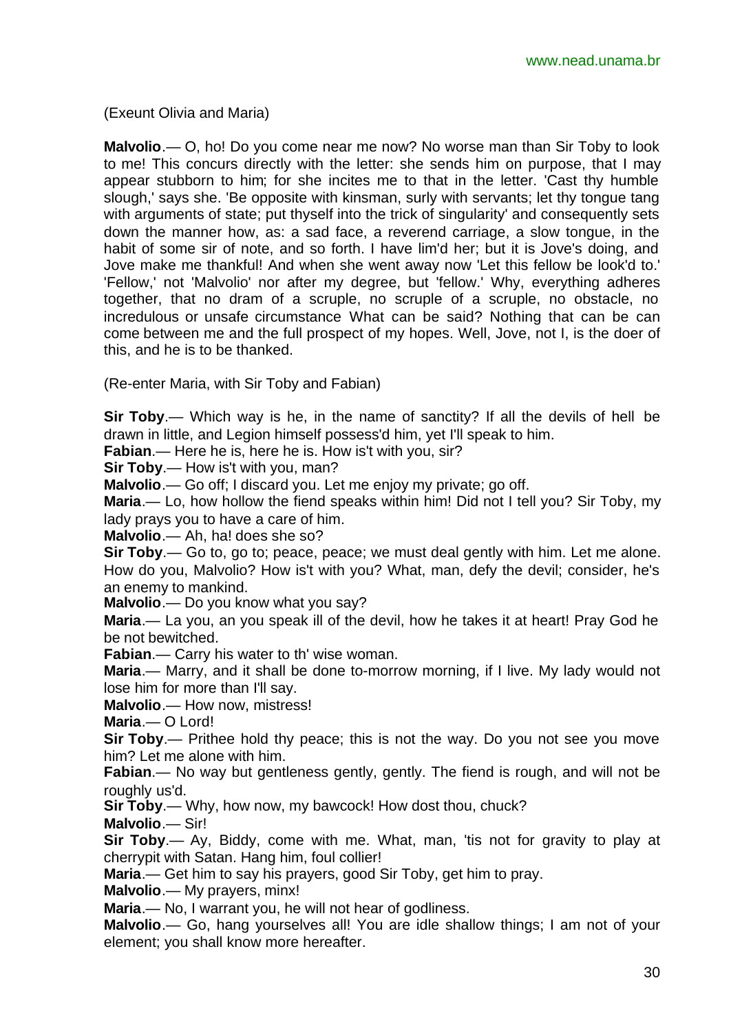(Exeunt Olivia and Maria)

**Malvolio**.— O, ho! Do you come near me now? No worse man than Sir Toby to look to me! This concurs directly with the letter: she sends him on purpose, that I may appear stubborn to him; for she incites me to that in the letter. 'Cast thy humble slough,' says she. 'Be opposite with kinsman, surly with servants; let thy tongue tang with arguments of state; put thyself into the trick of singularity' and consequently sets down the manner how, as: a sad face, a reverend carriage, a slow tongue, in the habit of some sir of note, and so forth. I have lim'd her; but it is Jove's doing, and Jove make me thankful! And when she went away now 'Let this fellow be look'd to.' 'Fellow,' not 'Malvolio' nor after my degree, but 'fellow.' Why, everything adheres together, that no dram of a scruple, no scruple of a scruple, no obstacle, no incredulous or unsafe circumstance What can be said? Nothing that can be can come between me and the full prospect of my hopes. Well, Jove, not I, is the doer of this, and he is to be thanked.

(Re-enter Maria, with Sir Toby and Fabian)

**Sir Toby**.— Which way is he, in the name of sanctity? If all the devils of hell be drawn in little, and Legion himself possess'd him, yet I'll speak to him.
**Fabian**.— Here he is, here he is. How is't with you, sir?
**Sir Toby**.— How is't with you, man?
**Malvolio**.— Go off; I discard you. Let me enjoy my private; go off.
**Maria**.— Lo, how hollow the fiend speaks within him! Did not I tell you? Sir Toby, my lady prays you to have a care of him.
**Malvolio**.— Ah, ha! does she so?
**Sir Toby**.— Go to, go to; peace, peace; we must deal gently with him. Let me alone. How do you, Malvolio? How is't with you? What, man, defy the devil; consider, he's an enemy to mankind.
**Malvolio**.— Do you know what you say?
**Maria**.— La you, an you speak ill of the devil, how he takes it at heart! Pray God he be not bewitched.
**Fabian**.— Carry his water to th' wise woman.
**Maria**.— Marry, and it shall be done to-morrow morning, if I live. My lady would not lose him for more than I'll say.
**Malvolio**.— How now, mistress!
**Maria**.— O Lord!
**Sir Toby**.— Prithee hold thy peace; this is not the way. Do you not see you move him? Let me alone with him.
**Fabian**.— No way but gentleness gently, gently. The fiend is rough, and will not be roughly us'd.
**Sir Toby**.— Why, how now, my bawcock! How dost thou, chuck?
**Malvolio**.— Sir!
**Sir Toby**.— Ay, Biddy, come with me. What, man, 'tis not for gravity to play at cherrypit with Satan. Hang him, foul collier!
**Maria**.— Get him to say his prayers, good Sir Toby, get him to pray.
**Malvolio**.— My prayers, minx!
**Maria**.— No, I warrant you, he will not hear of godliness.
**Malvolio**.— Go, hang yourselves all! You are idle shallow things; I am not of your element; you shall know more hereafter.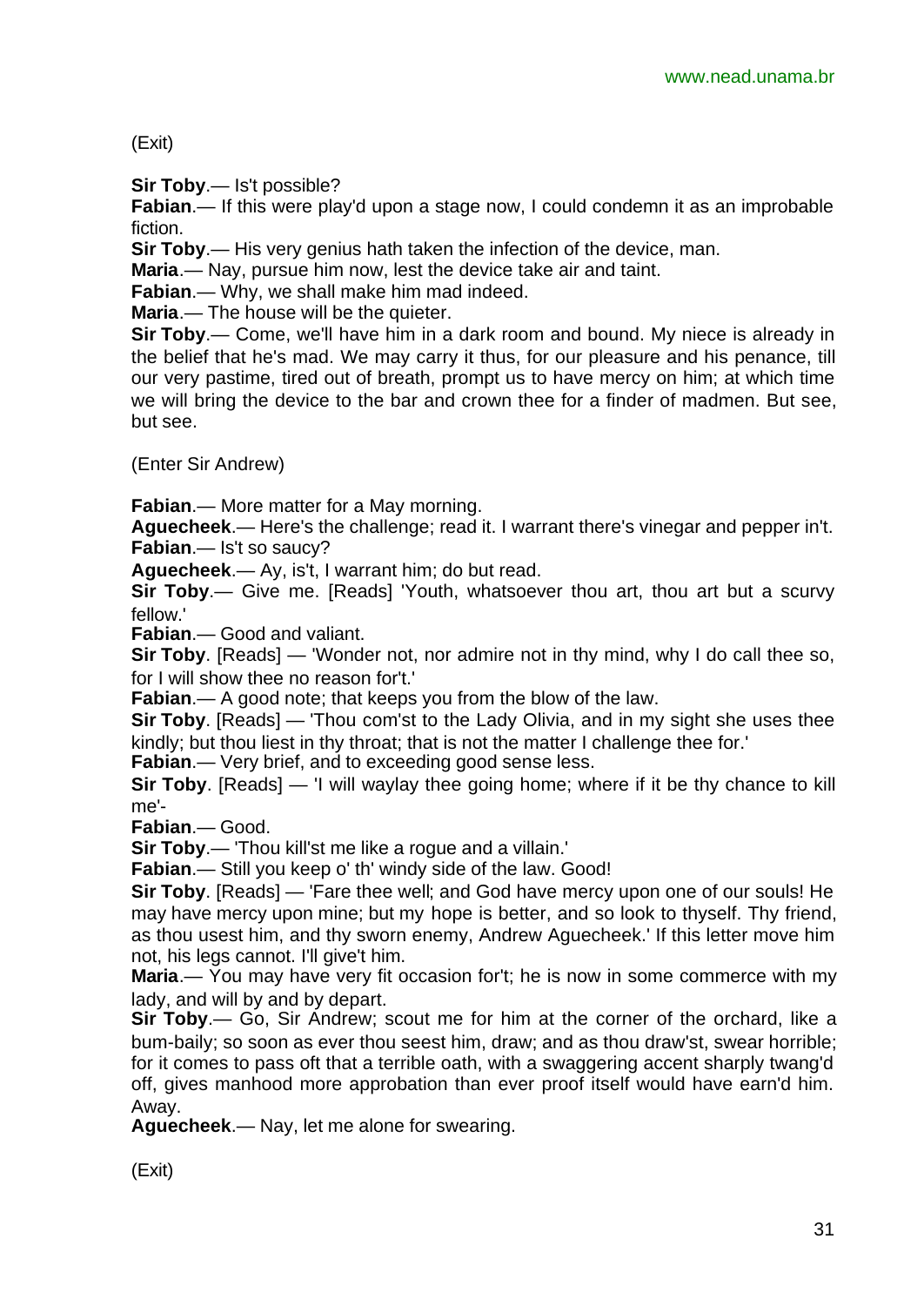(Exit)

**Sir Toby**.— Is't possible?

**Fabian**.— If this were play'd upon a stage now, I could condemn it as an improbable fiction.

**Sir Toby**.— His very genius hath taken the infection of the device, man.

**Maria**.— Nay, pursue him now, lest the device take air and taint.

**Fabian**.— Why, we shall make him mad indeed.

**Maria**.— The house will be the quieter.

**Sir Toby**.— Come, we'll have him in a dark room and bound. My niece is already in the belief that he's mad. We may carry it thus, for our pleasure and his penance, till our very pastime, tired out of breath, prompt us to have mercy on him; at which time we will bring the device to the bar and crown thee for a finder of madmen. But see, but see.

(Enter Sir Andrew)

**Fabian**.— More matter for a May morning.

**Aguecheek**.— Here's the challenge; read it. I warrant there's vinegar and pepper in't.

**Fabian**.— Is't so saucy?

**Aguecheek**.— Ay, is't, I warrant him; do but read.

**Sir Toby**.— Give me. [Reads] 'Youth, whatsoever thou art, thou art but a scurvy fellow.'

**Fabian**.— Good and valiant.

**Sir Toby**. [Reads] — 'Wonder not, nor admire not in thy mind, why I do call thee so, for I will show thee no reason for't.'

**Fabian**.— A good note; that keeps you from the blow of the law.

**Sir Toby**. [Reads] — 'Thou com'st to the Lady Olivia, and in my sight she uses thee kindly; but thou liest in thy throat; that is not the matter I challenge thee for.'

**Fabian**.— Very brief, and to exceeding good sense less.

**Sir Toby**. [Reads] — 'I will waylay thee going home; where if it be thy chance to kill me'-

**Fabian**.— Good.

**Sir Toby**.— 'Thou kill'st me like a rogue and a villain.'

**Fabian**.— Still you keep o' th' windy side of the law. Good!

**Sir Toby**. [Reads] — 'Fare thee well; and God have mercy upon one of our souls! He may have mercy upon mine; but my hope is better, and so look to thyself. Thy friend, as thou usest him, and thy sworn enemy, Andrew Aguecheek.' If this letter move him not, his legs cannot. I'll give't him.

**Maria**.— You may have very fit occasion for't; he is now in some commerce with my lady, and will by and by depart.

**Sir Toby**.— Go, Sir Andrew; scout me for him at the corner of the orchard, like a bum-baily; so soon as ever thou seest him, draw; and as thou draw'st, swear horrible; for it comes to pass oft that a terrible oath, with a swaggering accent sharply twang'd off, gives manhood more approbation than ever proof itself would have earn'd him. Away.

**Aguecheek**.— Nay, let me alone for swearing.

(Exit)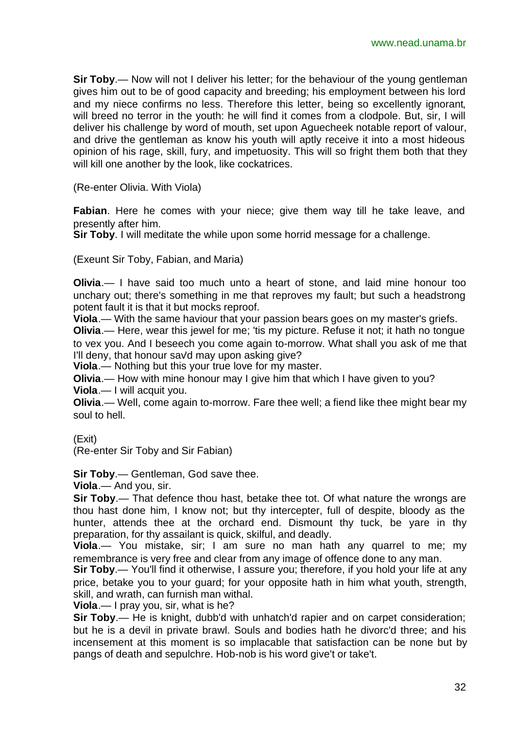**Sir Toby**.— Now will not I deliver his letter; for the behaviour of the young gentleman gives him out to be of good capacity and breeding; his employment between his lord and my niece confirms no less. Therefore this letter, being so excellently ignorant, will breed no terror in the youth: he will find it comes from a clodpole. But, sir, I will deliver his challenge by word of mouth, set upon Aguecheek notable report of valour, and drive the gentleman as know his youth will aptly receive it into a most hideous opinion of his rage, skill, fury, and impetuosity. This will so fright them both that they will kill one another by the look, like cockatrices.

(Re-enter Olivia. With Viola)

**Fabian**. Here he comes with your niece; give them way till he take leave, and presently after him.
**Sir Toby**. I will meditate the while upon some horrid message for a challenge.

(Exeunt Sir Toby, Fabian, and Maria)

**Olivia**.— I have said too much unto a heart of stone, and laid mine honour too unchary out; there's something in me that reproves my fault; but such a headstrong potent fault it is that it but mocks reproof.
**Viola**.— With the same haviour that your passion bears goes on my master's griefs.
**Olivia**.— Here, wear this jewel for me; 'tis my picture. Refuse it not; it hath no tongue to vex you. And I beseech you come again to-morrow. What shall you ask of me that I'll deny, that honour sav'd may upon asking give?
**Viola**.— Nothing but this your true love for my master.
**Olivia**.— How with mine honour may I give him that which I have given to you?
**Viola**.— I will acquit you.
**Olivia**.— Well, come again to-morrow. Fare thee well; a fiend like thee might bear my soul to hell.

(Exit)
(Re-enter Sir Toby and Sir Fabian)

**Sir Toby**.— Gentleman, God save thee.
**Viola**.— And you, sir.
**Sir Toby**.— That defence thou hast, betake thee tot. Of what nature the wrongs are thou hast done him, I know not; but thy intercepter, full of despite, bloody as the hunter, attends thee at the orchard end. Dismount thy tuck, be yare in thy preparation, for thy assailant is quick, skilful, and deadly.
**Viola**.— You mistake, sir; I am sure no man hath any quarrel to me; my remembrance is very free and clear from any image of offence done to any man.
**Sir Toby**.— You'll find it otherwise, I assure you; therefore, if you hold your life at any price, betake you to your guard; for your opposite hath in him what youth, strength, skill, and wrath, can furnish man withal.
**Viola**.— I pray you, sir, what is he?
**Sir Toby**.— He is knight, dubb'd with unhatch'd rapier and on carpet consideration; but he is a devil in private brawl. Souls and bodies hath he divorc'd three; and his incensement at this moment is so implacable that satisfaction can be none but by pangs of death and sepulchre. Hob-nob is his word give't or take't.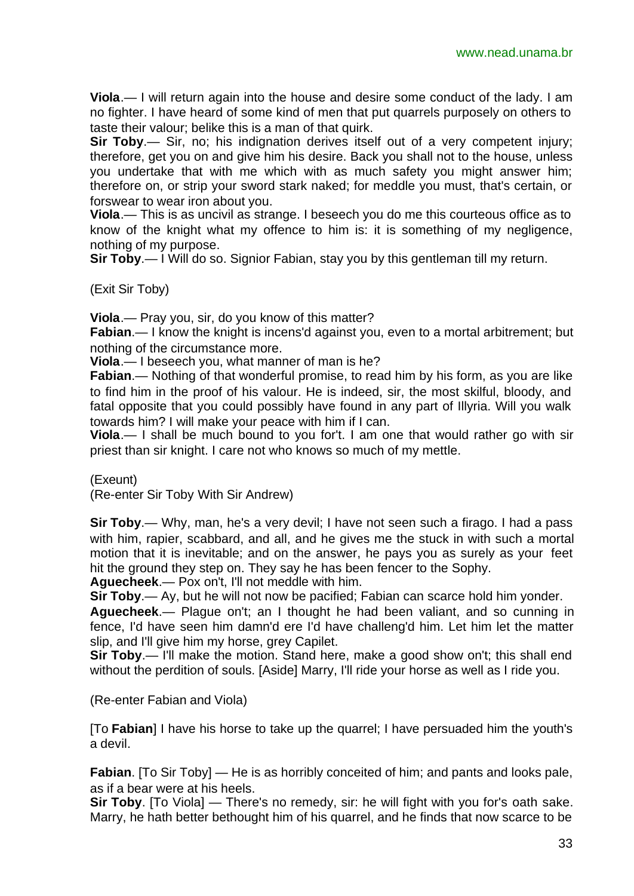**Viola**.— I will return again into the house and desire some conduct of the lady. I am no fighter. I have heard of some kind of men that put quarrels purposely on others to taste their valour; belike this is a man of that quirk.

**Sir Toby**.— Sir, no; his indignation derives itself out of a very competent injury; therefore, get you on and give him his desire. Back you shall not to the house, unless you undertake that with me which with as much safety you might answer him; therefore on, or strip your sword stark naked; for meddle you must, that's certain, or forswear to wear iron about you.

**Viola**.— This is as uncivil as strange. I beseech you do me this courteous office as to know of the knight what my offence to him is: it is something of my negligence, nothing of my purpose.

**Sir Toby**.— I Will do so. Signior Fabian, stay you by this gentleman till my return.

(Exit Sir Toby)

**Viola**.— Pray you, sir, do you know of this matter?

**Fabian**.— I know the knight is incens'd against you, even to a mortal arbitrement; but nothing of the circumstance more.

**Viola**.— I beseech you, what manner of man is he?

**Fabian**.— Nothing of that wonderful promise, to read him by his form, as you are like to find him in the proof of his valour. He is indeed, sir, the most skilful, bloody, and fatal opposite that you could possibly have found in any part of Illyria. Will you walk towards him? I will make your peace with him if I can.

**Viola**.— I shall be much bound to you for't. I am one that would rather go with sir priest than sir knight. I care not who knows so much of my mettle.

(Exeunt)
(Re-enter Sir Toby With Sir Andrew)

**Sir Toby**.— Why, man, he's a very devil; I have not seen such a firago. I had a pass with him, rapier, scabbard, and all, and he gives me the stuck in with such a mortal motion that it is inevitable; and on the answer, he pays you as surely as your feet hit the ground they step on. They say he has been fencer to the Sophy.

**Aguecheek**.— Pox on't, I'll not meddle with him.

**Sir Toby**.— Ay, but he will not now be pacified; Fabian can scarce hold him yonder.

**Aguecheek**.— Plague on't; an I thought he had been valiant, and so cunning in fence, I'd have seen him damn'd ere I'd have challeng'd him. Let him let the matter slip, and I'll give him my horse, grey Capilet.

**Sir Toby**.— I'll make the motion. Stand here, make a good show on't; this shall end without the perdition of souls. [Aside] Marry, I'll ride your horse as well as I ride you.

(Re-enter Fabian and Viola)

[To **Fabian**] I have his horse to take up the quarrel; I have persuaded him the youth's a devil.

**Fabian**. [To Sir Toby] — He is as horribly conceited of him; and pants and looks pale, as if a bear were at his heels.

**Sir Toby**. [To Viola] — There's no remedy, sir: he will fight with you for's oath sake. Marry, he hath better bethought him of his quarrel, and he finds that now scarce to be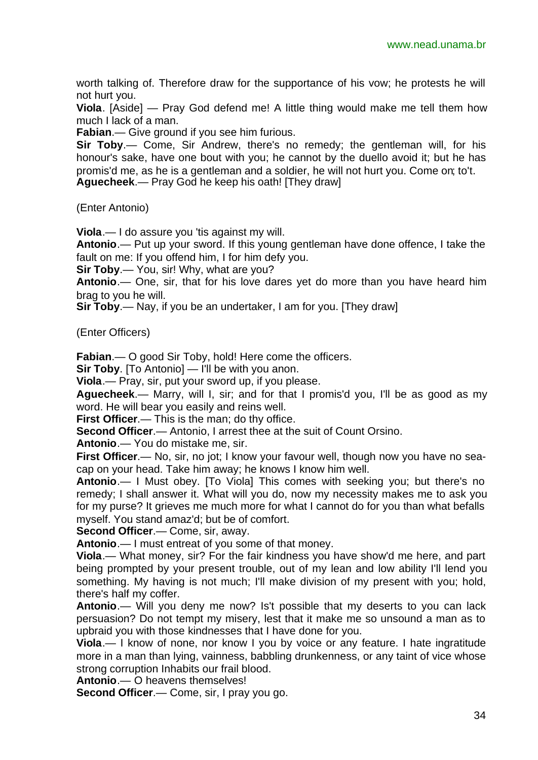worth talking of. Therefore draw for the supportance of his vow; he protests he will not hurt you.

**Viola**. [Aside] — Pray God defend me! A little thing would make me tell them how much I lack of a man.

**Fabian**.— Give ground if you see him furious.

**Sir Toby**.— Come, Sir Andrew, there's no remedy; the gentleman will, for his honour's sake, have one bout with you; he cannot by the duello avoid it; but he has promis'd me, as he is a gentleman and a soldier, he will not hurt you. Come on; to't.

**Aguecheek**.— Pray God he keep his oath! [They draw]

(Enter Antonio)

**Viola**.— I do assure you 'tis against my will.

**Antonio**.— Put up your sword. If this young gentleman have done offence, I take the fault on me: If you offend him, I for him defy you.

**Sir Toby**.— You, sir! Why, what are you?

**Antonio**.— One, sir, that for his love dares yet do more than you have heard him brag to you he will.

**Sir Toby**.— Nay, if you be an undertaker, I am for you. [They draw]

(Enter Officers)

**Fabian**.— O good Sir Toby, hold! Here come the officers.

**Sir Toby**. [To Antonio] — I'll be with you anon.

**Viola**.— Pray, sir, put your sword up, if you please.

**Aguecheek**.— Marry, will I, sir; and for that I promis'd you, I'll be as good as my word. He will bear you easily and reins well.

**First Officer**.— This is the man; do thy office.

**Second Officer**.— Antonio, I arrest thee at the suit of Count Orsino.

**Antonio**.— You do mistake me, sir.

**First Officer**.— No, sir, no jot; I know your favour well, though now you have no sea-cap on your head. Take him away; he knows I know him well.

**Antonio**.— I Must obey. [To Viola] This comes with seeking you; but there's no remedy; I shall answer it. What will you do, now my necessity makes me to ask you for my purse? It grieves me much more for what I cannot do for you than what befalls myself. You stand amaz'd; but be of comfort.

**Second Officer**.— Come, sir, away.

**Antonio**.— I must entreat of you some of that money.

**Viola**.— What money, sir? For the fair kindness you have show'd me here, and part being prompted by your present trouble, out of my lean and low ability I'll lend you something. My having is not much; I'll make division of my present with you; hold, there's half my coffer.

**Antonio**.— Will you deny me now? Is't possible that my deserts to you can lack persuasion? Do not tempt my misery, lest that it make me so unsound a man as to upbraid you with those kindnesses that I have done for you.

**Viola**.— I know of none, nor know I you by voice or any feature. I hate ingratitude more in a man than lying, vainness, babbling drunkenness, or any taint of vice whose strong corruption Inhabits our frail blood.

**Antonio**.— O heavens themselves!

**Second Officer**.— Come, sir, I pray you go.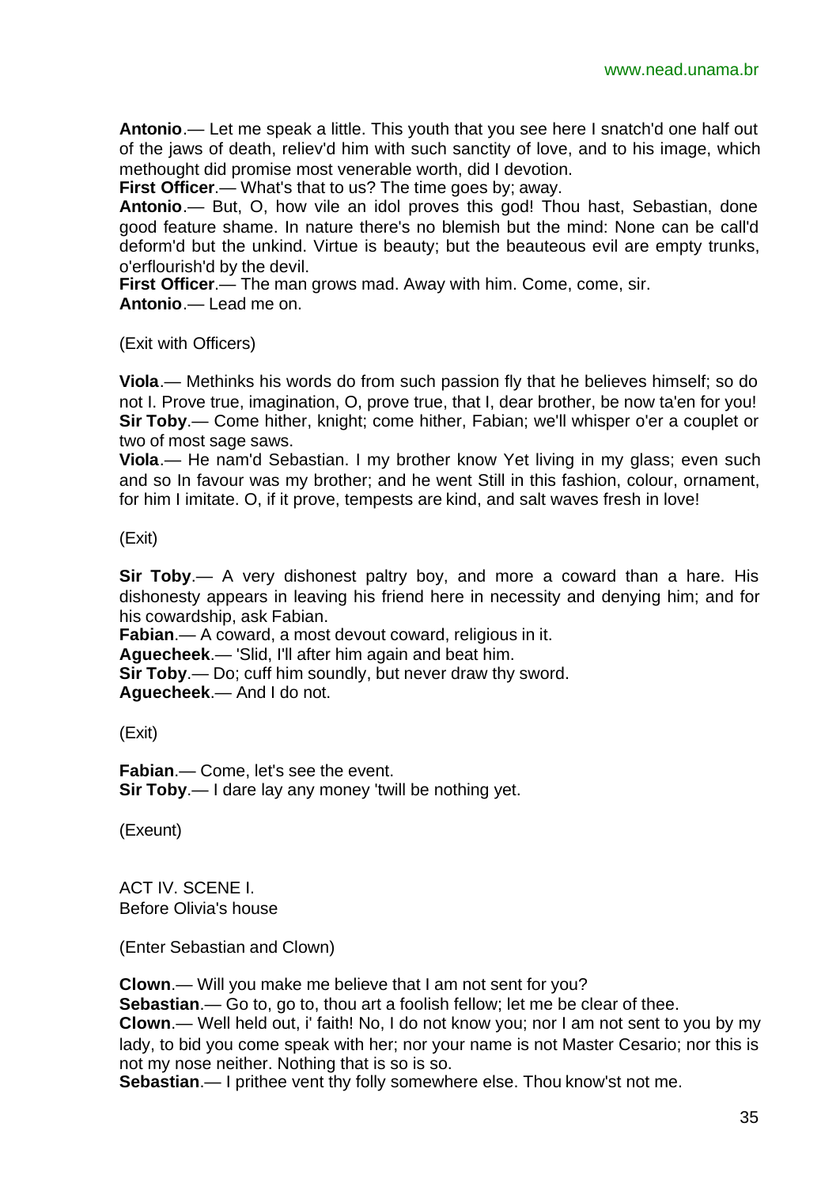**Antonio**.— Let me speak a little. This youth that you see here I snatch'd one half out of the jaws of death, reliev'd him with such sanctity of love, and to his image, which methought did promise most venerable worth, did I devotion.

**First Officer**.— What's that to us? The time goes by; away.

**Antonio**.— But, O, how vile an idol proves this god! Thou hast, Sebastian, done good feature shame. In nature there's no blemish but the mind: None can be call'd deform'd but the unkind. Virtue is beauty; but the beauteous evil are empty trunks, o'erflourish'd by the devil.

**First Officer**.— The man grows mad. Away with him. Come, come, sir.

**Antonio**.— Lead me on.

(Exit with Officers)

**Viola**.— Methinks his words do from such passion fly that he believes himself; so do not I. Prove true, imagination, O, prove true, that I, dear brother, be now ta'en for you!

**Sir Toby**.— Come hither, knight; come hither, Fabian; we'll whisper o'er a couplet or two of most sage saws.

**Viola**.— He nam'd Sebastian. I my brother know Yet living in my glass; even such and so In favour was my brother; and he went Still in this fashion, colour, ornament, for him I imitate. O, if it prove, tempests are kind, and salt waves fresh in love!

(Exit)

**Sir Toby**.— A very dishonest paltry boy, and more a coward than a hare. His dishonesty appears in leaving his friend here in necessity and denying him; and for his cowardship, ask Fabian.

**Fabian**.— A coward, a most devout coward, religious in it.

**Aguecheek**.— 'Slid, I'll after him again and beat him.

**Sir Toby**.— Do; cuff him soundly, but never draw thy sword.

**Aguecheek**.— And I do not.

(Exit)

**Fabian**.— Come, let's see the event.

**Sir Toby**.— I dare lay any money 'twill be nothing yet.

(Exeunt)

## ACT IV. SCENE I.
Before Olivia's house

(Enter Sebastian and Clown)

**Clown**.— Will you make me believe that I am not sent for you?

**Sebastian**.— Go to, go to, thou art a foolish fellow; let me be clear of thee.

**Clown**.— Well held out, i' faith! No, I do not know you; nor I am not sent to you by my lady, to bid you come speak with her; nor your name is not Master Cesario; nor this is not my nose neither. Nothing that is so is so.

**Sebastian**.— I prithee vent thy folly somewhere else. Thou know'st not me.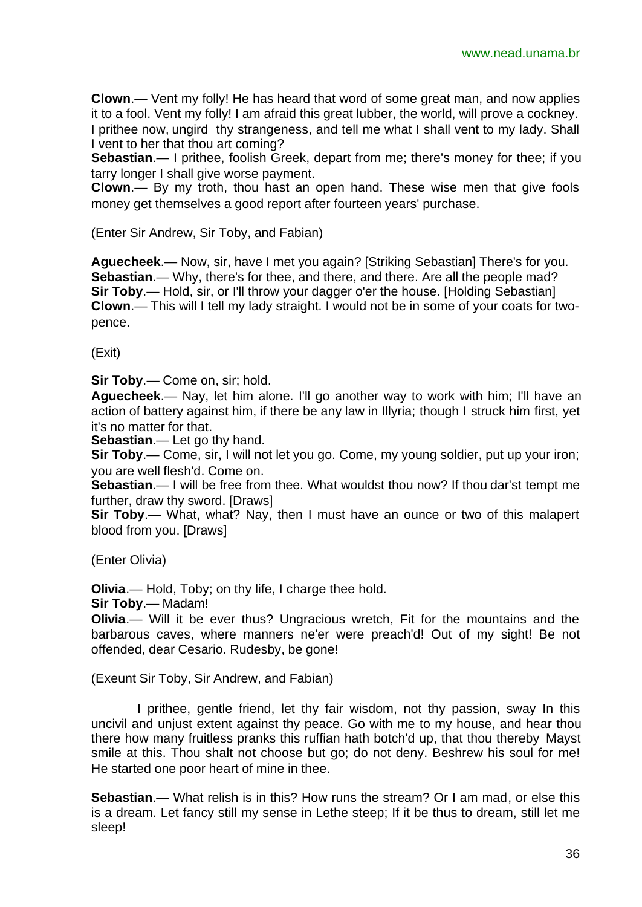**Clown**.— Vent my folly! He has heard that word of some great man, and now applies it to a fool. Vent my folly! I am afraid this great lubber, the world, will prove a cockney. I prithee now, ungird thy strangeness, and tell me what I shall vent to my lady. Shall I vent to her that thou art coming?

**Sebastian**.— I prithee, foolish Greek, depart from me; there's money for thee; if you tarry longer I shall give worse payment.

**Clown**.— By my troth, thou hast an open hand. These wise men that give fools money get themselves a good report after fourteen years' purchase.

(Enter Sir Andrew, Sir Toby, and Fabian)

**Aguecheek**.— Now, sir, have I met you again? [Striking Sebastian] There's for you.

**Sebastian**.— Why, there's for thee, and there, and there. Are all the people mad?

**Sir Toby**.— Hold, sir, or I'll throw your dagger o'er the house. [Holding Sebastian]

**Clown**.— This will I tell my lady straight. I would not be in some of your coats for two-pence.

(Exit)

**Sir Toby**.— Come on, sir; hold.

**Aguecheek**.— Nay, let him alone. I'll go another way to work with him; I'll have an action of battery against him, if there be any law in Illyria; though I struck him first, yet it's no matter for that.

**Sebastian**.— Let go thy hand.

**Sir Toby**.— Come, sir, I will not let you go. Come, my young soldier, put up your iron; you are well flesh'd. Come on.

**Sebastian**.— I will be free from thee. What wouldst thou now? If thou dar'st tempt me further, draw thy sword. [Draws]

**Sir Toby**.— What, what? Nay, then I must have an ounce or two of this malapert blood from you. [Draws]

(Enter Olivia)

**Olivia**.— Hold, Toby; on thy life, I charge thee hold.

**Sir Toby**.— Madam!

**Olivia**.— Will it be ever thus? Ungracious wretch, Fit for the mountains and the barbarous caves, where manners ne'er were preach'd! Out of my sight! Be not offended, dear Cesario. Rudesby, be gone!

(Exeunt Sir Toby, Sir Andrew, and Fabian)

I prithee, gentle friend, let thy fair wisdom, not thy passion, sway In this uncivil and unjust extent against thy peace. Go with me to my house, and hear thou there how many fruitless pranks this ruffian hath botch'd up, that thou thereby Mayst smile at this. Thou shalt not choose but go; do not deny. Beshrew his soul for me! He started one poor heart of mine in thee.

**Sebastian**.— What relish is in this? How runs the stream? Or I am mad, or else this is a dream. Let fancy still my sense in Lethe steep; If it be thus to dream, still let me sleep!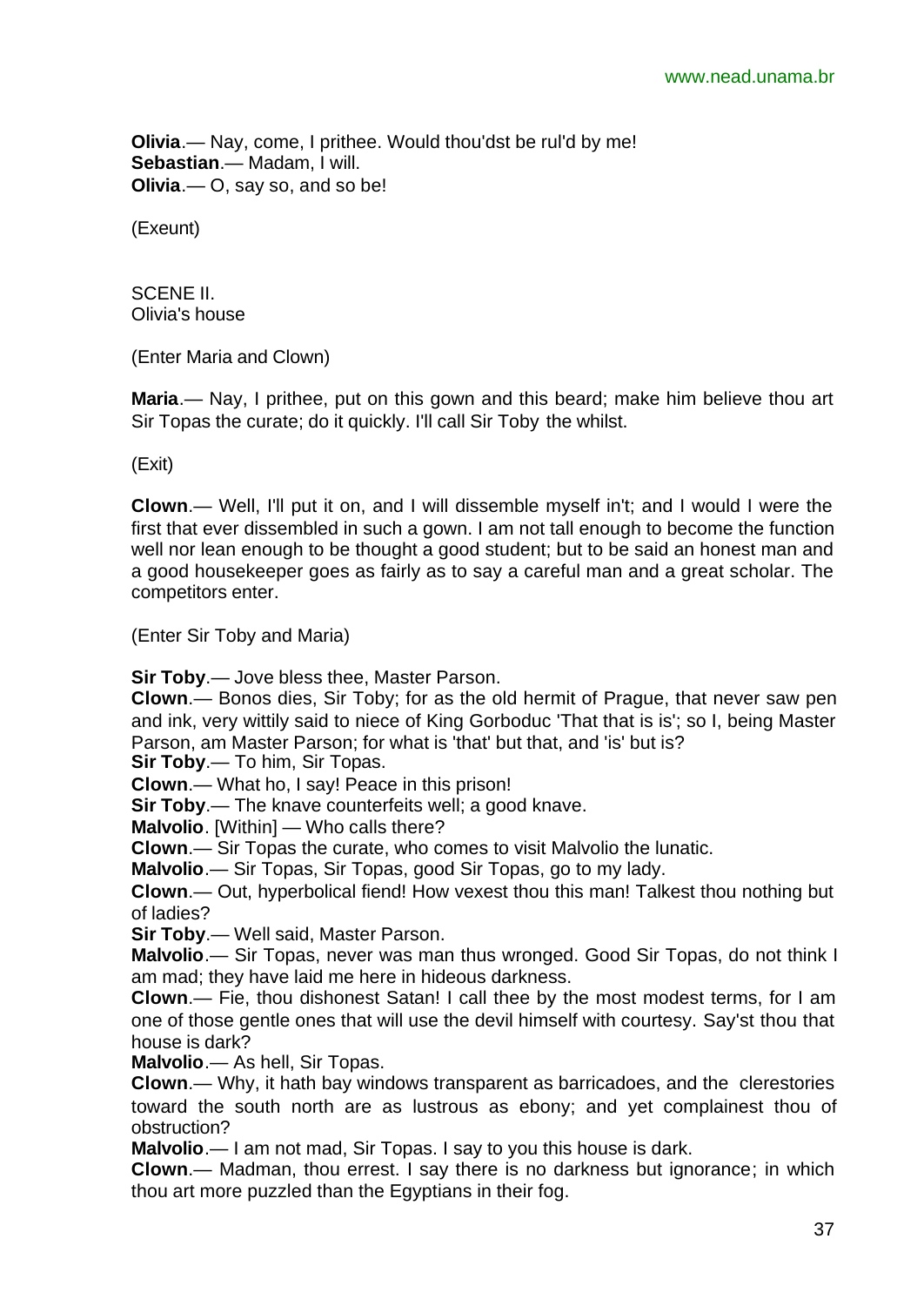**Olivia**.— Nay, come, I prithee. Would thou'dst be rul'd by me!
**Sebastian**.— Madam, I will.
**Olivia**.— O, say so, and so be!

(Exeunt)

SCENE II.
Olivia's house

(Enter Maria and Clown)

**Maria**.— Nay, I prithee, put on this gown and this beard; make him believe thou art Sir Topas the curate; do it quickly. I'll call Sir Toby the whilst.

(Exit)

**Clown**.— Well, I'll put it on, and I will dissemble myself in't; and I would I were the first that ever dissembled in such a gown. I am not tall enough to become the function well nor lean enough to be thought a good student; but to be said an honest man and a good housekeeper goes as fairly as to say a careful man and a great scholar. The competitors enter.

(Enter Sir Toby and Maria)

**Sir Toby**.— Jove bless thee, Master Parson.
**Clown**.— Bonos dies, Sir Toby; for as the old hermit of Prague, that never saw pen and ink, very wittily said to niece of King Gorboduc 'That that is is'; so I, being Master Parson, am Master Parson; for what is 'that' but that, and 'is' but is?
**Sir Toby**.— To him, Sir Topas.
**Clown**.— What ho, I say! Peace in this prison!
**Sir Toby**.— The knave counterfeits well; a good knave.
**Malvolio**. [Within] — Who calls there?
**Clown**.— Sir Topas the curate, who comes to visit Malvolio the lunatic.
**Malvolio**.— Sir Topas, Sir Topas, good Sir Topas, go to my lady.
**Clown**.— Out, hyperbolical fiend! How vexest thou this man! Talkest thou nothing but of ladies?
**Sir Toby**.— Well said, Master Parson.
**Malvolio**.— Sir Topas, never was man thus wronged. Good Sir Topas, do not think I am mad; they have laid me here in hideous darkness.
**Clown**.— Fie, thou dishonest Satan! I call thee by the most modest terms, for I am one of those gentle ones that will use the devil himself with courtesy. Say'st thou that house is dark?
**Malvolio**.— As hell, Sir Topas.
**Clown**.— Why, it hath bay windows transparent as barricadoes, and the clerestories toward the south north are as lustrous as ebony; and yet complainest thou of obstruction?
**Malvolio**.— I am not mad, Sir Topas. I say to you this house is dark.
**Clown**.— Madman, thou errest. I say there is no darkness but ignorance; in which thou art more puzzled than the Egyptians in their fog.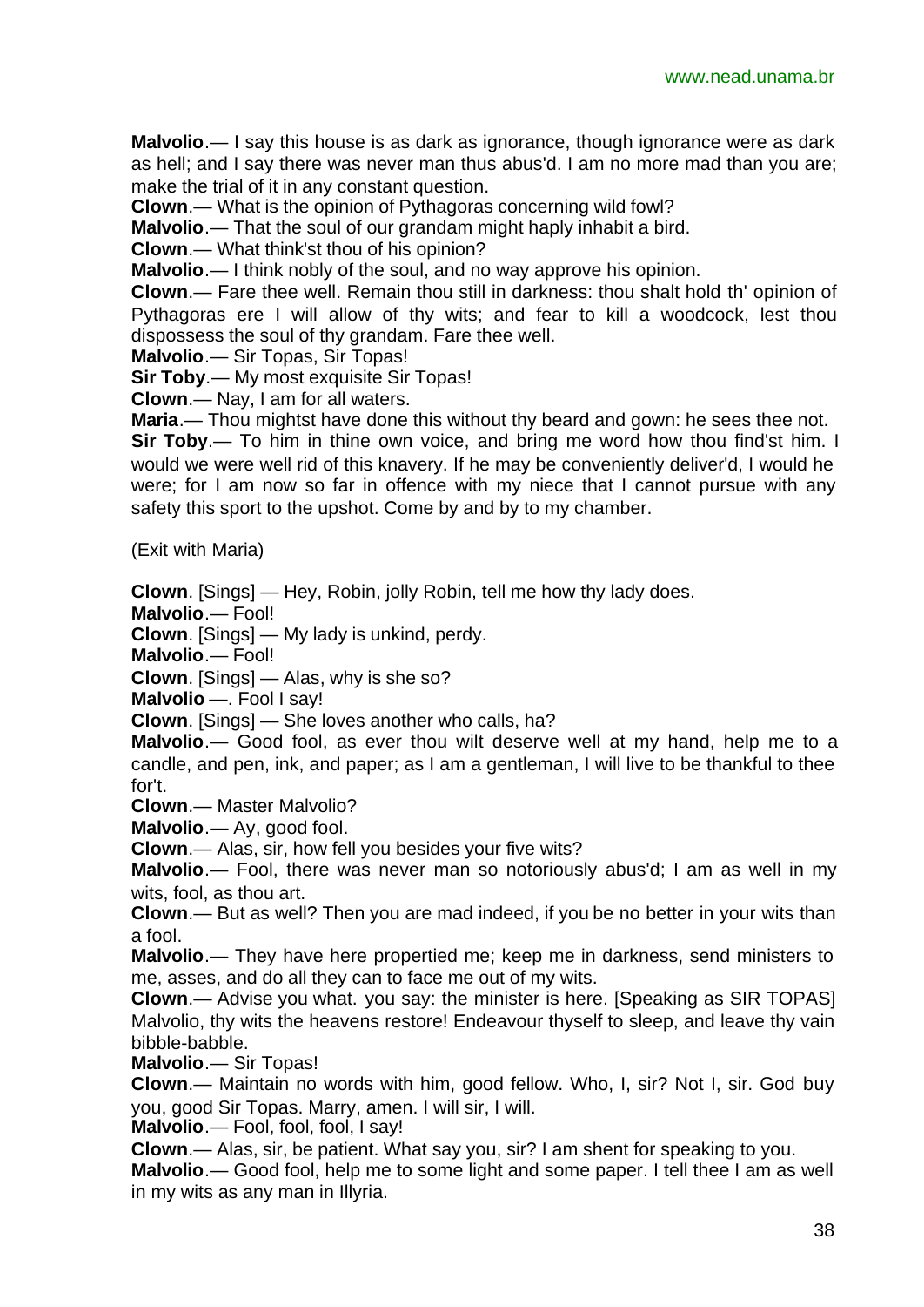**Malvolio**.— I say this house is as dark as ignorance, though ignorance were as dark as hell; and I say there was never man thus abus'd. I am no more mad than you are; make the trial of it in any constant question.

**Clown**.— What is the opinion of Pythagoras concerning wild fowl?

**Malvolio**.— That the soul of our grandam might haply inhabit a bird.

**Clown**.— What think'st thou of his opinion?

**Malvolio**.— I think nobly of the soul, and no way approve his opinion.

**Clown**.— Fare thee well. Remain thou still in darkness: thou shalt hold th' opinion of Pythagoras ere I will allow of thy wits; and fear to kill a woodcock, lest thou dispossess the soul of thy grandam. Fare thee well.

**Malvolio**.— Sir Topas, Sir Topas!

**Sir Toby**.— My most exquisite Sir Topas!

**Clown**.— Nay, I am for all waters.

**Maria**.— Thou mightst have done this without thy beard and gown: he sees thee not.

**Sir Toby**.— To him in thine own voice, and bring me word how thou find'st him. I would we were well rid of this knavery. If he may be conveniently deliver'd, I would he were; for I am now so far in offence with my niece that I cannot pursue with any safety this sport to the upshot. Come by and by to my chamber.

(Exit with Maria)

**Clown**. [Sings] — Hey, Robin, jolly Robin, tell me how thy lady does.

**Malvolio**.— Fool!

**Clown**. [Sings] — My lady is unkind, perdy.

**Malvolio**.— Fool!

**Clown**. [Sings] — Alas, why is she so?

**Malvolio** —. Fool I say!

**Clown**. [Sings] — She loves another who calls, ha?

**Malvolio**.— Good fool, as ever thou wilt deserve well at my hand, help me to a candle, and pen, ink, and paper; as I am a gentleman, I will live to be thankful to thee for't.

**Clown**.— Master Malvolio?

**Malvolio**.— Ay, good fool.

**Clown**.— Alas, sir, how fell you besides your five wits?

**Malvolio**.— Fool, there was never man so notoriously abus'd; I am as well in my wits, fool, as thou art.

**Clown**.— But as well? Then you are mad indeed, if you be no better in your wits than a fool.

**Malvolio**.— They have here propertied me; keep me in darkness, send ministers to me, asses, and do all they can to face me out of my wits.

**Clown**.— Advise you what. you say: the minister is here. [Speaking as SIR TOPAS] Malvolio, thy wits the heavens restore! Endeavour thyself to sleep, and leave thy vain bibble-babble.

**Malvolio**.— Sir Topas!

**Clown**.— Maintain no words with him, good fellow. Who, I, sir? Not I, sir. God buy you, good Sir Topas. Marry, amen. I will sir, I will.

**Malvolio**.— Fool, fool, fool, I say!

**Clown**.— Alas, sir, be patient. What say you, sir? I am shent for speaking to you.

**Malvolio**.— Good fool, help me to some light and some paper. I tell thee I am as well in my wits as any man in Illyria.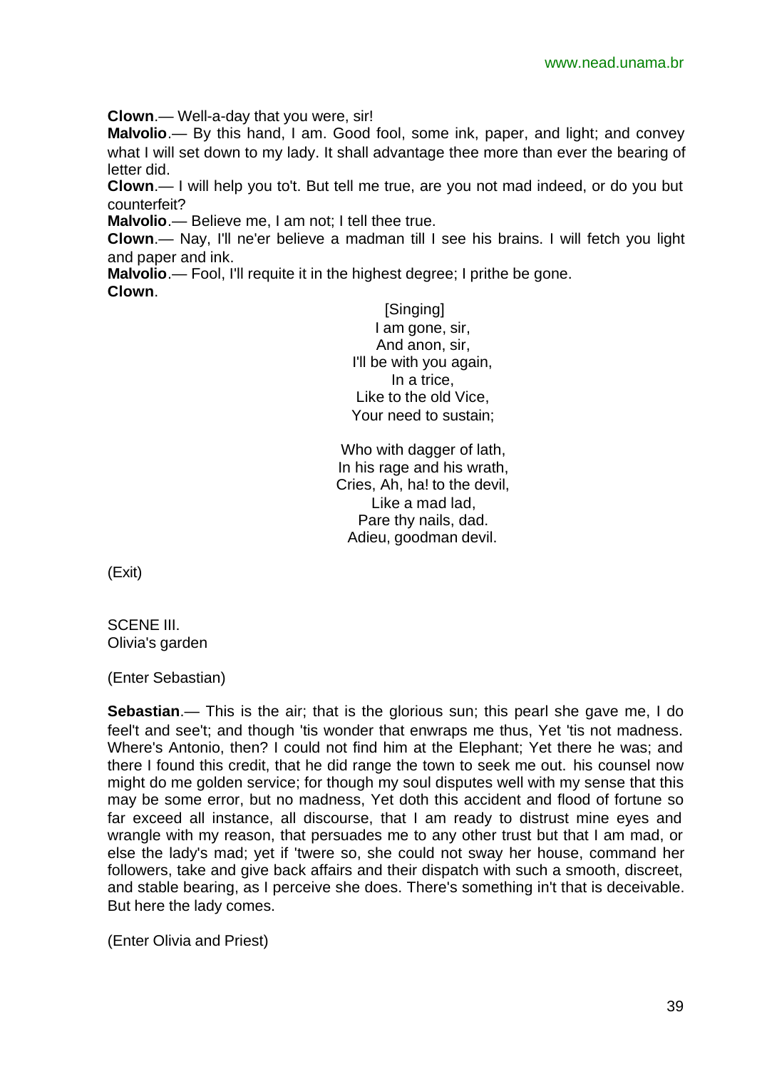**Clown**.— Well-a-day that you were, sir!

**Malvolio**.— By this hand, I am. Good fool, some ink, paper, and light; and convey what I will set down to my lady. It shall advantage thee more than ever the bearing of letter did.

**Clown**.— I will help you to't. But tell me true, are you not mad indeed, or do you but counterfeit?

**Malvolio**.— Believe me, I am not; I tell thee true.

**Clown**.— Nay, I'll ne'er believe a madman till I see his brains. I will fetch you light and paper and ink.

**Malvolio**.— Fool, I'll requite it in the highest degree; I prithe be gone.

**Clown**.

[Singing]  
I am gone, sir,  
And anon, sir,  
I'll be with you again,  
In a trice,  
Like to the old Vice,  
Your need to sustain;

Who with dagger of lath,  
In his rage and his wrath,  
Cries, Ah, ha! to the devil,  
Like a mad lad,  
Pare thy nails, dad.  
Adieu, goodman devil.

(Exit)

SCENE III.  
Olivia's garden

(Enter Sebastian)

**Sebastian**.— This is the air; that is the glorious sun; this pearl she gave me, I do feel't and see't; and though 'tis wonder that enwraps me thus, Yet 'tis not madness. Where's Antonio, then? I could not find him at the Elephant; Yet there he was; and there I found this credit, that he did range the town to seek me out. his counsel now might do me golden service; for though my soul disputes well with my sense that this may be some error, but no madness, Yet doth this accident and flood of fortune so far exceed all instance, all discourse, that I am ready to distrust mine eyes and wrangle with my reason, that persuades me to any other trust but that I am mad, or else the lady's mad; yet if 'twere so, she could not sway her house, command her followers, take and give back affairs and their dispatch with such a smooth, discreet, and stable bearing, as I perceive she does. There's something in't that is deceivable. But here the lady comes.

(Enter Olivia and Priest)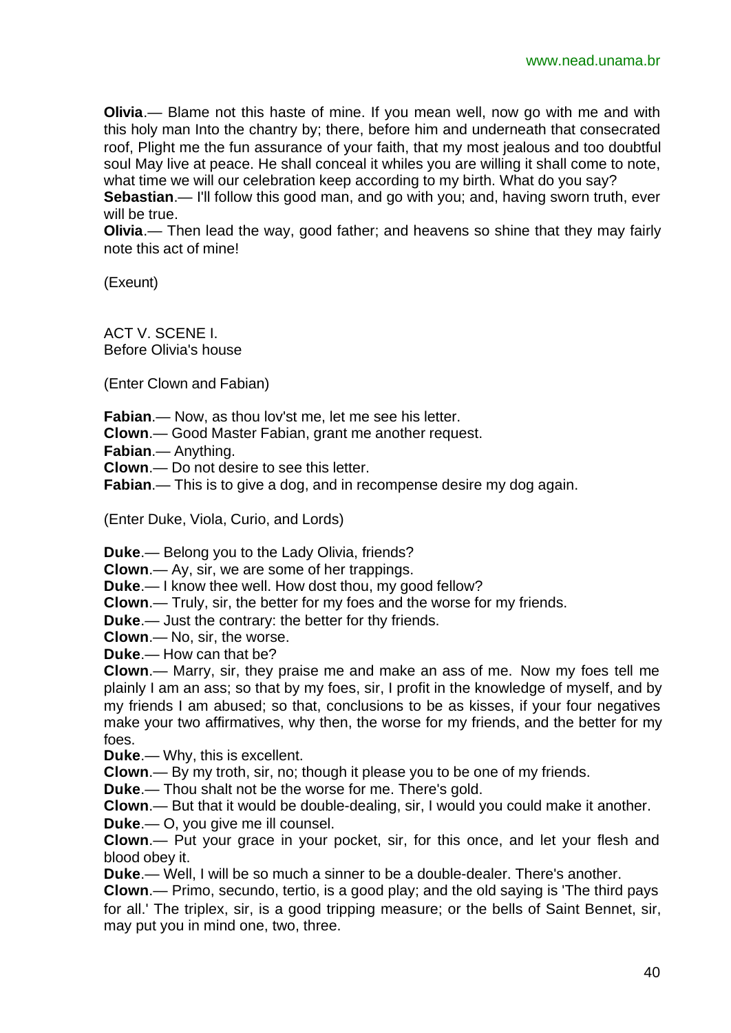**Olivia**.— Blame not this haste of mine. If you mean well, now go with me and with this holy man Into the chantry by; there, before him and underneath that consecrated roof, Plight me the fun assurance of your faith, that my most jealous and too doubtful soul May live at peace. He shall conceal it whiles you are willing it shall come to note, what time we will our celebration keep according to my birth. What do you say?
**Sebastian**.— I'll follow this good man, and go with you; and, having sworn truth, ever will be true.
**Olivia**.— Then lead the way, good father; and heavens so shine that they may fairly note this act of mine!

(Exeunt)

ACT V. SCENE I.
Before Olivia's house

(Enter Clown and Fabian)

**Fabian**.— Now, as thou lov'st me, let me see his letter.
**Clown**.— Good Master Fabian, grant me another request.
**Fabian**.— Anything.
**Clown**.— Do not desire to see this letter.
**Fabian**.— This is to give a dog, and in recompense desire my dog again.

(Enter Duke, Viola, Curio, and Lords)

**Duke**.— Belong you to the Lady Olivia, friends?
**Clown**.— Ay, sir, we are some of her trappings.
**Duke**.— I know thee well. How dost thou, my good fellow?
**Clown**.— Truly, sir, the better for my foes and the worse for my friends.
**Duke**.— Just the contrary: the better for thy friends.
**Clown**.— No, sir, the worse.
**Duke**.— How can that be?
**Clown**.— Marry, sir, they praise me and make an ass of me. Now my foes tell me plainly I am an ass; so that by my foes, sir, I profit in the knowledge of myself, and by my friends I am abused; so that, conclusions to be as kisses, if your four negatives make your two affirmatives, why then, the worse for my friends, and the better for my foes.
**Duke**.— Why, this is excellent.
**Clown**.— By my troth, sir, no; though it please you to be one of my friends.
**Duke**.— Thou shalt not be the worse for me. There's gold.
**Clown**.— But that it would be double-dealing, sir, I would you could make it another.
**Duke**.— O, you give me ill counsel.
**Clown**.— Put your grace in your pocket, sir, for this once, and let your flesh and blood obey it.
**Duke**.— Well, I will be so much a sinner to be a double-dealer. There's another.
**Clown**.— Primo, secundo, tertio, is a good play; and the old saying is 'The third pays for all.' The triplex, sir, is a good tripping measure; or the bells of Saint Bennet, sir, may put you in mind one, two, three.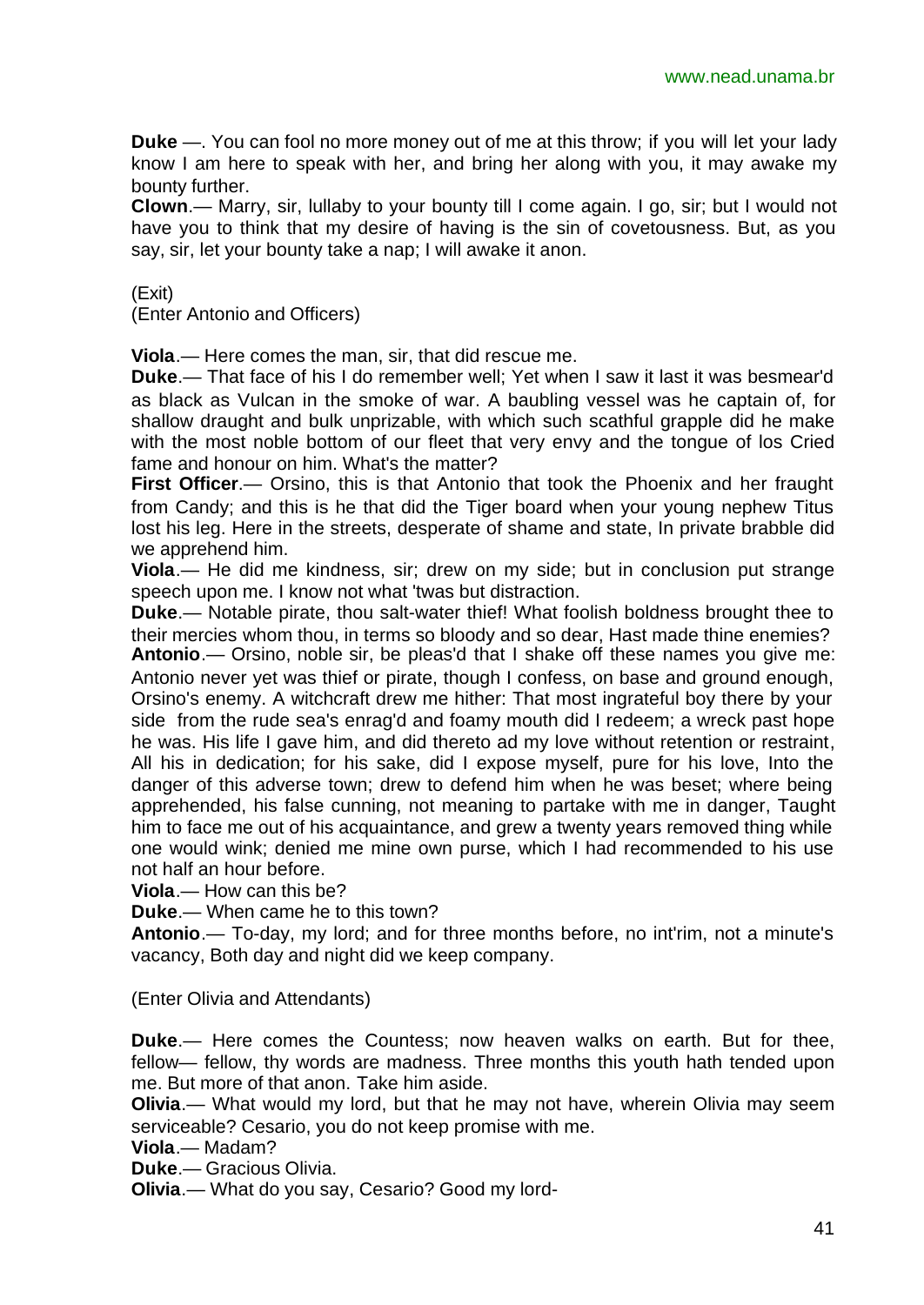**Duke** —. You can fool no more money out of me at this throw; if you will let your lady know I am here to speak with her, and bring her along with you, it may awake my bounty further.

**Clown**.— Marry, sir, lullaby to your bounty till I come again. I go, sir; but I would not have you to think that my desire of having is the sin of covetousness. But, as you say, sir, let your bounty take a nap; I will awake it anon.

(Exit)

(Enter Antonio and Officers)

**Viola**.— Here comes the man, sir, that did rescue me.

**Duke**.— That face of his I do remember well; Yet when I saw it last it was besmear'd as black as Vulcan in the smoke of war. A baubling vessel was he captain of, for shallow draught and bulk unprizable, with which such scathful grapple did he make with the most noble bottom of our fleet that very envy and the tongue of los Cried fame and honour on him. What's the matter?

**First Officer**.— Orsino, this is that Antonio that took the Phoenix and her fraught from Candy; and this is he that did the Tiger board when your young nephew Titus lost his leg. Here in the streets, desperate of shame and state, In private brabble did we apprehend him.

**Viola**.— He did me kindness, sir; drew on my side; but in conclusion put strange speech upon me. I know not what 'twas but distraction.

**Duke**.— Notable pirate, thou salt-water thief! What foolish boldness brought thee to their mercies whom thou, in terms so bloody and so dear, Hast made thine enemies?

**Antonio**.— Orsino, noble sir, be pleas'd that I shake off these names you give me: Antonio never yet was thief or pirate, though I confess, on base and ground enough, Orsino's enemy. A witchcraft drew me hither: That most ingrateful boy there by your side from the rude sea's enrag'd and foamy mouth did I redeem; a wreck past hope he was. His life I gave him, and did thereto ad my love without retention or restraint, All his in dedication; for his sake, did I expose myself, pure for his love, Into the danger of this adverse town; drew to defend him when he was beset; where being apprehended, his false cunning, not meaning to partake with me in danger, Taught him to face me out of his acquaintance, and grew a twenty years removed thing while one would wink; denied me mine own purse, which I had recommended to his use not half an hour before.

**Viola**.— How can this be?

**Duke**.— When came he to this town?

**Antonio**.— To-day, my lord; and for three months before, no int'rim, not a minute's vacancy, Both day and night did we keep company.

(Enter Olivia and Attendants)

**Duke**.— Here comes the Countess; now heaven walks on earth. But for thee, fellow— fellow, thy words are madness. Three months this youth hath tended upon me. But more of that anon. Take him aside.

**Olivia**.— What would my lord, but that he may not have, wherein Olivia may seem serviceable? Cesario, you do not keep promise with me.

**Viola**.— Madam?

**Duke**.— Gracious Olivia.

**Olivia**.— What do you say, Cesario? Good my lord-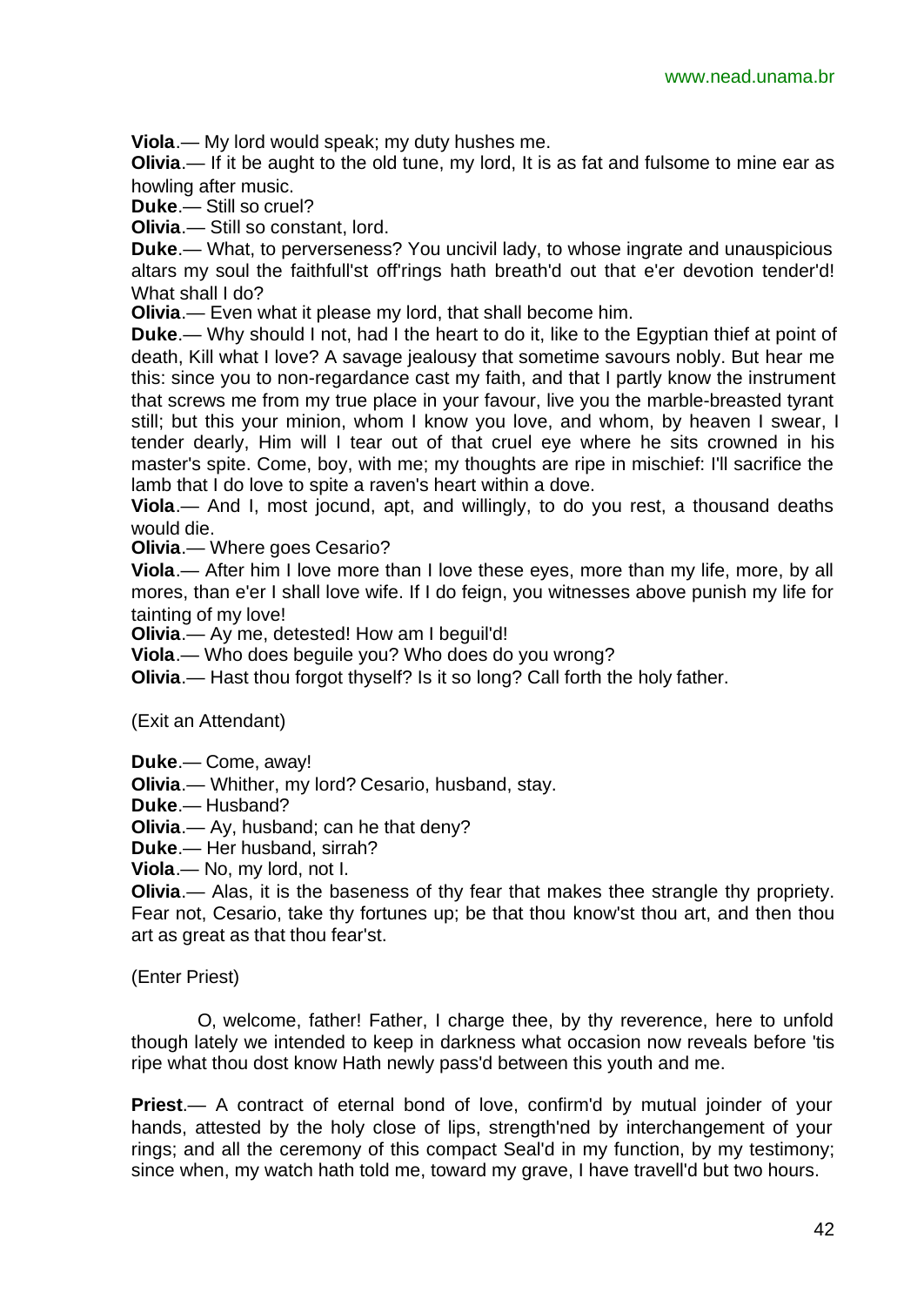**Viola**.— My lord would speak; my duty hushes me.

**Olivia**.— If it be aught to the old tune, my lord, It is as fat and fulsome to mine ear as howling after music.

**Duke**.— Still so cruel?

**Olivia**.— Still so constant, lord.

**Duke**.— What, to perverseness? You uncivil lady, to whose ingrate and unauspicious altars my soul the faithfull'st off'rings hath breath'd out that e'er devotion tender'd! What shall I do?

**Olivia**.— Even what it please my lord, that shall become him.

**Duke**.— Why should I not, had I the heart to do it, like to the Egyptian thief at point of death, Kill what I love? A savage jealousy that sometime savours nobly. But hear me this: since you to non-regardance cast my faith, and that I partly know the instrument that screws me from my true place in your favour, live you the marble-breasted tyrant still; but this your minion, whom I know you love, and whom, by heaven I swear, I tender dearly, Him will I tear out of that cruel eye where he sits crowned in his master's spite. Come, boy, with me; my thoughts are ripe in mischief: I'll sacrifice the lamb that I do love to spite a raven's heart within a dove.

**Viola**.— And I, most jocund, apt, and willingly, to do you rest, a thousand deaths would die.

**Olivia**.— Where goes Cesario?

**Viola**.— After him I love more than I love these eyes, more than my life, more, by all mores, than e'er I shall love wife. If I do feign, you witnesses above punish my life for tainting of my love!

**Olivia**.— Ay me, detested! How am I beguil'd!

**Viola**.— Who does beguile you? Who does do you wrong?

**Olivia**.— Hast thou forgot thyself? Is it so long? Call forth the holy father.

(Exit an Attendant)

**Duke**.— Come, away!

**Olivia**.— Whither, my lord? Cesario, husband, stay.

**Duke**.— Husband?

**Olivia**.— Ay, husband; can he that deny?

**Duke**.— Her husband, sirrah?

**Viola**.— No, my lord, not I.

**Olivia**.— Alas, it is the baseness of thy fear that makes thee strangle thy propriety. Fear not, Cesario, take thy fortunes up; be that thou know'st thou art, and then thou art as great as that thou fear'st.

(Enter Priest)

O, welcome, father! Father, I charge thee, by thy reverence, here to unfold though lately we intended to keep in darkness what occasion now reveals before 'tis ripe what thou dost know Hath newly pass'd between this youth and me.

**Priest**.— A contract of eternal bond of love, confirm'd by mutual joinder of your hands, attested by the holy close of lips, strength'ned by interchangement of your rings; and all the ceremony of this compact Seal'd in my function, by my testimony; since when, my watch hath told me, toward my grave, I have travell'd but two hours.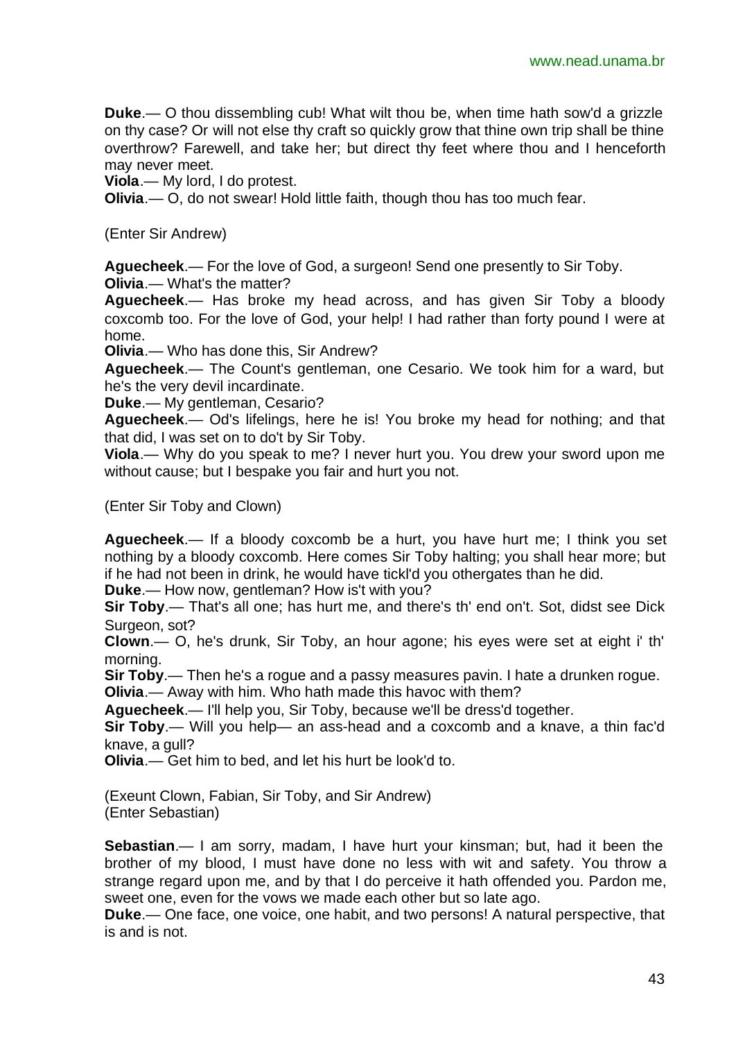**Duke**.— O thou dissembling cub! What wilt thou be, when time hath sow'd a grizzle on thy case? Or will not else thy craft so quickly grow that thine own trip shall be thine overthrow? Farewell, and take her; but direct thy feet where thou and I henceforth may never meet.

**Viola**.— My lord, I do protest.

**Olivia**.— O, do not swear! Hold little faith, though thou has too much fear.

(Enter Sir Andrew)

**Aguecheek**.— For the love of God, a surgeon! Send one presently to Sir Toby.

**Olivia**.— What's the matter?

**Aguecheek**.— Has broke my head across, and has given Sir Toby a bloody coxcomb too. For the love of God, your help! I had rather than forty pound I were at home.

**Olivia**.— Who has done this, Sir Andrew?

**Aguecheek**.— The Count's gentleman, one Cesario. We took him for a ward, but he's the very devil incardinate.

**Duke**.— My gentleman, Cesario?

**Aguecheek**.— Od's lifelings, here he is! You broke my head for nothing; and that that did, I was set on to do't by Sir Toby.

**Viola**.— Why do you speak to me? I never hurt you. You drew your sword upon me without cause; but I bespake you fair and hurt you not.

(Enter Sir Toby and Clown)

**Aguecheek**.— If a bloody coxcomb be a hurt, you have hurt me; I think you set nothing by a bloody coxcomb. Here comes Sir Toby halting; you shall hear more; but if he had not been in drink, he would have tickl'd you othergates than he did.

**Duke**.— How now, gentleman? How is't with you?

**Sir Toby**.— That's all one; has hurt me, and there's th' end on't. Sot, didst see Dick Surgeon, sot?

**Clown**.— O, he's drunk, Sir Toby, an hour agone; his eyes were set at eight i' th' morning.

**Sir Toby**.— Then he's a rogue and a passy measures pavin. I hate a drunken rogue.

**Olivia**.— Away with him. Who hath made this havoc with them?

**Aguecheek**.— I'll help you, Sir Toby, because we'll be dress'd together.

**Sir Toby**.— Will you help— an ass-head and a coxcomb and a knave, a thin fac'd knave, a gull?

**Olivia**.— Get him to bed, and let his hurt be look'd to.

(Exeunt Clown, Fabian, Sir Toby, and Sir Andrew)
(Enter Sebastian)

**Sebastian**.— I am sorry, madam, I have hurt your kinsman; but, had it been the brother of my blood, I must have done no less with wit and safety. You throw a strange regard upon me, and by that I do perceive it hath offended you. Pardon me, sweet one, even for the vows we made each other but so late ago.

**Duke**.— One face, one voice, one habit, and two persons! A natural perspective, that is and is not.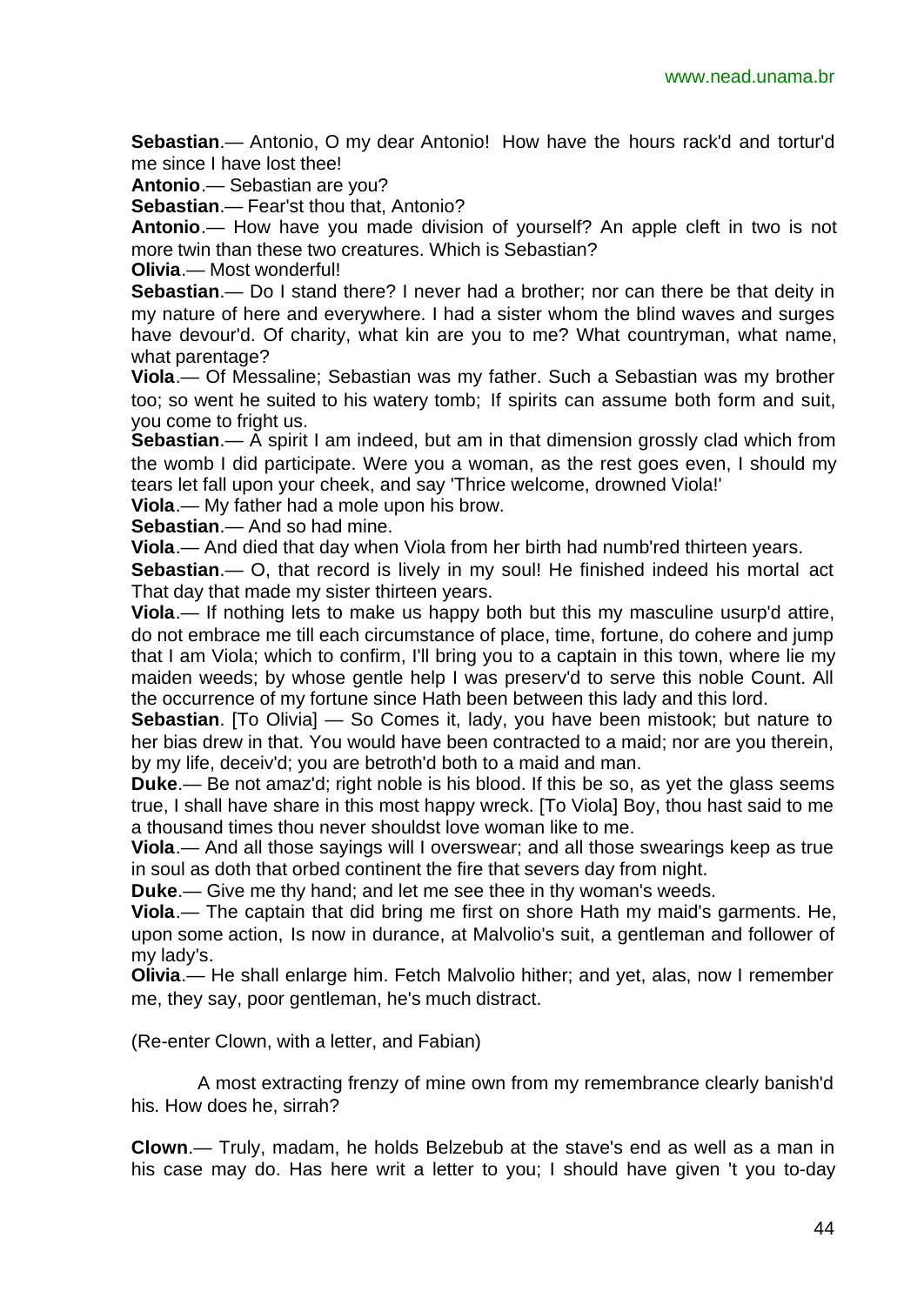**Sebastian**.— Antonio, O my dear Antonio! How have the hours rack'd and tortur'd me since I have lost thee!

**Antonio**.— Sebastian are you?

**Sebastian**.— Fear'st thou that, Antonio?

**Antonio**.— How have you made division of yourself? An apple cleft in two is not more twin than these two creatures. Which is Sebastian?

**Olivia**.— Most wonderful!

**Sebastian**.— Do I stand there? I never had a brother; nor can there be that deity in my nature of here and everywhere. I had a sister whom the blind waves and surges have devour'd. Of charity, what kin are you to me? What countryman, what name, what parentage?

**Viola**.— Of Messaline; Sebastian was my father. Such a Sebastian was my brother too; so went he suited to his watery tomb; If spirits can assume both form and suit, you come to fright us.

**Sebastian**.— A spirit I am indeed, but am in that dimension grossly clad which from the womb I did participate. Were you a woman, as the rest goes even, I should my tears let fall upon your cheek, and say 'Thrice welcome, drowned Viola!'

**Viola**.— My father had a mole upon his brow.

**Sebastian**.— And so had mine.

**Viola**.— And died that day when Viola from her birth had numb'red thirteen years.

**Sebastian**.— O, that record is lively in my soul! He finished indeed his mortal act That day that made my sister thirteen years.

**Viola**.— If nothing lets to make us happy both but this my masculine usurp'd attire, do not embrace me till each circumstance of place, time, fortune, do cohere and jump that I am Viola; which to confirm, I'll bring you to a captain in this town, where lie my maiden weeds; by whose gentle help I was preserv'd to serve this noble Count. All the occurrence of my fortune since Hath been between this lady and this lord.

**Sebastian**. [To Olivia] — So Comes it, lady, you have been mistook; but nature to her bias drew in that. You would have been contracted to a maid; nor are you therein, by my life, deceiv'd; you are betroth'd both to a maid and man.

**Duke**.— Be not amaz'd; right noble is his blood. If this be so, as yet the glass seems true, I shall have share in this most happy wreck. [To Viola] Boy, thou hast said to me a thousand times thou never shouldst love woman like to me.

**Viola**.— And all those sayings will I overswear; and all those swearings keep as true in soul as doth that orbed continent the fire that severs day from night.

**Duke**.— Give me thy hand; and let me see thee in thy woman's weeds.

**Viola**.— The captain that did bring me first on shore Hath my maid's garments. He, upon some action, Is now in durance, at Malvolio's suit, a gentleman and follower of my lady's.

**Olivia**.— He shall enlarge him. Fetch Malvolio hither; and yet, alas, now I remember me, they say, poor gentleman, he's much distract.

(Re-enter Clown, with a letter, and Fabian)

A most extracting frenzy of mine own from my remembrance clearly banish'd his. How does he, sirrah?

**Clown**.— Truly, madam, he holds Belzebub at the stave's end as well as a man in his case may do. Has here writ a letter to you; I should have given 't you to-day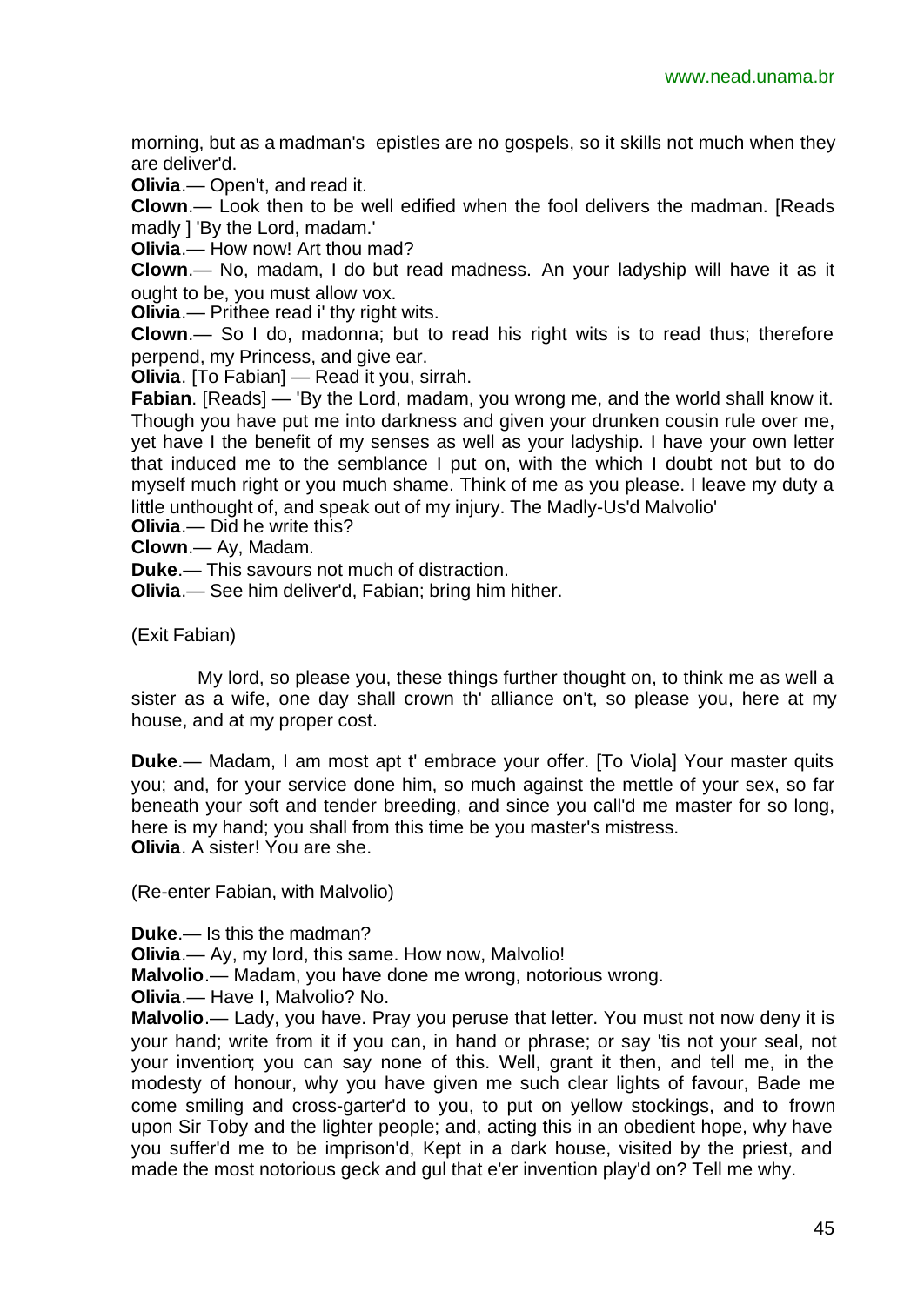morning, but as a madman's epistles are no gospels, so it skills not much when they are deliver'd.

**Olivia**.— Open't, and read it.

**Clown**.— Look then to be well edified when the fool delivers the madman. [Reads madly ] 'By the Lord, madam.'

**Olivia**.— How now! Art thou mad?

**Clown**.— No, madam, I do but read madness. An your ladyship will have it as it ought to be, you must allow vox.

**Olivia**.— Prithee read i' thy right wits.

**Clown**.— So I do, madonna; but to read his right wits is to read thus; therefore perpend, my Princess, and give ear.

**Olivia**. [To Fabian] — Read it you, sirrah.

**Fabian**. [Reads] — 'By the Lord, madam, you wrong me, and the world shall know it. Though you have put me into darkness and given your drunken cousin rule over me, yet have I the benefit of my senses as well as your ladyship. I have your own letter that induced me to the semblance I put on, with the which I doubt not but to do myself much right or you much shame. Think of me as you please. I leave my duty a little unthought of, and speak out of my injury. The Madly-Us'd Malvolio'

**Olivia**.— Did he write this?

**Clown**.— Ay, Madam.

**Duke**.— This savours not much of distraction.

**Olivia**.— See him deliver'd, Fabian; bring him hither.

(Exit Fabian)

My lord, so please you, these things further thought on, to think me as well a sister as a wife, one day shall crown th' alliance on't, so please you, here at my house, and at my proper cost.

**Duke**.— Madam, I am most apt t' embrace your offer. [To Viola] Your master quits you; and, for your service done him, so much against the mettle of your sex, so far beneath your soft and tender breeding, and since you call'd me master for so long, here is my hand; you shall from this time be you master's mistress.

**Olivia**. A sister! You are she.

(Re-enter Fabian, with Malvolio)

**Duke**.— Is this the madman?

**Olivia**.— Ay, my lord, this same. How now, Malvolio!

**Malvolio**.— Madam, you have done me wrong, notorious wrong.

**Olivia**.— Have I, Malvolio? No.

**Malvolio**.— Lady, you have. Pray you peruse that letter. You must not now deny it is your hand; write from it if you can, in hand or phrase; or say 'tis not your seal, not your invention; you can say none of this. Well, grant it then, and tell me, in the modesty of honour, why you have given me such clear lights of favour, Bade me come smiling and cross-garter'd to you, to put on yellow stockings, and to frown upon Sir Toby and the lighter people; and, acting this in an obedient hope, why have you suffer'd me to be imprison'd, Kept in a dark house, visited by the priest, and made the most notorious geck and gul that e'er invention play'd on? Tell me why.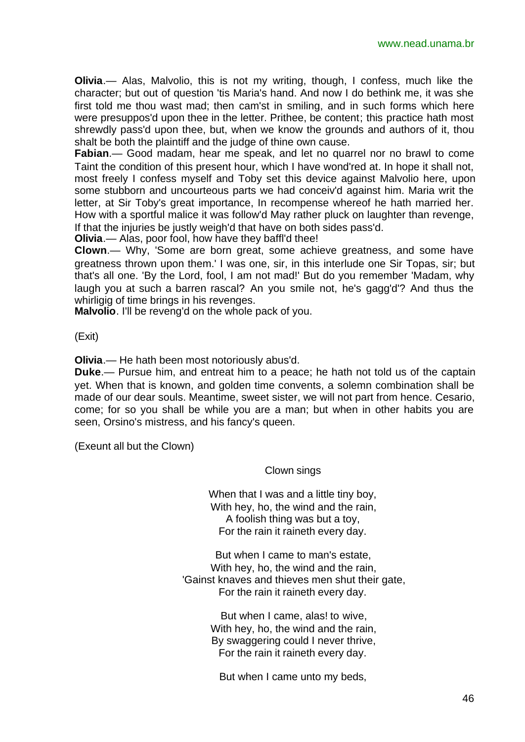**Olivia**.— Alas, Malvolio, this is not my writing, though, I confess, much like the character; but out of question 'tis Maria's hand. And now I do bethink me, it was she first told me thou wast mad; then cam'st in smiling, and in such forms which here were presuppos'd upon thee in the letter. Prithee, be content; this practice hath most shrewdly pass'd upon thee, but, when we know the grounds and authors of it, thou shalt be both the plaintiff and the judge of thine own cause.
**Fabian**.— Good madam, hear me speak, and let no quarrel nor no brawl to come Taint the condition of this present hour, which I have wond'red at. In hope it shall not, most freely I confess myself and Toby set this device against Malvolio here, upon some stubborn and uncourteous parts we had conceiv'd against him. Maria writ the letter, at Sir Toby's great importance, In recompense whereof he hath married her. How with a sportful malice it was follow'd May rather pluck on laughter than revenge, If that the injuries be justly weigh'd that have on both sides pass'd.
**Olivia**.— Alas, poor fool, how have they baffl'd thee!
**Clown**.— Why, 'Some are born great, some achieve greatness, and some have greatness thrown upon them.' I was one, sir, in this interlude one Sir Topas, sir; but that's all one. 'By the Lord, fool, I am not mad!' But do you remember 'Madam, why laugh you at such a barren rascal? An you smile not, he's gagg'd'? And thus the whirligig of time brings in his revenges.
**Malvolio**. I'll be reveng'd on the whole pack of you.

(Exit)

**Olivia**.— He hath been most notoriously abus'd.
**Duke**.— Pursue him, and entreat him to a peace; he hath not told us of the captain yet. When that is known, and golden time convents, a solemn combination shall be made of our dear souls. Meantime, sweet sister, we will not part from hence. Cesario, come; for so you shall be while you are a man; but when in other habits you are seen, Orsino's mistress, and his fancy's queen.

(Exeunt all but the Clown)

Clown sings

When that I was and a little tiny boy,
With hey, ho, the wind and the rain,
A foolish thing was but a toy,
For the rain it raineth every day.

But when I came to man's estate,
With hey, ho, the wind and the rain,
'Gainst knaves and thieves men shut their gate,
For the rain it raineth every day.

But when I came, alas! to wive,
With hey, ho, the wind and the rain,
By swaggering could I never thrive,
For the rain it raineth every day.

But when I came unto my beds,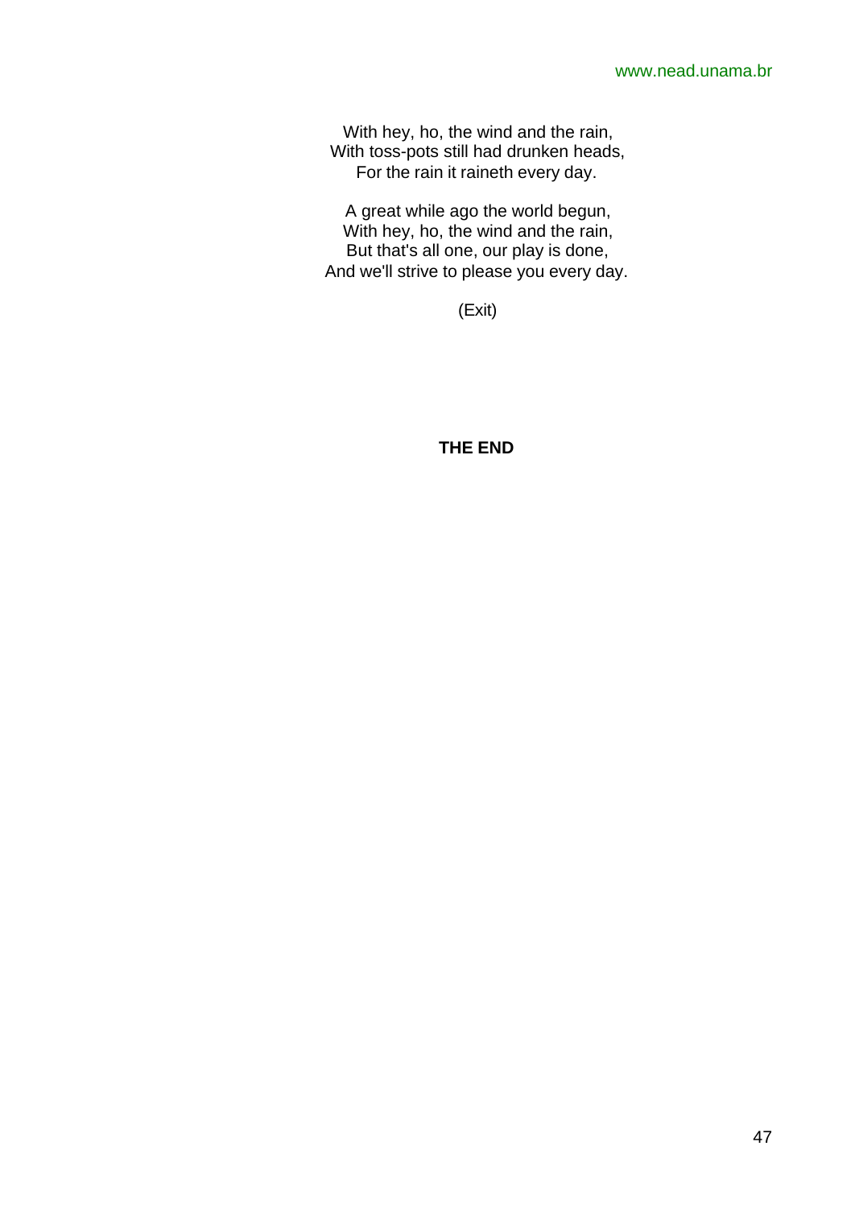With hey, ho, the wind and the rain,
With toss-pots still had drunken heads,
For the rain it raineth every day.

A great while ago the world begun,
With hey, ho, the wind and the rain,
But that's all one, our play is done,
And we'll strive to please you every day.

(Exit)

**THE END**